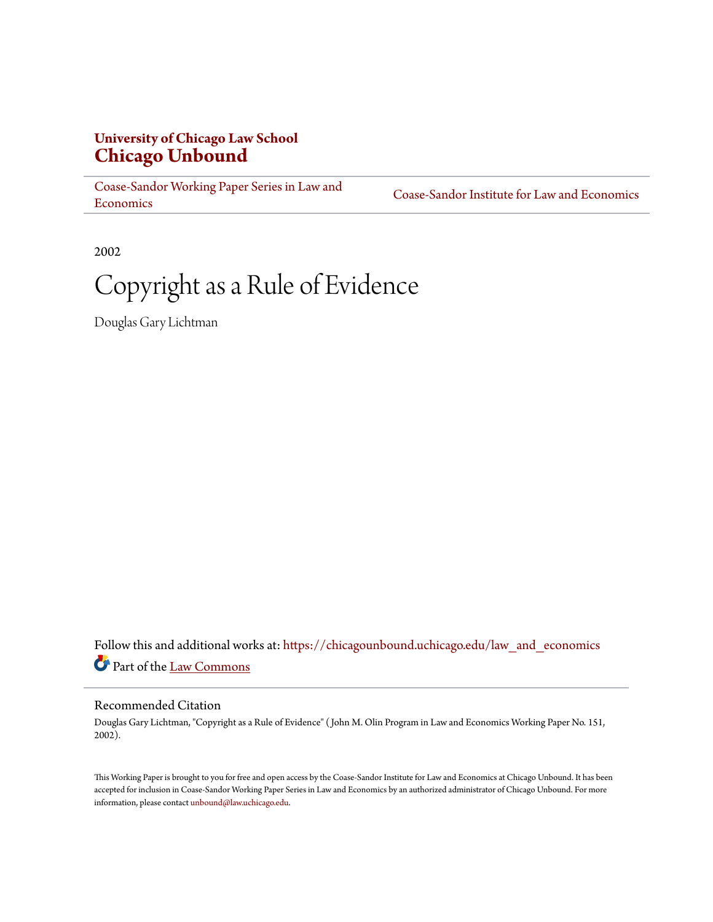**University of Chicago Law School**
# Chicago Unbound

Coase-Sandor Working Paper Series in Law and Economics | Coase-Sandor Institute for Law and Economics

2002

# Copyright as a Rule of Evidence

Douglas Gary Lichtman

Follow this and additional works at: https://chicagounbound.uchicago.edu/law_and_economics

Part of the Law Commons

## Recommended Citation

Douglas Gary Lichtman, "Copyright as a Rule of Evidence" ( John M. Olin Program in Law and Economics Working Paper No. 151, 2002).

This Working Paper is brought to you for free and open access by the Coase-Sandor Institute for Law and Economics at Chicago Unbound. It has been accepted for inclusion in Coase-Sandor Working Paper Series in Law and Economics by an authorized administrator of Chicago Unbound. For more information, please contact unbound@law.uchicago.edu.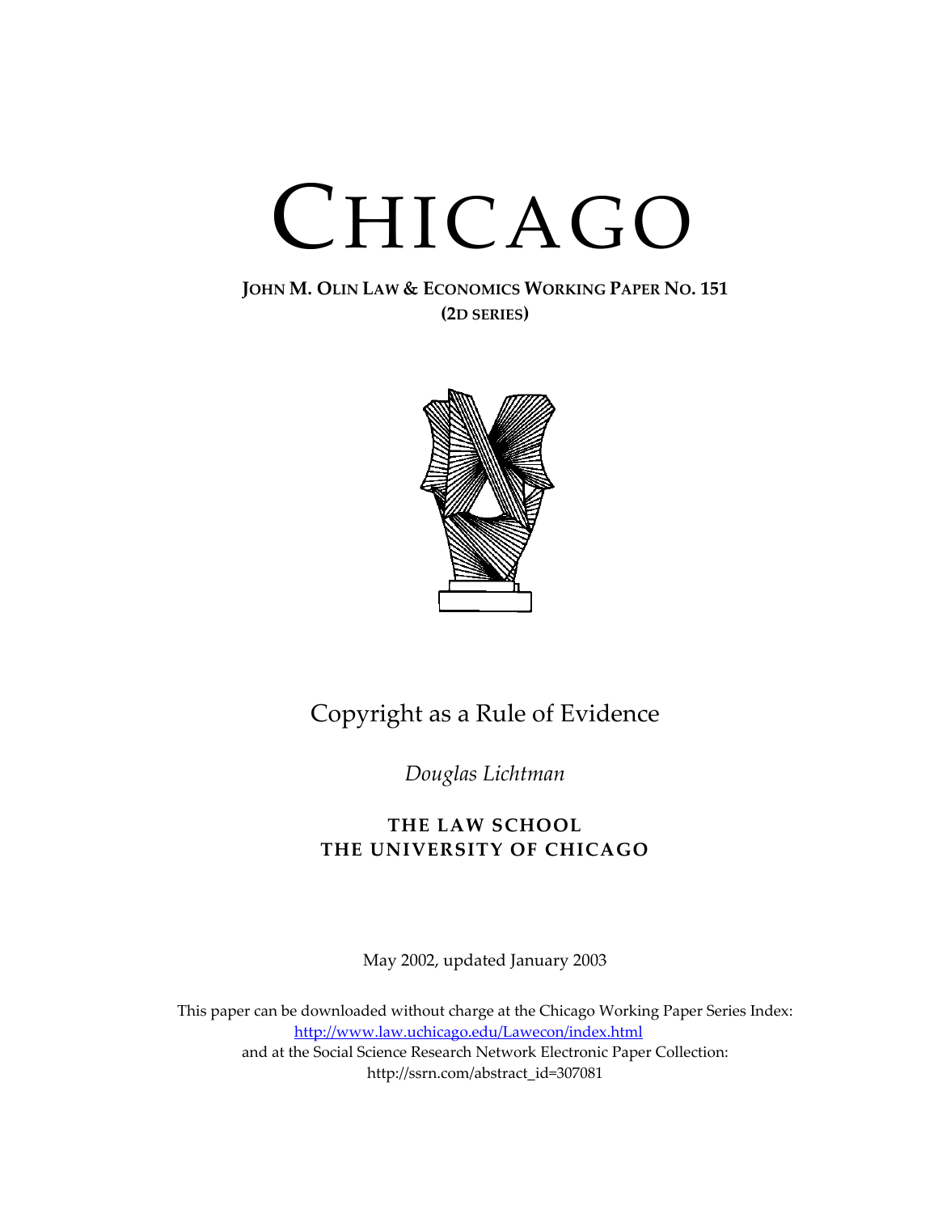# CHICAGO

**JOHN M. OLIN LAW & ECONOMICS WORKING PAPER NO. 151**
**(2D SERIES)**

## Copyright as a Rule of Evidence

*Douglas Lichtman*

**THE LAW SCHOOL**
**THE UNIVERSITY OF CHICAGO**

May 2002, updated January 2003

This paper can be downloaded without charge at the Chicago Working Paper Series Index:
http://www.law.uchicago.edu/Lawecon/index.html
and at the Social Science Research Network Electronic Paper Collection:
http://ssrn.com/abstract_id=307081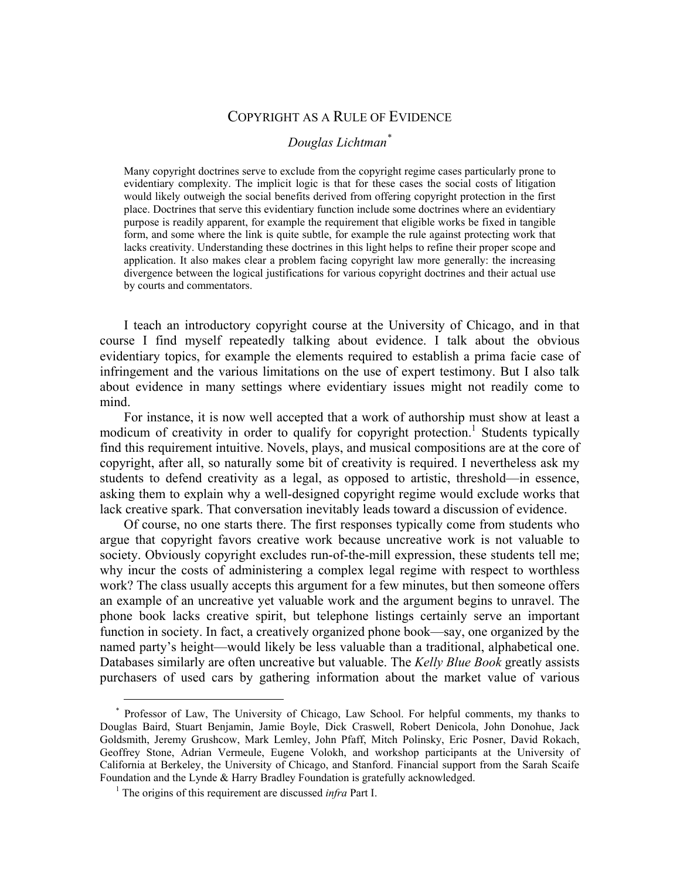# COPYRIGHT AS A RULE OF EVIDENCE

*Douglas Lichtman*[*]

> Many copyright doctrines serve to exclude from the copyright regime cases particularly prone to evidentiary complexity. The implicit logic is that for these cases the social costs of litigation would likely outweigh the social benefits derived from offering copyright protection in the first place. Doctrines that serve this evidentiary function include some doctrines where an evidentiary purpose is readily apparent, for example the requirement that eligible works be fixed in tangible form, and some where the link is quite subtle, for example the rule against protecting work that lacks creativity. Understanding these doctrines in this light helps to refine their proper scope and application. It also makes clear a problem facing copyright law more generally: the increasing divergence between the logical justifications for various copyright doctrines and their actual use by courts and commentators.

I teach an introductory copyright course at the University of Chicago, and in that course I find myself repeatedly talking about evidence. I talk about the obvious evidentiary topics, for example the elements required to establish a prima facie case of infringement and the various limitations on the use of expert testimony. But I also talk about evidence in many settings where evidentiary issues might not readily come to mind.

For instance, it is now well accepted that a work of authorship must show at least a modicum of creativity in order to qualify for copyright protection.[1] Students typically find this requirement intuitive. Novels, plays, and musical compositions are at the core of copyright, after all, so naturally some bit of creativity is required. I nevertheless ask my students to defend creativity as a legal, as opposed to artistic, threshold—in essence, asking them to explain why a well-designed copyright regime would exclude works that lack creative spark. That conversation inevitably leads toward a discussion of evidence.

Of course, no one starts there. The first responses typically come from students who argue that copyright favors creative work because uncreative work is not valuable to society. Obviously copyright excludes run-of-the-mill expression, these students tell me; why incur the costs of administering a complex legal regime with respect to worthless work? The class usually accepts this argument for a few minutes, but then someone offers an example of an uncreative yet valuable work and the argument begins to unravel. The phone book lacks creative spirit, but telephone listings certainly serve an important function in society. In fact, a creatively organized phone book—say, one organized by the named party's height—would likely be less valuable than a traditional, alphabetical one. Databases similarly are often uncreative but valuable. The *Kelly Blue Book* greatly assists purchasers of used cars by gathering information about the market value of various

---

[*] Professor of Law, The University of Chicago, Law School. For helpful comments, my thanks to Douglas Baird, Stuart Benjamin, Jamie Boyle, Dick Craswell, Robert Denicola, John Donohue, Jack Goldsmith, Jeremy Grushcow, Mark Lemley, John Pfaff, Mitch Polinsky, Eric Posner, David Rokach, Geoffrey Stone, Adrian Vermeule, Eugene Volokh, and workshop participants at the University of California at Berkeley, the University of Chicago, and Stanford. Financial support from the Sarah Scaife Foundation and the Lynde & Harry Bradley Foundation is gratefully acknowledged.

[1] The origins of this requirement are discussed *infra* Part I.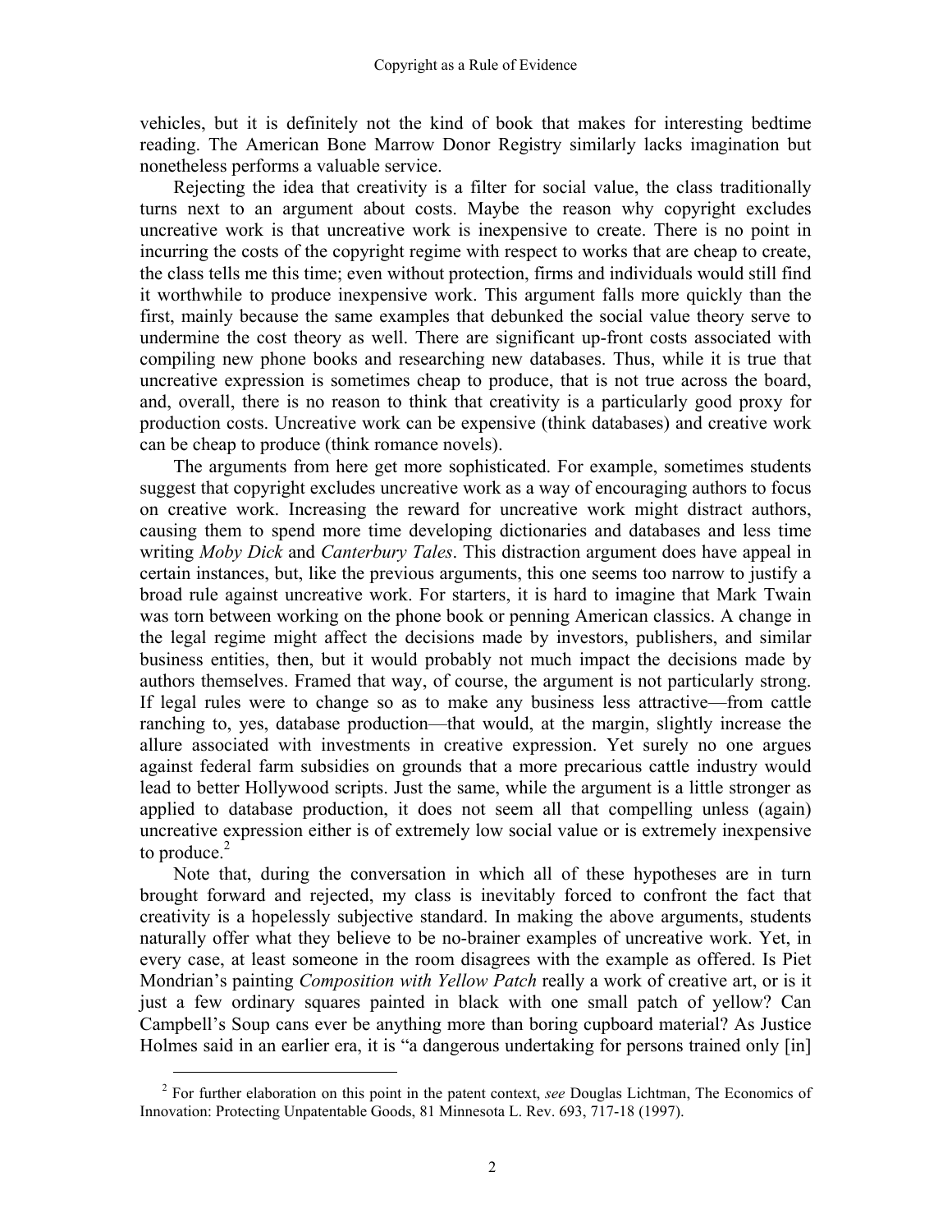vehicles, but it is definitely not the kind of book that makes for interesting bedtime reading. The American Bone Marrow Donor Registry similarly lacks imagination but nonetheless performs a valuable service.

Rejecting the idea that creativity is a filter for social value, the class traditionally turns next to an argument about costs. Maybe the reason why copyright excludes uncreative work is that uncreative work is inexpensive to create. There is no point in incurring the costs of the copyright regime with respect to works that are cheap to create, the class tells me this time; even without protection, firms and individuals would still find it worthwhile to produce inexpensive work. This argument falls more quickly than the first, mainly because the same examples that debunked the social value theory serve to undermine the cost theory as well. There are significant up-front costs associated with compiling new phone books and researching new databases. Thus, while it is true that uncreative expression is sometimes cheap to produce, that is not true across the board, and, overall, there is no reason to think that creativity is a particularly good proxy for production costs. Uncreative work can be expensive (think databases) and creative work can be cheap to produce (think romance novels).

The arguments from here get more sophisticated. For example, sometimes students suggest that copyright excludes uncreative work as a way of encouraging authors to focus on creative work. Increasing the reward for uncreative work might distract authors, causing them to spend more time developing dictionaries and databases and less time writing *Moby Dick* and *Canterbury Tales*. This distraction argument does have appeal in certain instances, but, like the previous arguments, this one seems too narrow to justify a broad rule against uncreative work. For starters, it is hard to imagine that Mark Twain was torn between working on the phone book or penning American classics. A change in the legal regime might affect the decisions made by investors, publishers, and similar business entities, then, but it would probably not much impact the decisions made by authors themselves. Framed that way, of course, the argument is not particularly strong. If legal rules were to change so as to make any business less attractive—from cattle ranching to, yes, database production—that would, at the margin, slightly increase the allure associated with investments in creative expression. Yet surely no one argues against federal farm subsidies on grounds that a more precarious cattle industry would lead to better Hollywood scripts. Just the same, while the argument is a little stronger as applied to database production, it does not seem all that compelling unless (again) uncreative expression either is of extremely low social value or is extremely inexpensive to produce.[2]

Note that, during the conversation in which all of these hypotheses are in turn brought forward and rejected, my class is inevitably forced to confront the fact that creativity is a hopelessly subjective standard. In making the above arguments, students naturally offer what they believe to be no-brainer examples of uncreative work. Yet, in every case, at least someone in the room disagrees with the example as offered. Is Piet Mondrian's painting *Composition with Yellow Patch* really a work of creative art, or is it just a few ordinary squares painted in black with one small patch of yellow? Can Campbell's Soup cans ever be anything more than boring cupboard material? As Justice Holmes said in an earlier era, it is "a dangerous undertaking for persons trained only [in]

---

[2] For further elaboration on this point in the patent context, *see* Douglas Lichtman, The Economics of Innovation: Protecting Unpatentable Goods, 81 Minnesota L. Rev. 693, 717-18 (1997).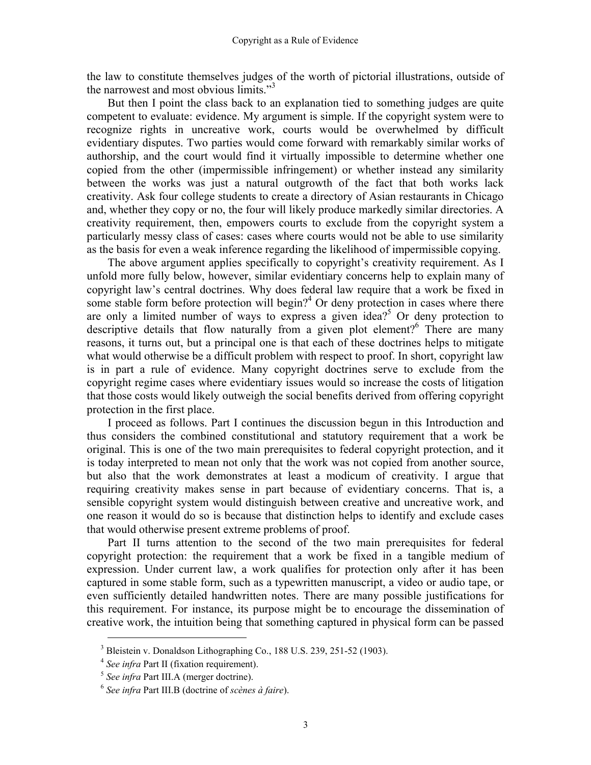the law to constitute themselves judges of the worth of pictorial illustrations, outside of the narrowest and most obvious limits."[3]

But then I point the class back to an explanation tied to something judges are quite competent to evaluate: evidence. My argument is simple. If the copyright system were to recognize rights in uncreative work, courts would be overwhelmed by difficult evidentiary disputes. Two parties would come forward with remarkably similar works of authorship, and the court would find it virtually impossible to determine whether one copied from the other (impermissible infringement) or whether instead any similarity between the works was just a natural outgrowth of the fact that both works lack creativity. Ask four college students to create a directory of Asian restaurants in Chicago and, whether they copy or no, the four will likely produce markedly similar directories. A creativity requirement, then, empowers courts to exclude from the copyright system a particularly messy class of cases: cases where courts would not be able to use similarity as the basis for even a weak inference regarding the likelihood of impermissible copying.

The above argument applies specifically to copyright's creativity requirement. As I unfold more fully below, however, similar evidentiary concerns help to explain many of copyright law's central doctrines. Why does federal law require that a work be fixed in some stable form before protection will begin?[4] Or deny protection in cases where there are only a limited number of ways to express a given idea?[5] Or deny protection to descriptive details that flow naturally from a given plot element?[6] There are many reasons, it turns out, but a principal one is that each of these doctrines helps to mitigate what would otherwise be a difficult problem with respect to proof. In short, copyright law is in part a rule of evidence. Many copyright doctrines serve to exclude from the copyright regime cases where evidentiary issues would so increase the costs of litigation that those costs would likely outweigh the social benefits derived from offering copyright protection in the first place.

I proceed as follows. Part I continues the discussion begun in this Introduction and thus considers the combined constitutional and statutory requirement that a work be original. This is one of the two main prerequisites to federal copyright protection, and it is today interpreted to mean not only that the work was not copied from another source, but also that the work demonstrates at least a modicum of creativity. I argue that requiring creativity makes sense in part because of evidentiary concerns. That is, a sensible copyright system would distinguish between creative and uncreative work, and one reason it would do so is because that distinction helps to identify and exclude cases that would otherwise present extreme problems of proof.

Part II turns attention to the second of the two main prerequisites for federal copyright protection: the requirement that a work be fixed in a tangible medium of expression. Under current law, a work qualifies for protection only after it has been captured in some stable form, such as a typewritten manuscript, a video or audio tape, or even sufficiently detailed handwritten notes. There are many possible justifications for this requirement. For instance, its purpose might be to encourage the dissemination of creative work, the intuition being that something captured in physical form can be passed

---

[3] Bleistein v. Donaldson Lithographing Co., 188 U.S. 239, 251-52 (1903).

[4] *See infra* Part II (fixation requirement).

[5] *See infra* Part III.A (merger doctrine).

[6] *See infra* Part III.B (doctrine of *scènes à faire*).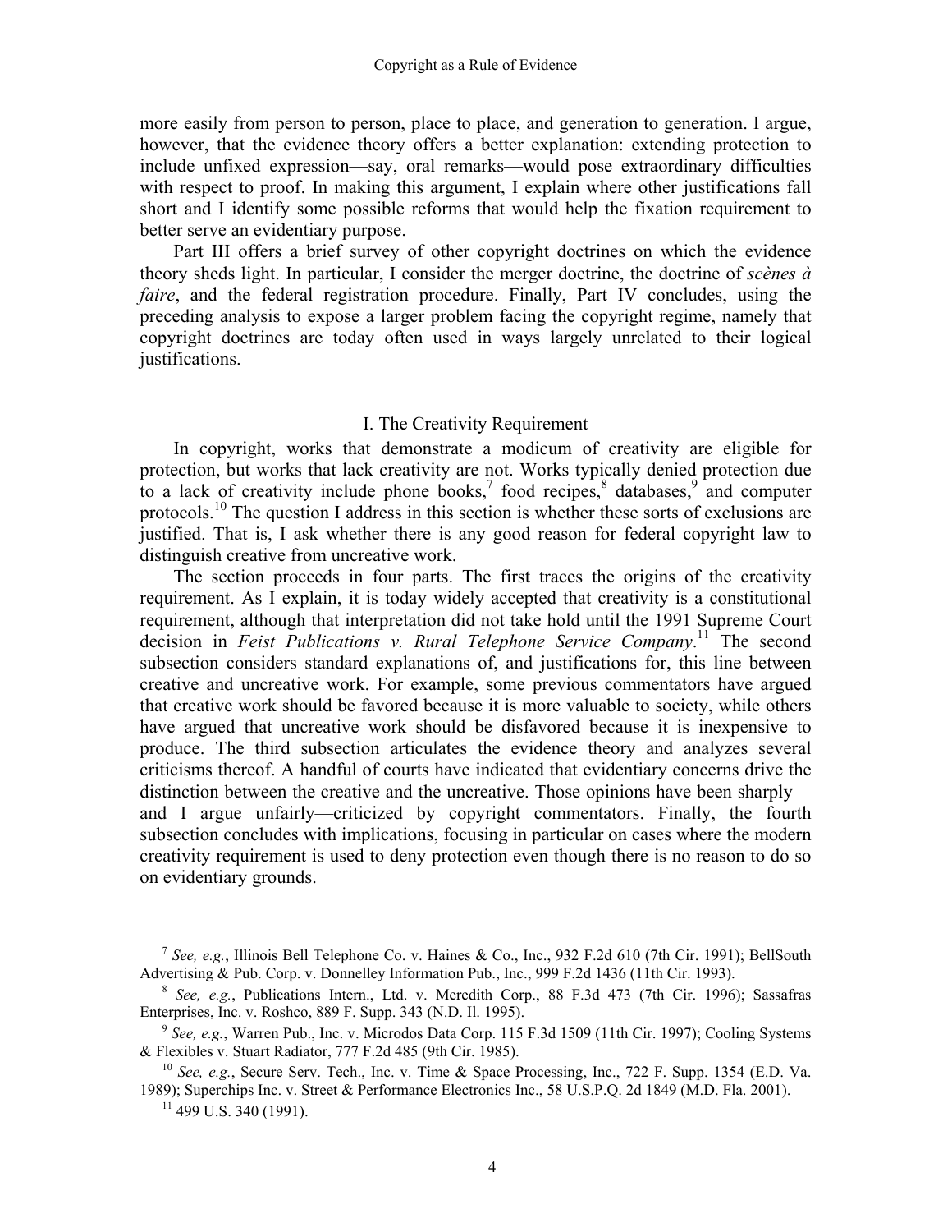more easily from person to person, place to place, and generation to generation. I argue, however, that the evidence theory offers a better explanation: extending protection to include unfixed expression—say, oral remarks—would pose extraordinary difficulties with respect to proof. In making this argument, I explain where other justifications fall short and I identify some possible reforms that would help the fixation requirement to better serve an evidentiary purpose.

Part III offers a brief survey of other copyright doctrines on which the evidence theory sheds light. In particular, I consider the merger doctrine, the doctrine of *scènes à faire*, and the federal registration procedure. Finally, Part IV concludes, using the preceding analysis to expose a larger problem facing the copyright regime, namely that copyright doctrines are today often used in ways largely unrelated to their logical justifications.

## I. The Creativity Requirement

In copyright, works that demonstrate a modicum of creativity are eligible for protection, but works that lack creativity are not. Works typically denied protection due to a lack of creativity include phone books,[7] food recipes,[8] databases,[9] and computer protocols.[10] The question I address in this section is whether these sorts of exclusions are justified. That is, I ask whether there is any good reason for federal copyright law to distinguish creative from uncreative work.

The section proceeds in four parts. The first traces the origins of the creativity requirement. As I explain, it is today widely accepted that creativity is a constitutional requirement, although that interpretation did not take hold until the 1991 Supreme Court decision in *Feist Publications v. Rural Telephone Service Company*.[11] The second subsection considers standard explanations of, and justifications for, this line between creative and uncreative work. For example, some previous commentators have argued that creative work should be favored because it is more valuable to society, while others have argued that uncreative work should be disfavored because it is inexpensive to produce. The third subsection articulates the evidence theory and analyzes several criticisms thereof. A handful of courts have indicated that evidentiary concerns drive the distinction between the creative and the uncreative. Those opinions have been sharply—and I argue unfairly—criticized by copyright commentators. Finally, the fourth subsection concludes with implications, focusing in particular on cases where the modern creativity requirement is used to deny protection even though there is no reason to do so on evidentiary grounds.

---

[7] *See, e.g.*, Illinois Bell Telephone Co. v. Haines & Co., Inc., 932 F.2d 610 (7th Cir. 1991); BellSouth Advertising & Pub. Corp. v. Donnelley Information Pub., Inc., 999 F.2d 1436 (11th Cir. 1993).

[8] *See, e.g.*, Publications Intern., Ltd. v. Meredith Corp., 88 F.3d 473 (7th Cir. 1996); Sassafras Enterprises, Inc. v. Roshco, 889 F. Supp. 343 (N.D. Il. 1995).

[9] *See, e.g.*, Warren Pub., Inc. v. Microdos Data Corp. 115 F.3d 1509 (11th Cir. 1997); Cooling Systems & Flexibles v. Stuart Radiator, 777 F.2d 485 (9th Cir. 1985).

[10] *See, e.g.*, Secure Serv. Tech., Inc. v. Time & Space Processing, Inc., 722 F. Supp. 1354 (E.D. Va. 1989); Superchips Inc. v. Street & Performance Electronics Inc., 58 U.S.P.Q. 2d 1849 (M.D. Fla. 2001).

[11] 499 U.S. 340 (1991).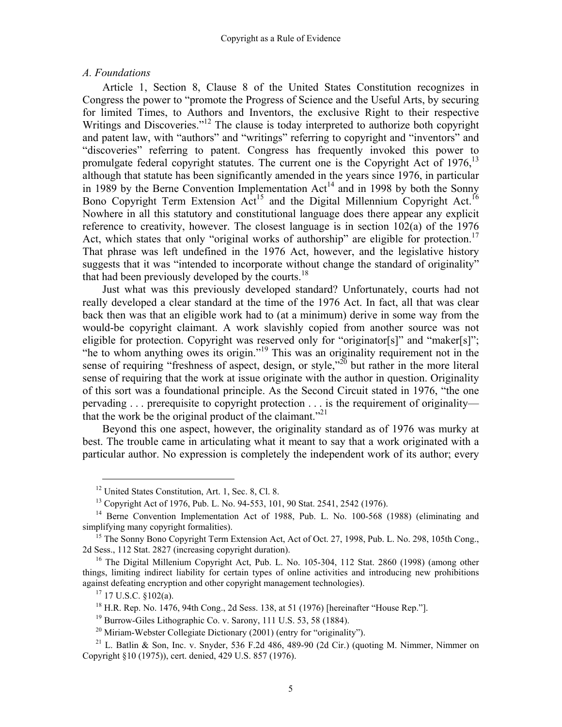### *A. Foundations*

Article 1, Section 8, Clause 8 of the United States Constitution recognizes in Congress the power to "promote the Progress of Science and the Useful Arts, by securing for limited Times, to Authors and Inventors, the exclusive Right to their respective Writings and Discoveries."[12] The clause is today interpreted to authorize both copyright and patent law, with "authors" and "writings" referring to copyright and "inventors" and "discoveries" referring to patent. Congress has frequently invoked this power to promulgate federal copyright statutes. The current one is the Copyright Act of 1976,[13] although that statute has been significantly amended in the years since 1976, in particular in 1989 by the Berne Convention Implementation Act[14] and in 1998 by both the Sonny Bono Copyright Term Extension Act[15] and the Digital Millennium Copyright Act.[16] Nowhere in all this statutory and constitutional language does there appear any explicit reference to creativity, however. The closest language is in section 102(a) of the 1976 Act, which states that only "original works of authorship" are eligible for protection.[17] That phrase was left undefined in the 1976 Act, however, and the legislative history suggests that it was "intended to incorporate without change the standard of originality" that had been previously developed by the courts.[18]

Just what was this previously developed standard? Unfortunately, courts had not really developed a clear standard at the time of the 1976 Act. In fact, all that was clear back then was that an eligible work had to (at a minimum) derive in some way from the would-be copyright claimant. A work slavishly copied from another source was not eligible for protection. Copyright was reserved only for "originator[s]" and "maker[s]"; "he to whom anything owes its origin."[19] This was an originality requirement not in the sense of requiring "freshness of aspect, design, or style,"[20] but rather in the more literal sense of requiring that the work at issue originate with the author in question. Originality of this sort was a foundational principle. As the Second Circuit stated in 1976, "the one pervading . . . prerequisite to copyright protection . . . is the requirement of originality—that the work be the original product of the claimant."[21]

Beyond this one aspect, however, the originality standard as of 1976 was murky at best. The trouble came in articulating what it meant to say that a work originated with a particular author. No expression is completely the independent work of its author; every

---

[12] United States Constitution, Art. 1, Sec. 8, Cl. 8.

[13] Copyright Act of 1976, Pub. L. No. 94-553, 101, 90 Stat. 2541, 2542 (1976).

[14] Berne Convention Implementation Act of 1988, Pub. L. No. 100-568 (1988) (eliminating and simplifying many copyright formalities).

[15] The Sonny Bono Copyright Term Extension Act, Act of Oct. 27, 1998, Pub. L. No. 298, 105th Cong., 2d Sess., 112 Stat. 2827 (increasing copyright duration).

[16] The Digital Millenium Copyright Act, Pub. L. No. 105-304, 112 Stat. 2860 (1998) (among other things, limiting indirect liability for certain types of online activities and introducing new prohibitions against defeating encryption and other copyright management technologies).

[17] 17 U.S.C. §102(a).

[18] H.R. Rep. No. 1476, 94th Cong., 2d Sess. 138, at 51 (1976) [hereinafter "House Rep."].

[19] Burrow-Giles Lithographic Co. v. Sarony, 111 U.S. 53, 58 (1884).

[20] Miriam-Webster Collegiate Dictionary (2001) (entry for "originality").

[21] L. Batlin & Son, Inc. v. Snyder, 536 F.2d 486, 489-90 (2d Cir.) (quoting M. Nimmer, Nimmer on Copyright §10 (1975)), cert. denied, 429 U.S. 857 (1976).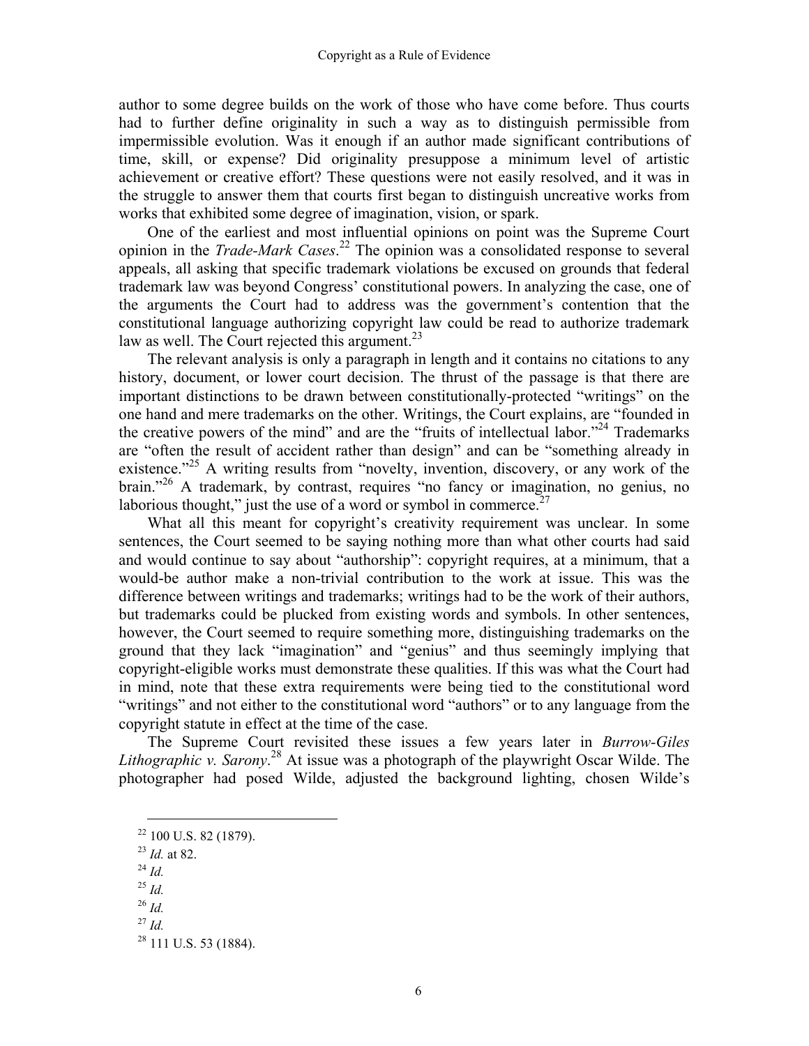author to some degree builds on the work of those who have come before. Thus courts had to further define originality in such a way as to distinguish permissible from impermissible evolution. Was it enough if an author made significant contributions of time, skill, or expense? Did originality presuppose a minimum level of artistic achievement or creative effort? These questions were not easily resolved, and it was in the struggle to answer them that courts first began to distinguish uncreative works from works that exhibited some degree of imagination, vision, or spark.

One of the earliest and most influential opinions on point was the Supreme Court opinion in the *Trade-Mark Cases*.[22] The opinion was a consolidated response to several appeals, all asking that specific trademark violations be excused on grounds that federal trademark law was beyond Congress' constitutional powers. In analyzing the case, one of the arguments the Court had to address was the government's contention that the constitutional language authorizing copyright law could be read to authorize trademark law as well. The Court rejected this argument.[23]

The relevant analysis is only a paragraph in length and it contains no citations to any history, document, or lower court decision. The thrust of the passage is that there are important distinctions to be drawn between constitutionally-protected "writings" on the one hand and mere trademarks on the other. Writings, the Court explains, are "founded in the creative powers of the mind" and are the "fruits of intellectual labor."[24] Trademarks are "often the result of accident rather than design" and can be "something already in existence."[25] A writing results from "novelty, invention, discovery, or any work of the brain."[26] A trademark, by contrast, requires "no fancy or imagination, no genius, no laborious thought," just the use of a word or symbol in commerce.[27]

What all this meant for copyright's creativity requirement was unclear. In some sentences, the Court seemed to be saying nothing more than what other courts had said and would continue to say about "authorship": copyright requires, at a minimum, that a would-be author make a non-trivial contribution to the work at issue. This was the difference between writings and trademarks; writings had to be the work of their authors, but trademarks could be plucked from existing words and symbols. In other sentences, however, the Court seemed to require something more, distinguishing trademarks on the ground that they lack "imagination" and "genius" and thus seemingly implying that copyright-eligible works must demonstrate these qualities. If this was what the Court had in mind, note that these extra requirements were being tied to the constitutional word "writings" and not either to the constitutional word "authors" or to any language from the copyright statute in effect at the time of the case.

The Supreme Court revisited these issues a few years later in *Burrow-Giles Lithographic v. Sarony*.[28] At issue was a photograph of the playwright Oscar Wilde. The photographer had posed Wilde, adjusted the background lighting, chosen Wilde's

---

[22] 100 U.S. 82 (1879).

[23] *Id.* at 82.

[24] *Id.*

[25] *Id.*

[26] *Id.*

[27] *Id.*

[28] 111 U.S. 53 (1884).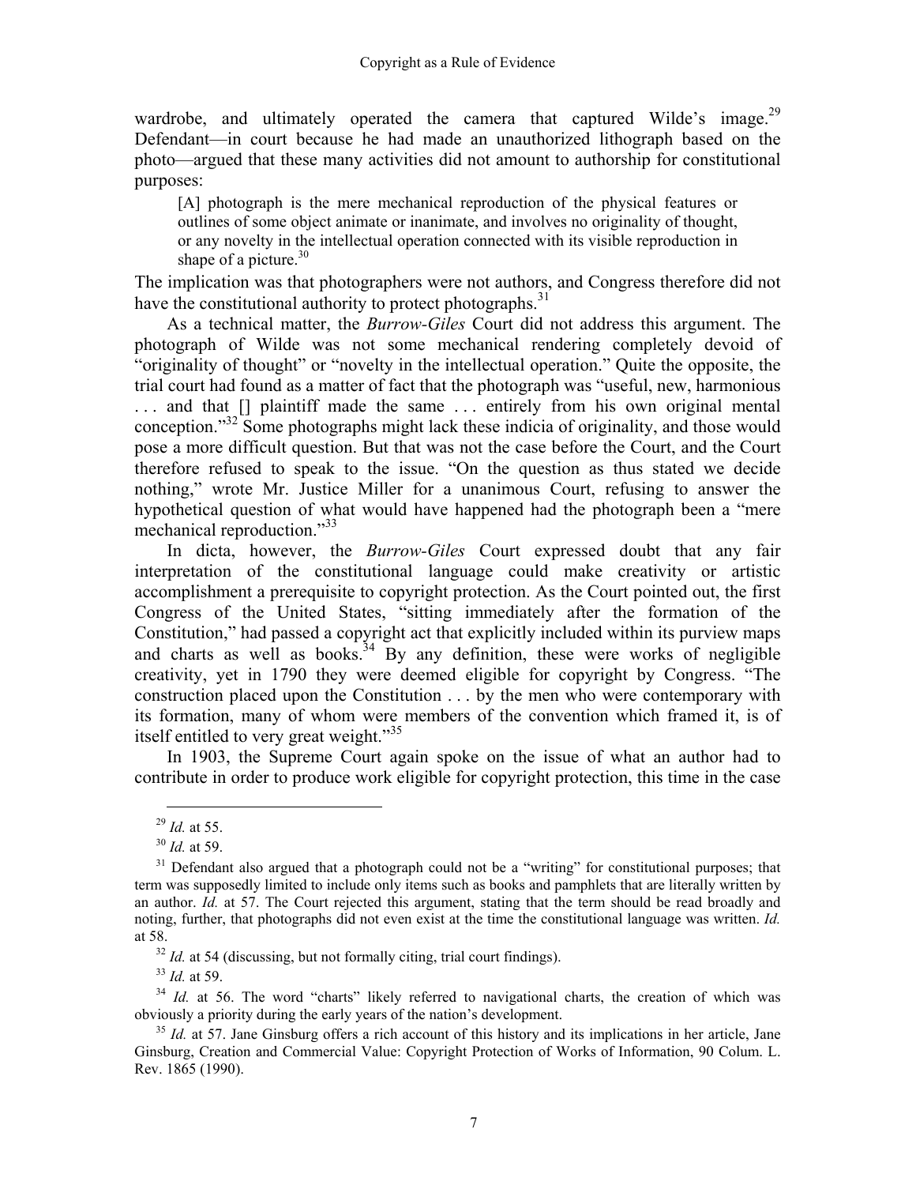wardrobe, and ultimately operated the camera that captured Wilde's image.[29] Defendant—in court because he had made an unauthorized lithograph based on the photo—argued that these many activities did not amount to authorship for constitutional purposes:

> [A] photograph is the mere mechanical reproduction of the physical features or outlines of some object animate or inanimate, and involves no originality of thought, or any novelty in the intellectual operation connected with its visible reproduction in shape of a picture.[30]

The implication was that photographers were not authors, and Congress therefore did not have the constitutional authority to protect photographs.[31]

As a technical matter, the *Burrow-Giles* Court did not address this argument. The photograph of Wilde was not some mechanical rendering completely devoid of "originality of thought" or "novelty in the intellectual operation." Quite the opposite, the trial court had found as a matter of fact that the photograph was "useful, new, harmonious . . . and that [] plaintiff made the same . . . entirely from his own original mental conception."[32] Some photographs might lack these indicia of originality, and those would pose a more difficult question. But that was not the case before the Court, and the Court therefore refused to speak to the issue. "On the question as thus stated we decide nothing," wrote Mr. Justice Miller for a unanimous Court, refusing to answer the hypothetical question of what would have happened had the photograph been a "mere mechanical reproduction."[33]

In dicta, however, the *Burrow-Giles* Court expressed doubt that any fair interpretation of the constitutional language could make creativity or artistic accomplishment a prerequisite to copyright protection. As the Court pointed out, the first Congress of the United States, "sitting immediately after the formation of the Constitution," had passed a copyright act that explicitly included within its purview maps and charts as well as books.[34] By any definition, these were works of negligible creativity, yet in 1790 they were deemed eligible for copyright by Congress. "The construction placed upon the Constitution . . . by the men who were contemporary with its formation, many of whom were members of the convention which framed it, is of itself entitled to very great weight."[35]

In 1903, the Supreme Court again spoke on the issue of what an author had to contribute in order to produce work eligible for copyright protection, this time in the case

---

[29] *Id.* at 55.

[30] *Id.* at 59.

[31] Defendant also argued that a photograph could not be a "writing" for constitutional purposes; that term was supposedly limited to include only items such as books and pamphlets that are literally written by an author. *Id.* at 57. The Court rejected this argument, stating that the term should be read broadly and noting, further, that photographs did not even exist at the time the constitutional language was written. *Id.* at 58.

[32] *Id.* at 54 (discussing, but not formally citing, trial court findings).

[33] *Id.* at 59.

[34] *Id.* at 56. The word "charts" likely referred to navigational charts, the creation of which was obviously a priority during the early years of the nation's development.

[35] *Id.* at 57. Jane Ginsburg offers a rich account of this history and its implications in her article, Jane Ginsburg, Creation and Commercial Value: Copyright Protection of Works of Information, 90 Colum. L. Rev. 1865 (1990).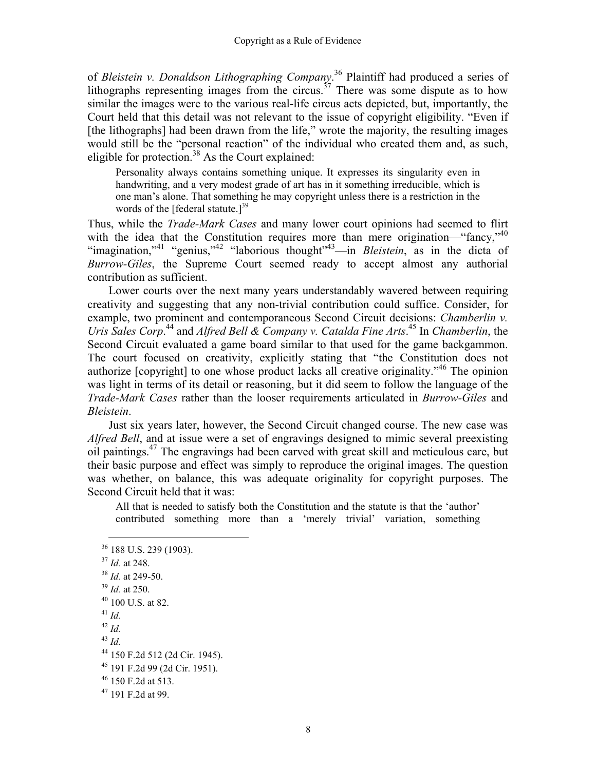of *Bleistein v. Donaldson Lithographing Company*.[36] Plaintiff had produced a series of lithographs representing images from the circus.[37] There was some dispute as to how similar the images were to the various real-life circus acts depicted, but, importantly, the Court held that this detail was not relevant to the issue of copyright eligibility. "Even if [the lithographs] had been drawn from the life," wrote the majority, the resulting images would still be the "personal reaction" of the individual who created them and, as such, eligible for protection.[38] As the Court explained:

> Personality always contains something unique. It expresses its singularity even in handwriting, and a very modest grade of art has in it something irreducible, which is one man's alone. That something he may copyright unless there is a restriction in the words of the [federal statute.][39]

Thus, while the *Trade-Mark Cases* and many lower court opinions had seemed to flirt with the idea that the Constitution requires more than mere origination—"fancy,"[40] "imagination,"[41] "genius,"[42] "laborious thought"[43]—in *Bleistein*, as in the dicta of *Burrow-Giles*, the Supreme Court seemed ready to accept almost any authorial contribution as sufficient.

Lower courts over the next many years understandably wavered between requiring creativity and suggesting that any non-trivial contribution could suffice. Consider, for example, two prominent and contemporaneous Second Circuit decisions: *Chamberlin v. Uris Sales Corp*.[44] and *Alfred Bell & Company v. Catalda Fine Arts*.[45] In *Chamberlin*, the Second Circuit evaluated a game board similar to that used for the game backgammon. The court focused on creativity, explicitly stating that "the Constitution does not authorize [copyright] to one whose product lacks all creative originality."[46] The opinion was light in terms of its detail or reasoning, but it did seem to follow the language of the *Trade-Mark Cases* rather than the looser requirements articulated in *Burrow-Giles* and *Bleistein*.

Just six years later, however, the Second Circuit changed course. The new case was *Alfred Bell*, and at issue were a set of engravings designed to mimic several preexisting oil paintings.[47] The engravings had been carved with great skill and meticulous care, but their basic purpose and effect was simply to reproduce the original images. The question was whether, on balance, this was adequate originality for copyright purposes. The Second Circuit held that it was:

> All that is needed to satisfy both the Constitution and the statute is that the 'author' contributed something more than a 'merely trivial' variation, something

---

[36] 188 U.S. 239 (1903).

[37] *Id.* at 248.

[38] *Id.* at 249-50.

[39] *Id.* at 250.

[40] 100 U.S. at 82.

[41] *Id.*

[42] *Id.*

[43] *Id.*

[44] 150 F.2d 512 (2d Cir. 1945).

[45] 191 F.2d 99 (2d Cir. 1951).

[46] 150 F.2d at 513.

[47] 191 F.2d at 99.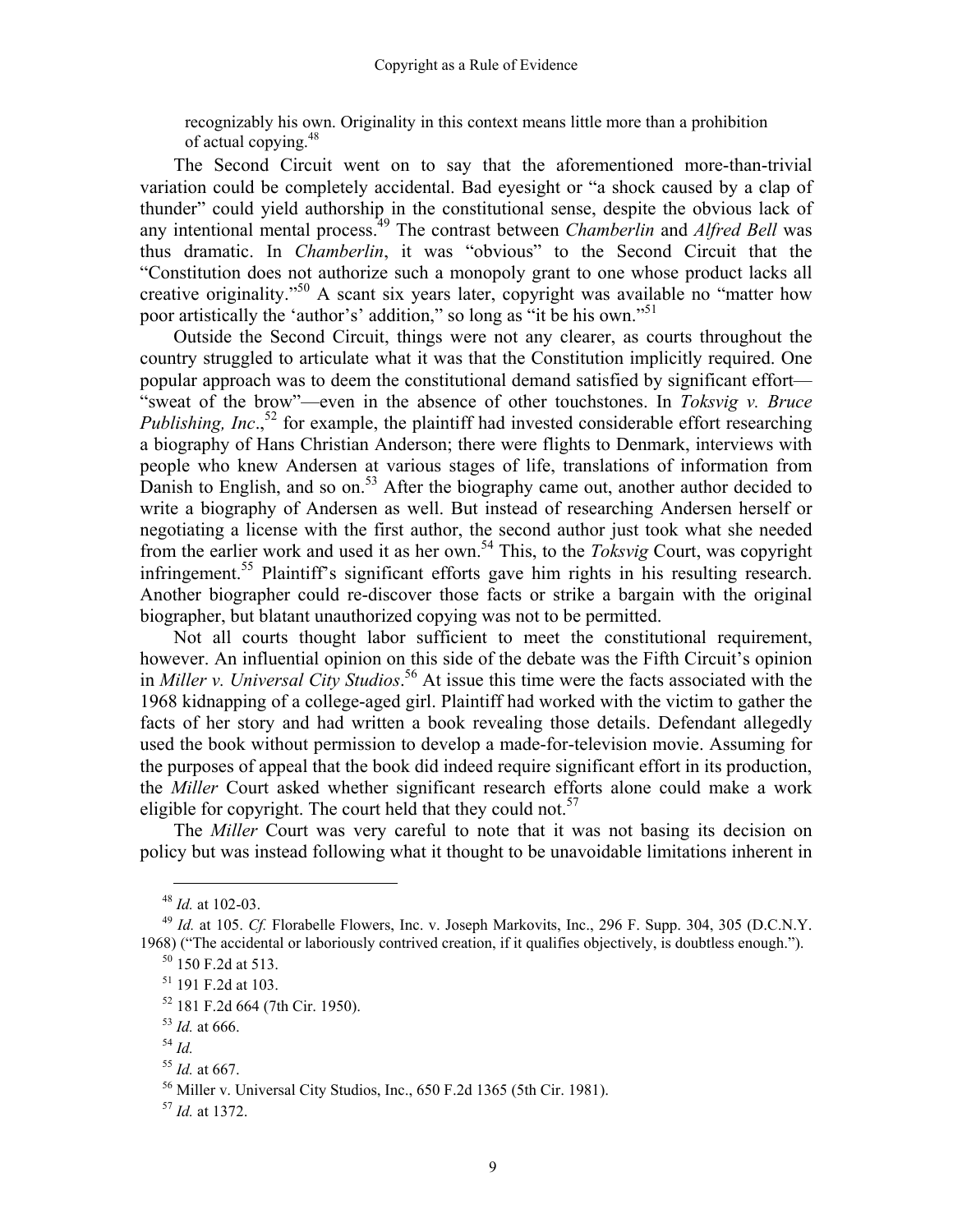recognizably his own. Originality in this context means little more than a prohibition of actual copying.[48]

The Second Circuit went on to say that the aforementioned more-than-trivial variation could be completely accidental. Bad eyesight or "a shock caused by a clap of thunder" could yield authorship in the constitutional sense, despite the obvious lack of any intentional mental process.[49] The contrast between *Chamberlin* and *Alfred Bell* was thus dramatic. In *Chamberlin*, it was "obvious" to the Second Circuit that the "Constitution does not authorize such a monopoly grant to one whose product lacks all creative originality."[50] A scant six years later, copyright was available no "matter how poor artistically the 'author's' addition," so long as "it be his own."[51]

Outside the Second Circuit, things were not any clearer, as courts throughout the country struggled to articulate what it was that the Constitution implicitly required. One popular approach was to deem the constitutional demand satisfied by significant effort—"sweat of the brow"—even in the absence of other touchstones. In *Toksvig v. Bruce Publishing, Inc.*,[52] for example, the plaintiff had invested considerable effort researching a biography of Hans Christian Anderson; there were flights to Denmark, interviews with people who knew Andersen at various stages of life, translations of information from Danish to English, and so on.[53] After the biography came out, another author decided to write a biography of Andersen as well. But instead of researching Andersen herself or negotiating a license with the first author, the second author just took what she needed from the earlier work and used it as her own.[54] This, to the *Toksvig* Court, was copyright infringement.[55] Plaintiff's significant efforts gave him rights in his resulting research. Another biographer could re-discover those facts or strike a bargain with the original biographer, but blatant unauthorized copying was not to be permitted.

Not all courts thought labor sufficient to meet the constitutional requirement, however. An influential opinion on this side of the debate was the Fifth Circuit's opinion in *Miller v. Universal City Studios*.[56] At issue this time were the facts associated with the 1968 kidnapping of a college-aged girl. Plaintiff had worked with the victim to gather the facts of her story and had written a book revealing those details. Defendant allegedly used the book without permission to develop a made-for-television movie. Assuming for the purposes of appeal that the book did indeed require significant effort in its production, the *Miller* Court asked whether significant research efforts alone could make a work eligible for copyright. The court held that they could not.[57]

The *Miller* Court was very careful to note that it was not basing its decision on policy but was instead following what it thought to be unavoidable limitations inherent in

---

[48] *Id.* at 102-03.

[49] *Id.* at 105. *Cf.* Florabelle Flowers, Inc. v. Joseph Markovits, Inc., 296 F. Supp. 304, 305 (D.C.N.Y. 1968) ("The accidental or laboriously contrived creation, if it qualifies objectively, is doubtless enough.").

[50] 150 F.2d at 513.

[51] 191 F.2d at 103.

[52] 181 F.2d 664 (7th Cir. 1950).

[53] *Id.* at 666.

[54] *Id.*

[55] *Id.* at 667.

[56] Miller v. Universal City Studios, Inc., 650 F.2d 1365 (5th Cir. 1981).

[57] *Id.* at 1372.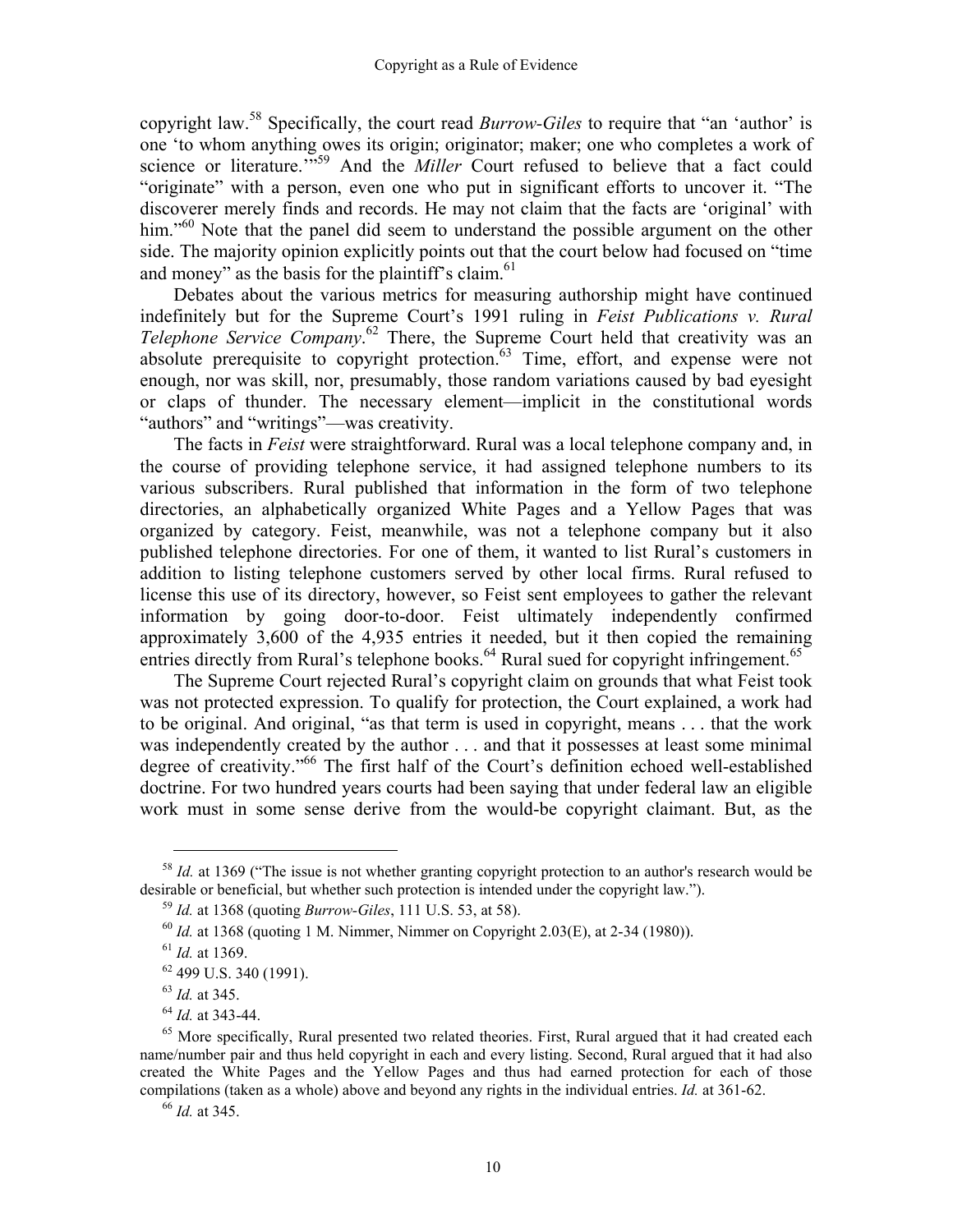copyright law.[58] Specifically, the court read *Burrow-Giles* to require that "an 'author' is one 'to whom anything owes its origin; originator; maker; one who completes a work of science or literature.'"[59] And the *Miller* Court refused to believe that a fact could "originate" with a person, even one who put in significant efforts to uncover it. "The discoverer merely finds and records. He may not claim that the facts are 'original' with him."[60] Note that the panel did seem to understand the possible argument on the other side. The majority opinion explicitly points out that the court below had focused on "time and money" as the basis for the plaintiff's claim.[61]

Debates about the various metrics for measuring authorship might have continued indefinitely but for the Supreme Court's 1991 ruling in *Feist Publications v. Rural Telephone Service Company*.[62] There, the Supreme Court held that creativity was an absolute prerequisite to copyright protection.[63] Time, effort, and expense were not enough, nor was skill, nor, presumably, those random variations caused by bad eyesight or claps of thunder. The necessary element—implicit in the constitutional words "authors" and "writings"—was creativity.

The facts in *Feist* were straightforward. Rural was a local telephone company and, in the course of providing telephone service, it had assigned telephone numbers to its various subscribers. Rural published that information in the form of two telephone directories, an alphabetically organized White Pages and a Yellow Pages that was organized by category. Feist, meanwhile, was not a telephone company but it also published telephone directories. For one of them, it wanted to list Rural's customers in addition to listing telephone customers served by other local firms. Rural refused to license this use of its directory, however, so Feist sent employees to gather the relevant information by going door-to-door. Feist ultimately independently confirmed approximately 3,600 of the 4,935 entries it needed, but it then copied the remaining entries directly from Rural's telephone books.[64] Rural sued for copyright infringement.[65]

The Supreme Court rejected Rural's copyright claim on grounds that what Feist took was not protected expression. To qualify for protection, the Court explained, a work had to be original. And original, "as that term is used in copyright, means . . . that the work was independently created by the author . . . and that it possesses at least some minimal degree of creativity."[66] The first half of the Court's definition echoed well-established doctrine. For two hundred years courts had been saying that under federal law an eligible work must in some sense derive from the would-be copyright claimant. But, as the

---

[58] *Id.* at 1369 ("The issue is not whether granting copyright protection to an author's research would be desirable or beneficial, but whether such protection is intended under the copyright law.").

[59] *Id.* at 1368 (quoting *Burrow-Giles*, 111 U.S. 53, at 58).

[60] *Id.* at 1368 (quoting 1 M. Nimmer, Nimmer on Copyright 2.03(E), at 2-34 (1980)).

[61] *Id.* at 1369.

[62] 499 U.S. 340 (1991).

[63] *Id.* at 345.

[64] *Id.* at 343-44.

[65] More specifically, Rural presented two related theories. First, Rural argued that it had created each name/number pair and thus held copyright in each and every listing. Second, Rural argued that it had also created the White Pages and the Yellow Pages and thus had earned protection for each of those compilations (taken as a whole) above and beyond any rights in the individual entries. *Id.* at 361-62.

[66] *Id.* at 345.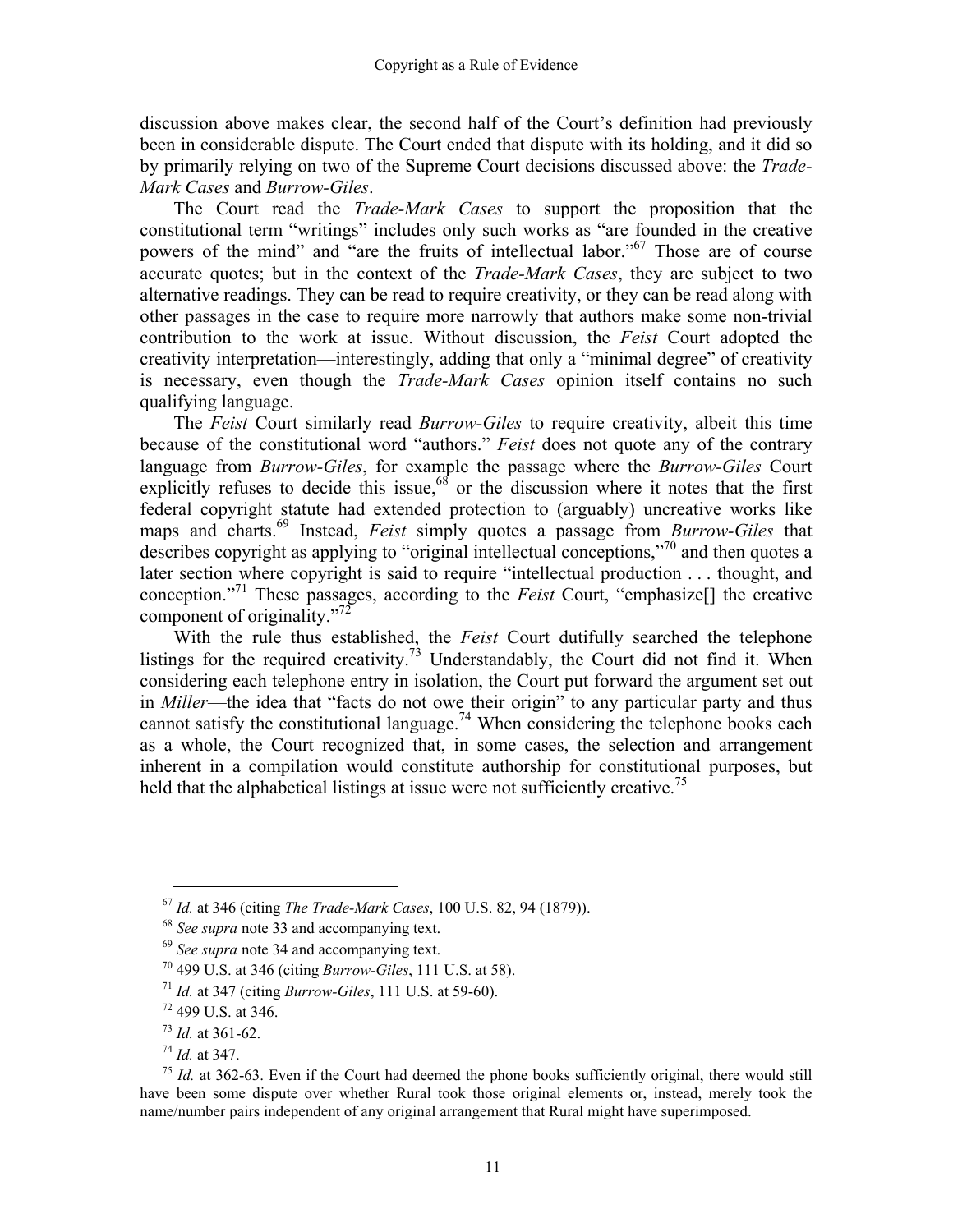discussion above makes clear, the second half of the Court's definition had previously been in considerable dispute. The Court ended that dispute with its holding, and it did so by primarily relying on two of the Supreme Court decisions discussed above: the *Trade-Mark Cases* and *Burrow-Giles*.

The Court read the *Trade-Mark Cases* to support the proposition that the constitutional term "writings" includes only such works as "are founded in the creative powers of the mind" and "are the fruits of intellectual labor."[67] Those are of course accurate quotes; but in the context of the *Trade-Mark Cases*, they are subject to two alternative readings. They can be read to require creativity, or they can be read along with other passages in the case to require more narrowly that authors make some non-trivial contribution to the work at issue. Without discussion, the *Feist* Court adopted the creativity interpretation—interestingly, adding that only a "minimal degree" of creativity is necessary, even though the *Trade-Mark Cases* opinion itself contains no such qualifying language.

The *Feist* Court similarly read *Burrow-Giles* to require creativity, albeit this time because of the constitutional word "authors." *Feist* does not quote any of the contrary language from *Burrow-Giles*, for example the passage where the *Burrow-Giles* Court explicitly refuses to decide this issue,[68] or the discussion where it notes that the first federal copyright statute had extended protection to (arguably) uncreative works like maps and charts.[69] Instead, *Feist* simply quotes a passage from *Burrow-Giles* that describes copyright as applying to "original intellectual conceptions,"[70] and then quotes a later section where copyright is said to require "intellectual production . . . thought, and conception."[71] These passages, according to the *Feist* Court, "emphasize[] the creative component of originality."[72]

With the rule thus established, the *Feist* Court dutifully searched the telephone listings for the required creativity.[73] Understandably, the Court did not find it. When considering each telephone entry in isolation, the Court put forward the argument set out in *Miller*—the idea that "facts do not owe their origin" to any particular party and thus cannot satisfy the constitutional language.[74] When considering the telephone books each as a whole, the Court recognized that, in some cases, the selection and arrangement inherent in a compilation would constitute authorship for constitutional purposes, but held that the alphabetical listings at issue were not sufficiently creative.[75]

---

[67] *Id.* at 346 (citing *The Trade-Mark Cases*, 100 U.S. 82, 94 (1879)).

[68] *See supra* note 33 and accompanying text.

[69] *See supra* note 34 and accompanying text.

[70] 499 U.S. at 346 (citing *Burrow-Giles*, 111 U.S. at 58).

[71] *Id.* at 347 (citing *Burrow-Giles*, 111 U.S. at 59-60).

[72] 499 U.S. at 346.

[73] *Id.* at 361-62.

[74] *Id.* at 347.

[75] *Id.* at 362-63. Even if the Court had deemed the phone books sufficiently original, there would still have been some dispute over whether Rural took those original elements or, instead, merely took the name/number pairs independent of any original arrangement that Rural might have superimposed.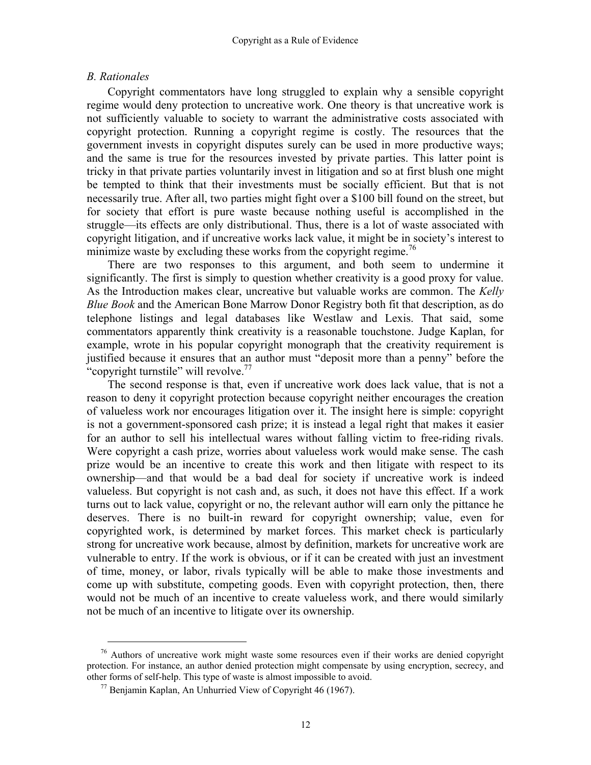### *B. Rationales*

Copyright commentators have long struggled to explain why a sensible copyright regime would deny protection to uncreative work. One theory is that uncreative work is not sufficiently valuable to society to warrant the administrative costs associated with copyright protection. Running a copyright regime is costly. The resources that the government invests in copyright disputes surely can be used in more productive ways; and the same is true for the resources invested by private parties. This latter point is tricky in that private parties voluntarily invest in litigation and so at first blush one might be tempted to think that their investments must be socially efficient. But that is not necessarily true. After all, two parties might fight over a \$100 bill found on the street, but for society that effort is pure waste because nothing useful is accomplished in the struggle—its effects are only distributional. Thus, there is a lot of waste associated with copyright litigation, and if uncreative works lack value, it might be in society's interest to minimize waste by excluding these works from the copyright regime.[76]

There are two responses to this argument, and both seem to undermine it significantly. The first is simply to question whether creativity is a good proxy for value. As the Introduction makes clear, uncreative but valuable works are common. The *Kelly Blue Book* and the American Bone Marrow Donor Registry both fit that description, as do telephone listings and legal databases like Westlaw and Lexis. That said, some commentators apparently think creativity is a reasonable touchstone. Judge Kaplan, for example, wrote in his popular copyright monograph that the creativity requirement is justified because it ensures that an author must "deposit more than a penny" before the "copyright turnstile" will revolve.[77]

The second response is that, even if uncreative work does lack value, that is not a reason to deny it copyright protection because copyright neither encourages the creation of valueless work nor encourages litigation over it. The insight here is simple: copyright is not a government-sponsored cash prize; it is instead a legal right that makes it easier for an author to sell his intellectual wares without falling victim to free-riding rivals. Were copyright a cash prize, worries about valueless work would make sense. The cash prize would be an incentive to create this work and then litigate with respect to its ownership—and that would be a bad deal for society if uncreative work is indeed valueless. But copyright is not cash and, as such, it does not have this effect. If a work turns out to lack value, copyright or no, the relevant author will earn only the pittance he deserves. There is no built-in reward for copyright ownership; value, even for copyrighted work, is determined by market forces. This market check is particularly strong for uncreative work because, almost by definition, markets for uncreative work are vulnerable to entry. If the work is obvious, or if it can be created with just an investment of time, money, or labor, rivals typically will be able to make those investments and come up with substitute, competing goods. Even with copyright protection, then, there would not be much of an incentive to create valueless work, and there would similarly not be much of an incentive to litigate over its ownership.

---

[76] Authors of uncreative work might waste some resources even if their works are denied copyright protection. For instance, an author denied protection might compensate by using encryption, secrecy, and other forms of self-help. This type of waste is almost impossible to avoid.

[77] Benjamin Kaplan, An Unhurried View of Copyright 46 (1967).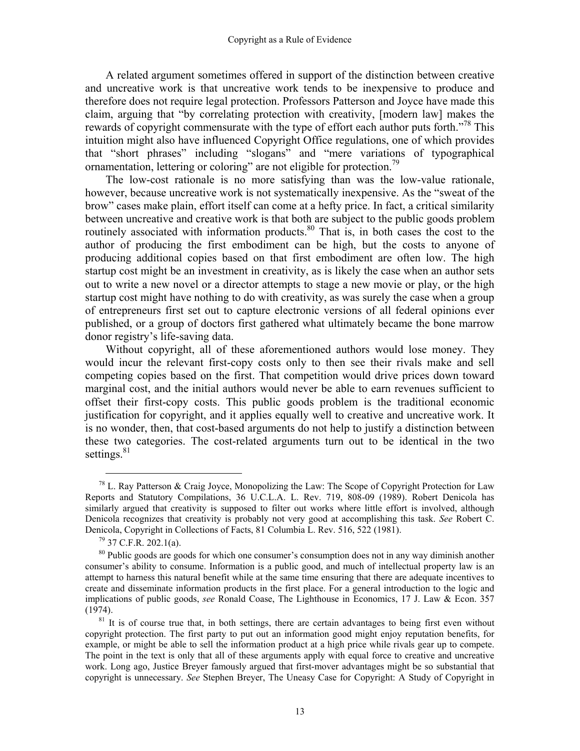A related argument sometimes offered in support of the distinction between creative and uncreative work is that uncreative work tends to be inexpensive to produce and therefore does not require legal protection. Professors Patterson and Joyce have made this claim, arguing that "by correlating protection with creativity, [modern law] makes the rewards of copyright commensurate with the type of effort each author puts forth."[78] This intuition might also have influenced Copyright Office regulations, one of which provides that "short phrases" including "slogans" and "mere variations of typographical ornamentation, lettering or coloring" are not eligible for protection.[79]

The low-cost rationale is no more satisfying than was the low-value rationale, however, because uncreative work is not systematically inexpensive. As the "sweat of the brow" cases make plain, effort itself can come at a hefty price. In fact, a critical similarity between uncreative and creative work is that both are subject to the public goods problem routinely associated with information products.[80] That is, in both cases the cost to the author of producing the first embodiment can be high, but the costs to anyone of producing additional copies based on that first embodiment are often low. The high startup cost might be an investment in creativity, as is likely the case when an author sets out to write a new novel or a director attempts to stage a new movie or play, or the high startup cost might have nothing to do with creativity, as was surely the case when a group of entrepreneurs first set out to capture electronic versions of all federal opinions ever published, or a group of doctors first gathered what ultimately became the bone marrow donor registry's life-saving data.

Without copyright, all of these aforementioned authors would lose money. They would incur the relevant first-copy costs only to then see their rivals make and sell competing copies based on the first. That competition would drive prices down toward marginal cost, and the initial authors would never be able to earn revenues sufficient to offset their first-copy costs. This public goods problem is the traditional economic justification for copyright, and it applies equally well to creative and uncreative work. It is no wonder, then, that cost-based arguments do not help to justify a distinction between these two categories. The cost-related arguments turn out to be identical in the two settings.[81]

---

[78] L. Ray Patterson & Craig Joyce, Monopolizing the Law: The Scope of Copyright Protection for Law Reports and Statutory Compilations, 36 U.C.L.A. L. Rev. 719, 808-09 (1989). Robert Denicola has similarly argued that creativity is supposed to filter out works where little effort is involved, although Denicola recognizes that creativity is probably not very good at accomplishing this task. *See* Robert C. Denicola, Copyright in Collections of Facts, 81 Columbia L. Rev. 516, 522 (1981).

[79] 37 C.F.R. 202.1(a).

[80] Public goods are goods for which one consumer's consumption does not in any way diminish another consumer's ability to consume. Information is a public good, and much of intellectual property law is an attempt to harness this natural benefit while at the same time ensuring that there are adequate incentives to create and disseminate information products in the first place. For a general introduction to the logic and implications of public goods, *see* Ronald Coase, The Lighthouse in Economics, 17 J. Law & Econ. 357 (1974).

[81] It is of course true that, in both settings, there are certain advantages to being first even without copyright protection. The first party to put out an information good might enjoy reputation benefits, for example, or might be able to sell the information product at a high price while rivals gear up to compete. The point in the text is only that all of these arguments apply with equal force to creative and uncreative work. Long ago, Justice Breyer famously argued that first-mover advantages might be so substantial that copyright is unnecessary. *See* Stephen Breyer, The Uneasy Case for Copyright: A Study of Copyright in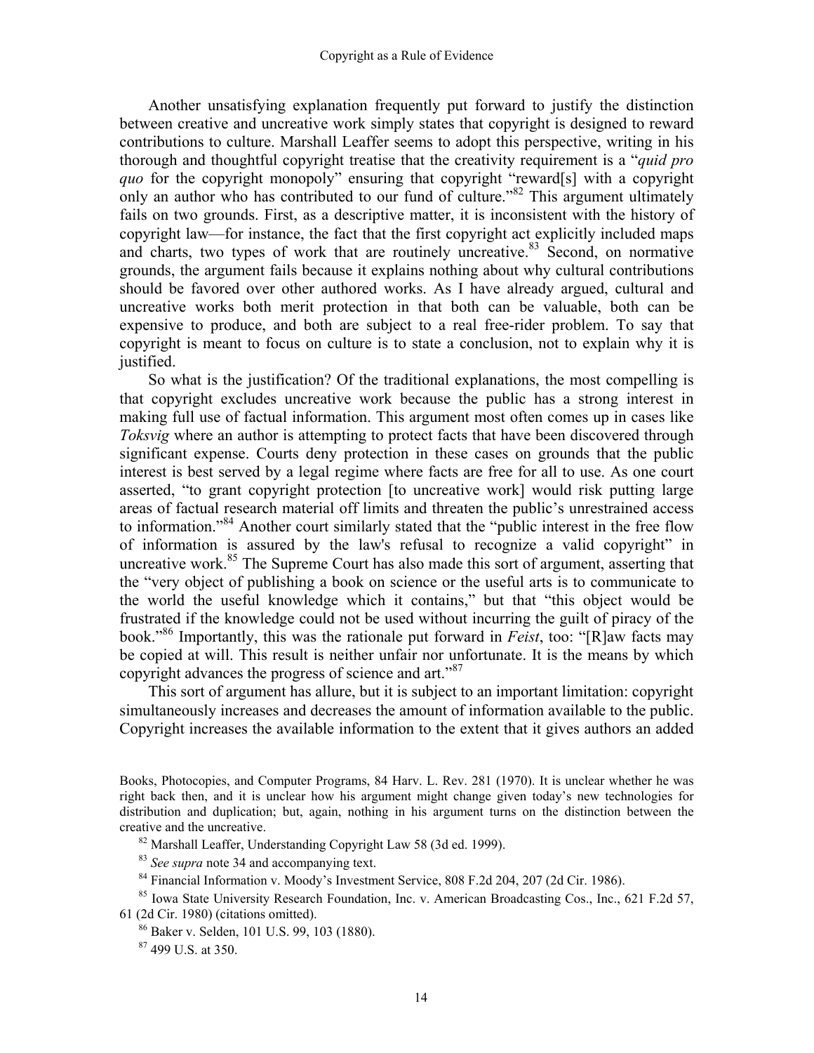Another unsatisfying explanation frequently put forward to justify the distinction between creative and uncreative work simply states that copyright is designed to reward contributions to culture. Marshall Leaffer seems to adopt this perspective, writing in his thorough and thoughtful copyright treatise that the creativity requirement is a "*quid pro quo* for the copyright monopoly" ensuring that copyright "reward[s] with a copyright only an author who has contributed to our fund of culture."[82] This argument ultimately fails on two grounds. First, as a descriptive matter, it is inconsistent with the history of copyright law—for instance, the fact that the first copyright act explicitly included maps and charts, two types of work that are routinely uncreative.[83] Second, on normative grounds, the argument fails because it explains nothing about why cultural contributions should be favored over other authored works. As I have already argued, cultural and uncreative works both merit protection in that both can be valuable, both can be expensive to produce, and both are subject to a real free-rider problem. To say that copyright is meant to focus on culture is to state a conclusion, not to explain why it is justified.

So what is the justification? Of the traditional explanations, the most compelling is that copyright excludes uncreative work because the public has a strong interest in making full use of factual information. This argument most often comes up in cases like *Toksvig* where an author is attempting to protect facts that have been discovered through significant expense. Courts deny protection in these cases on grounds that the public interest is best served by a legal regime where facts are free for all to use. As one court asserted, "to grant copyright protection [to uncreative work] would risk putting large areas of factual research material off limits and threaten the public's unrestrained access to information."[84] Another court similarly stated that the "public interest in the free flow of information is assured by the law's refusal to recognize a valid copyright" in uncreative work.[85] The Supreme Court has also made this sort of argument, asserting that the "very object of publishing a book on science or the useful arts is to communicate to the world the useful knowledge which it contains," but that "this object would be frustrated if the knowledge could not be used without incurring the guilt of piracy of the book."[86] Importantly, this was the rationale put forward in *Feist*, too: "[R]aw facts may be copied at will. This result is neither unfair nor unfortunate. It is the means by which copyright advances the progress of science and art."[87]

This sort of argument has allure, but it is subject to an important limitation: copyright simultaneously increases and decreases the amount of information available to the public. Copyright increases the available information to the extent that it gives authors an added

---

Books, Photocopies, and Computer Programs, 84 Harv. L. Rev. 281 (1970). It is unclear whether he was right back then, and it is unclear how his argument might change given today's new technologies for distribution and duplication; but, again, nothing in his argument turns on the distinction between the creative and the uncreative.

[82] Marshall Leaffer, Understanding Copyright Law 58 (3d ed. 1999).

[83] *See supra* note 34 and accompanying text.

[84] Financial Information v. Moody's Investment Service, 808 F.2d 204, 207 (2d Cir. 1986).

[85] Iowa State University Research Foundation, Inc. v. American Broadcasting Cos., Inc., 621 F.2d 57, 61 (2d Cir. 1980) (citations omitted).

[86] Baker v. Selden, 101 U.S. 99, 103 (1880).

[87] 499 U.S. at 350.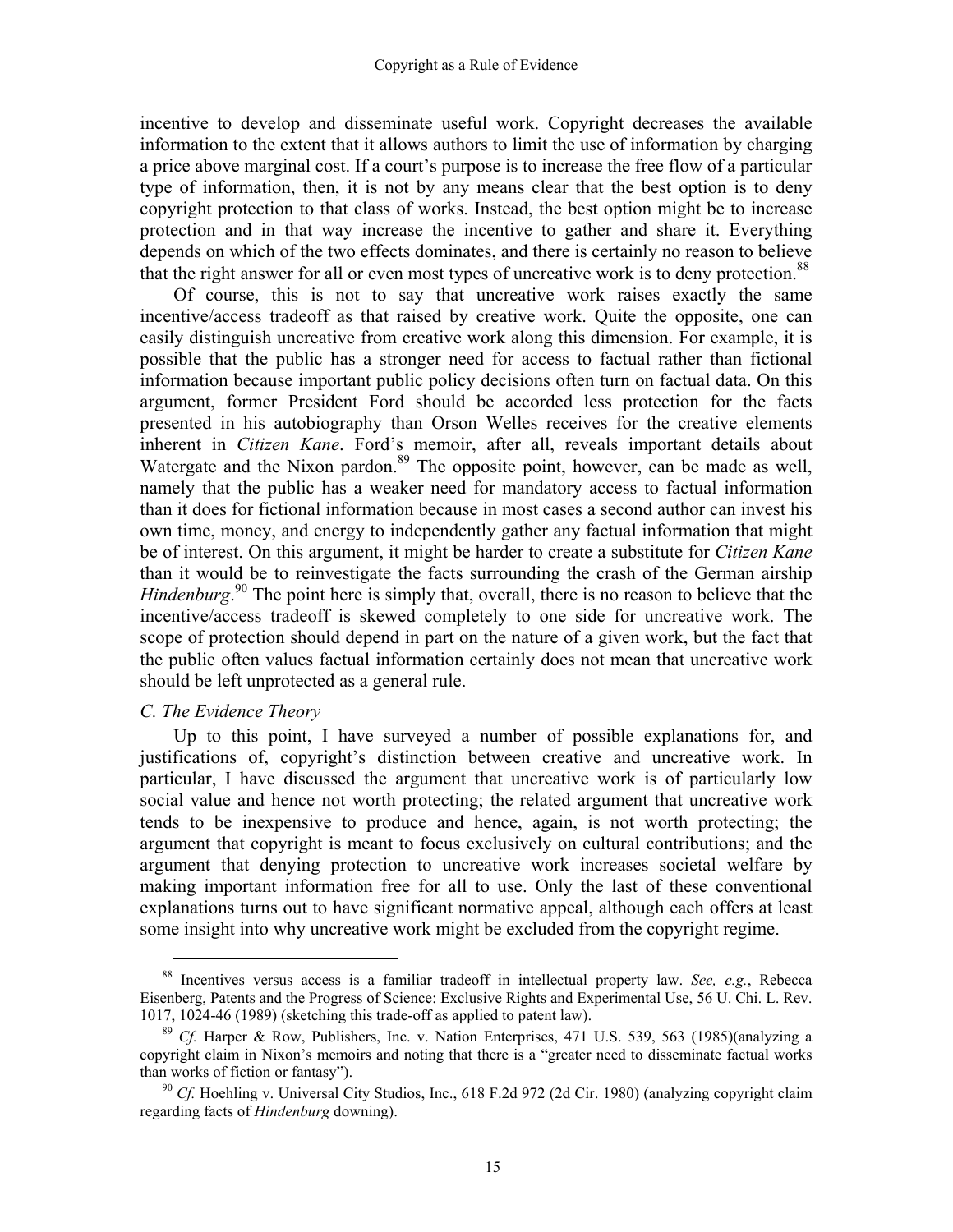incentive to develop and disseminate useful work. Copyright decreases the available information to the extent that it allows authors to limit the use of information by charging a price above marginal cost. If a court's purpose is to increase the free flow of a particular type of information, then, it is not by any means clear that the best option is to deny copyright protection to that class of works. Instead, the best option might be to increase protection and in that way increase the incentive to gather and share it. Everything depends on which of the two effects dominates, and there is certainly no reason to believe that the right answer for all or even most types of uncreative work is to deny protection.[88]

Of course, this is not to say that uncreative work raises exactly the same incentive/access tradeoff as that raised by creative work. Quite the opposite, one can easily distinguish uncreative from creative work along this dimension. For example, it is possible that the public has a stronger need for access to factual rather than fictional information because important public policy decisions often turn on factual data. On this argument, former President Ford should be accorded less protection for the facts presented in his autobiography than Orson Welles receives for the creative elements inherent in *Citizen Kane*. Ford's memoir, after all, reveals important details about Watergate and the Nixon pardon.[89] The opposite point, however, can be made as well, namely that the public has a weaker need for mandatory access to factual information than it does for fictional information because in most cases a second author can invest his own time, money, and energy to independently gather any factual information that might be of interest. On this argument, it might be harder to create a substitute for *Citizen Kane* than it would be to reinvestigate the facts surrounding the crash of the German airship *Hindenburg*.[90] The point here is simply that, overall, there is no reason to believe that the incentive/access tradeoff is skewed completely to one side for uncreative work. The scope of protection should depend in part on the nature of a given work, but the fact that the public often values factual information certainly does not mean that uncreative work should be left unprotected as a general rule.

### *C. The Evidence Theory*

Up to this point, I have surveyed a number of possible explanations for, and justifications of, copyright's distinction between creative and uncreative work. In particular, I have discussed the argument that uncreative work is of particularly low social value and hence not worth protecting; the related argument that uncreative work tends to be inexpensive to produce and hence, again, is not worth protecting; the argument that copyright is meant to focus exclusively on cultural contributions; and the argument that denying protection to uncreative work increases societal welfare by making important information free for all to use. Only the last of these conventional explanations turns out to have significant normative appeal, although each offers at least some insight into why uncreative work might be excluded from the copyright regime.

---

[88] Incentives versus access is a familiar tradeoff in intellectual property law. *See, e.g.*, Rebecca Eisenberg, Patents and the Progress of Science: Exclusive Rights and Experimental Use, 56 U. Chi. L. Rev. 1017, 1024-46 (1989) (sketching this trade-off as applied to patent law).

[89] *Cf.* Harper & Row, Publishers, Inc. v. Nation Enterprises, 471 U.S. 539, 563 (1985)(analyzing a copyright claim in Nixon's memoirs and noting that there is a "greater need to disseminate factual works than works of fiction or fantasy").

[90] *Cf.* Hoehling v. Universal City Studios, Inc., 618 F.2d 972 (2d Cir. 1980) (analyzing copyright claim regarding facts of *Hindenburg* downing).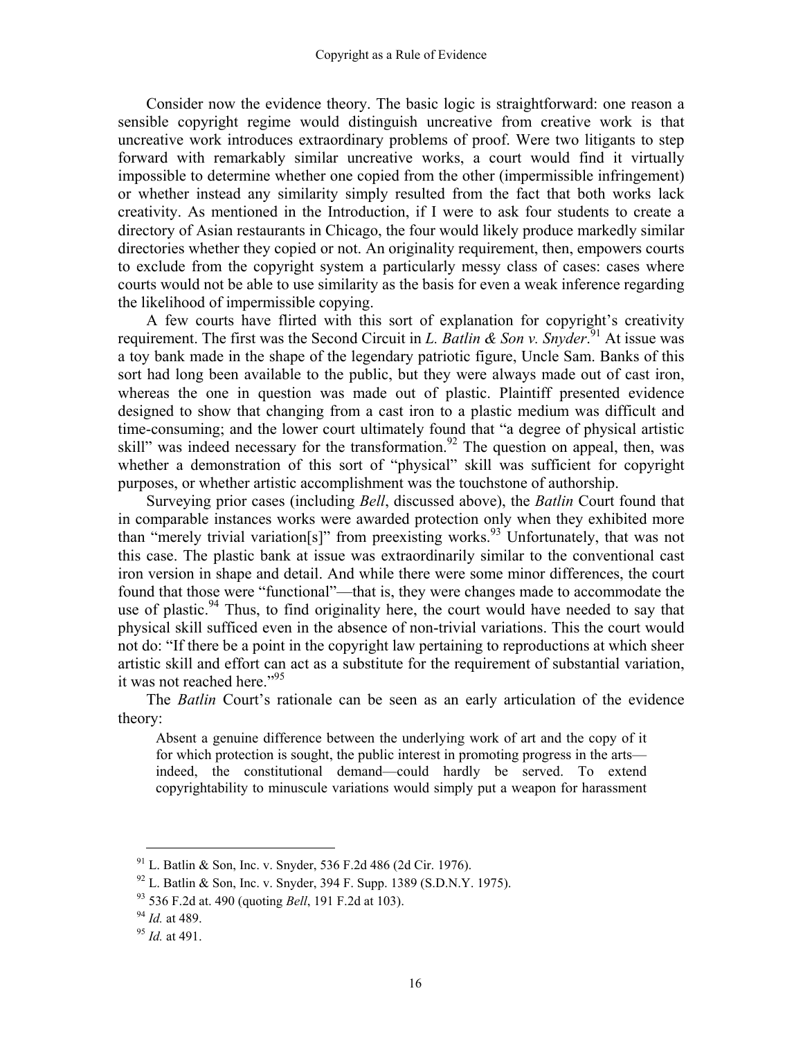Consider now the evidence theory. The basic logic is straightforward: one reason a sensible copyright regime would distinguish uncreative from creative work is that uncreative work introduces extraordinary problems of proof. Were two litigants to step forward with remarkably similar uncreative works, a court would find it virtually impossible to determine whether one copied from the other (impermissible infringement) or whether instead any similarity simply resulted from the fact that both works lack creativity. As mentioned in the Introduction, if I were to ask four students to create a directory of Asian restaurants in Chicago, the four would likely produce markedly similar directories whether they copied or not. An originality requirement, then, empowers courts to exclude from the copyright system a particularly messy class of cases: cases where courts would not be able to use similarity as the basis for even a weak inference regarding the likelihood of impermissible copying.

A few courts have flirted with this sort of explanation for copyright's creativity requirement. The first was the Second Circuit in *L. Batlin & Son v. Snyder*.[91] At issue was a toy bank made in the shape of the legendary patriotic figure, Uncle Sam. Banks of this sort had long been available to the public, but they were always made out of cast iron, whereas the one in question was made out of plastic. Plaintiff presented evidence designed to show that changing from a cast iron to a plastic medium was difficult and time-consuming; and the lower court ultimately found that "a degree of physical artistic skill" was indeed necessary for the transformation.[92] The question on appeal, then, was whether a demonstration of this sort of "physical" skill was sufficient for copyright purposes, or whether artistic accomplishment was the touchstone of authorship.

Surveying prior cases (including *Bell*, discussed above), the *Batlin* Court found that in comparable instances works were awarded protection only when they exhibited more than "merely trivial variation[s]" from preexisting works.[93] Unfortunately, that was not this case. The plastic bank at issue was extraordinarily similar to the conventional cast iron version in shape and detail. And while there were some minor differences, the court found that those were "functional"—that is, they were changes made to accommodate the use of plastic.[94] Thus, to find originality here, the court would have needed to say that physical skill sufficed even in the absence of non-trivial variations. This the court would not do: "If there be a point in the copyright law pertaining to reproductions at which sheer artistic skill and effort can act as a substitute for the requirement of substantial variation, it was not reached here."[95]

The *Batlin* Court's rationale can be seen as an early articulation of the evidence theory:

> Absent a genuine difference between the underlying work of art and the copy of it for which protection is sought, the public interest in promoting progress in the arts—indeed, the constitutional demand—could hardly be served. To extend copyrightability to minuscule variations would simply put a weapon for harassment

---

[91] L. Batlin & Son, Inc. v. Snyder, 536 F.2d 486 (2d Cir. 1976).

[92] L. Batlin & Son, Inc. v. Snyder, 394 F. Supp. 1389 (S.D.N.Y. 1975).

[93] 536 F.2d at. 490 (quoting *Bell*, 191 F.2d at 103).

[94] *Id.* at 489.

[95] *Id.* at 491.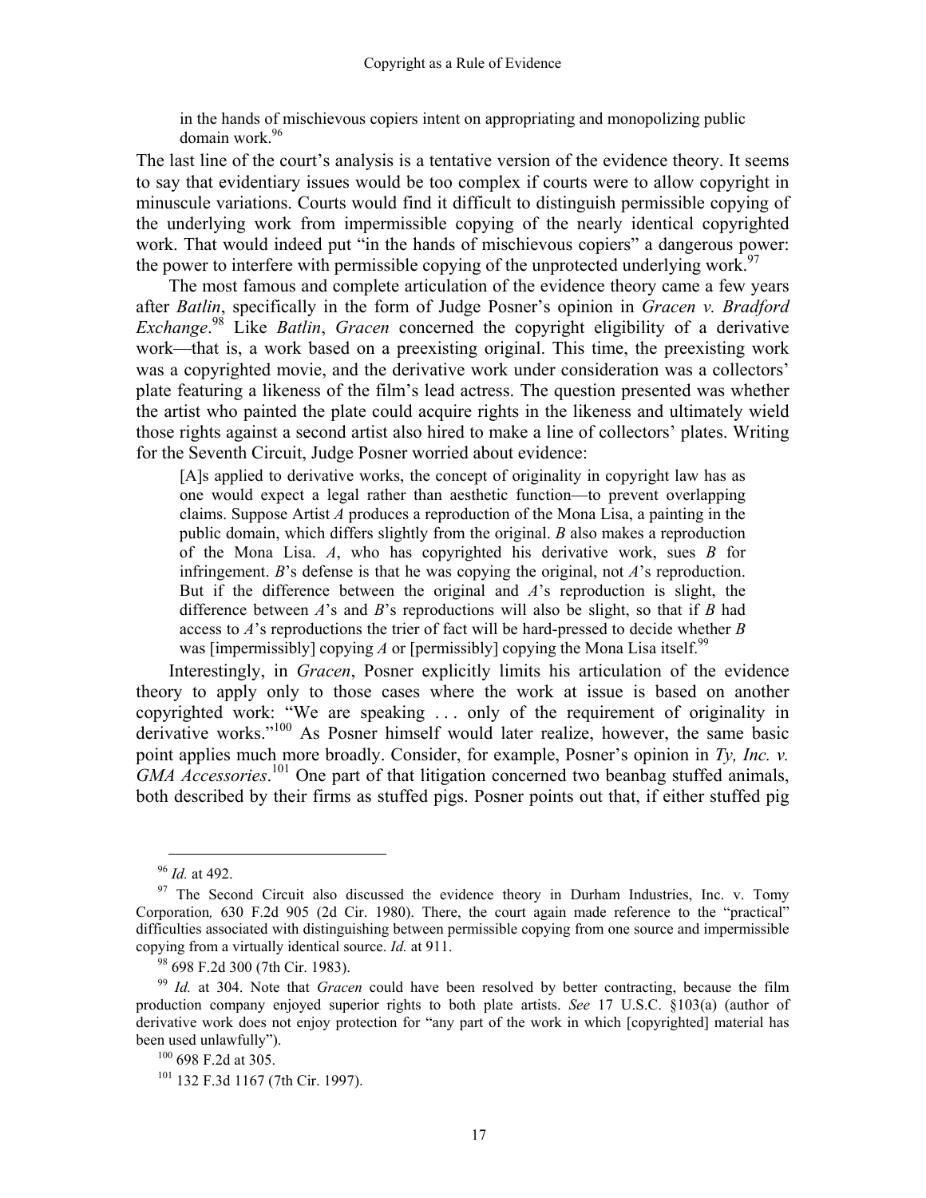> in the hands of mischievous copiers intent on appropriating and monopolizing public domain work.[96]

The last line of the court's analysis is a tentative version of the evidence theory. It seems to say that evidentiary issues would be too complex if courts were to allow copyright in minuscule variations. Courts would find it difficult to distinguish permissible copying of the underlying work from impermissible copying of the nearly identical copyrighted work. That would indeed put "in the hands of mischievous copiers" a dangerous power: the power to interfere with permissible copying of the unprotected underlying work.[97]

The most famous and complete articulation of the evidence theory came a few years after *Batlin*, specifically in the form of Judge Posner's opinion in *Gracen v. Bradford Exchange*.[98] Like *Batlin*, *Gracen* concerned the copyright eligibility of a derivative work—that is, a work based on a preexisting original. This time, the preexisting work was a copyrighted movie, and the derivative work under consideration was a collectors' plate featuring a likeness of the film's lead actress. The question presented was whether the artist who painted the plate could acquire rights in the likeness and ultimately wield those rights against a second artist also hired to make a line of collectors' plates. Writing for the Seventh Circuit, Judge Posner worried about evidence:

> [A]s applied to derivative works, the concept of originality in copyright law has as one would expect a legal rather than aesthetic function—to prevent overlapping claims. Suppose Artist *A* produces a reproduction of the Mona Lisa, a painting in the public domain, which differs slightly from the original. *B* also makes a reproduction of the Mona Lisa. *A*, who has copyrighted his derivative work, sues *B* for infringement. *B*'s defense is that he was copying the original, not *A*'s reproduction. But if the difference between the original and *A*'s reproduction is slight, the difference between *A*'s and *B*'s reproductions will also be slight, so that if *B* had access to *A*'s reproductions the trier of fact will be hard-pressed to decide whether *B* was [impermissibly] copying *A* or [permissibly] copying the Mona Lisa itself.[99]

Interestingly, in *Gracen*, Posner explicitly limits his articulation of the evidence theory to apply only to those cases where the work at issue is based on another copyrighted work: "We are speaking . . . only of the requirement of originality in derivative works."[100] As Posner himself would later realize, however, the same basic point applies much more broadly. Consider, for example, Posner's opinion in *Ty, Inc. v. GMA Accessories*.[101] One part of that litigation concerned two beanbag stuffed animals, both described by their firms as stuffed pigs. Posner points out that, if either stuffed pig

---

[96] *Id.* at 492.

[97] The Second Circuit also discussed the evidence theory in Durham Industries, Inc. v. Tomy Corporation*,* 630 F.2d 905 (2d Cir. 1980). There, the court again made reference to the "practical" difficulties associated with distinguishing between permissible copying from one source and impermissible copying from a virtually identical source. *Id.* at 911.

[98] 698 F.2d 300 (7th Cir. 1983).

[99] *Id.* at 304. Note that *Gracen* could have been resolved by better contracting, because the film production company enjoyed superior rights to both plate artists. *See* 17 U.S.C. §103(a) (author of derivative work does not enjoy protection for "any part of the work in which [copyrighted] material has been used unlawfully").

[100] 698 F.2d at 305.

[101] 132 F.3d 1167 (7th Cir. 1997).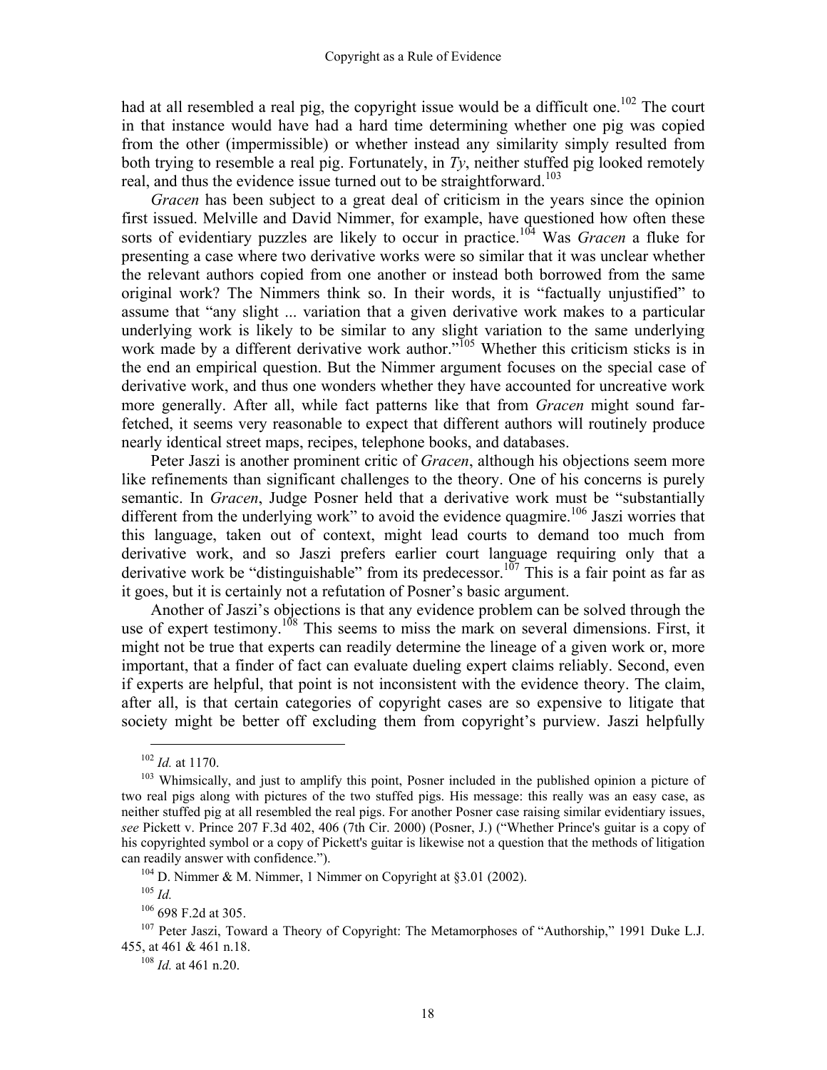had at all resembled a real pig, the copyright issue would be a difficult one.[102] The court in that instance would have had a hard time determining whether one pig was copied from the other (impermissible) or whether instead any similarity simply resulted from both trying to resemble a real pig. Fortunately, in *Ty*, neither stuffed pig looked remotely real, and thus the evidence issue turned out to be straightforward.[103]

*Gracen* has been subject to a great deal of criticism in the years since the opinion first issued. Melville and David Nimmer, for example, have questioned how often these sorts of evidentiary puzzles are likely to occur in practice.[104] Was *Gracen* a fluke for presenting a case where two derivative works were so similar that it was unclear whether the relevant authors copied from one another or instead both borrowed from the same original work? The Nimmers think so. In their words, it is "factually unjustified" to assume that "any slight ... variation that a given derivative work makes to a particular underlying work is likely to be similar to any slight variation to the same underlying work made by a different derivative work author."[105] Whether this criticism sticks is in the end an empirical question. But the Nimmer argument focuses on the special case of derivative work, and thus one wonders whether they have accounted for uncreative work more generally. After all, while fact patterns like that from *Gracen* might sound far-fetched, it seems very reasonable to expect that different authors will routinely produce nearly identical street maps, recipes, telephone books, and databases.

Peter Jaszi is another prominent critic of *Gracen*, although his objections seem more like refinements than significant challenges to the theory. One of his concerns is purely semantic. In *Gracen*, Judge Posner held that a derivative work must be "substantially different from the underlying work" to avoid the evidence quagmire.[106] Jaszi worries that this language, taken out of context, might lead courts to demand too much from derivative work, and so Jaszi prefers earlier court language requiring only that a derivative work be "distinguishable" from its predecessor.[107] This is a fair point as far as it goes, but it is certainly not a refutation of Posner's basic argument.

Another of Jaszi's objections is that any evidence problem can be solved through the use of expert testimony.[108] This seems to miss the mark on several dimensions. First, it might not be true that experts can readily determine the lineage of a given work or, more important, that a finder of fact can evaluate dueling expert claims reliably. Second, even if experts are helpful, that point is not inconsistent with the evidence theory. The claim, after all, is that certain categories of copyright cases are so expensive to litigate that society might be better off excluding them from copyright's purview. Jaszi helpfully

---

[102] *Id.* at 1170.

[103] Whimsically, and just to amplify this point, Posner included in the published opinion a picture of two real pigs along with pictures of the two stuffed pigs. His message: this really was an easy case, as neither stuffed pig at all resembled the real pigs. For another Posner case raising similar evidentiary issues, *see* Pickett v. Prince 207 F.3d 402, 406 (7th Cir. 2000) (Posner, J.) ("Whether Prince's guitar is a copy of his copyrighted symbol or a copy of Pickett's guitar is likewise not a question that the methods of litigation can readily answer with confidence.").

[104] D. Nimmer & M. Nimmer, 1 Nimmer on Copyright at §3.01 (2002).

[105] *Id.*

[106] 698 F.2d at 305.

[107] Peter Jaszi, Toward a Theory of Copyright: The Metamorphoses of "Authorship," 1991 Duke L.J. 455, at 461 & 461 n.18.

[108] *Id.* at 461 n.20.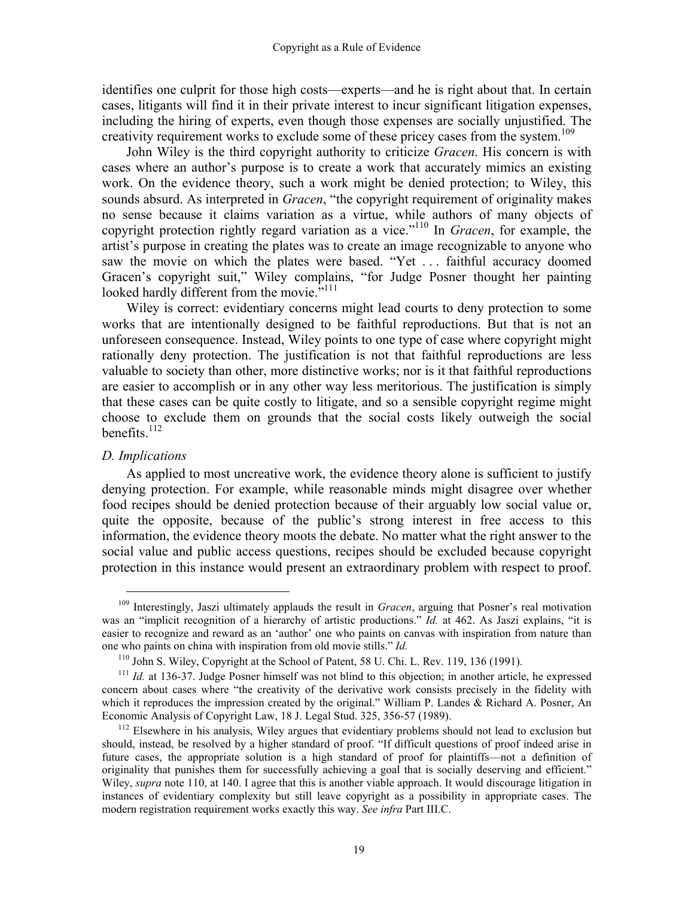identifies one culprit for those high costs—experts—and he is right about that. In certain cases, litigants will find it in their private interest to incur significant litigation expenses, including the hiring of experts, even though those expenses are socially unjustified. The creativity requirement works to exclude some of these pricey cases from the system.[109]

John Wiley is the third copyright authority to criticize *Gracen*. His concern is with cases where an author's purpose is to create a work that accurately mimics an existing work. On the evidence theory, such a work might be denied protection; to Wiley, this sounds absurd. As interpreted in *Gracen*, "the copyright requirement of originality makes no sense because it claims variation as a virtue, while authors of many objects of copyright protection rightly regard variation as a vice."[110] In *Gracen*, for example, the artist's purpose in creating the plates was to create an image recognizable to anyone who saw the movie on which the plates were based. "Yet . . . faithful accuracy doomed Gracen's copyright suit," Wiley complains, "for Judge Posner thought her painting looked hardly different from the movie."[111]

Wiley is correct: evidentiary concerns might lead courts to deny protection to some works that are intentionally designed to be faithful reproductions. But that is not an unforeseen consequence. Instead, Wiley points to one type of case where copyright might rationally deny protection. The justification is not that faithful reproductions are less valuable to society than other, more distinctive works; nor is it that faithful reproductions are easier to accomplish or in any other way less meritorious. The justification is simply that these cases can be quite costly to litigate, and so a sensible copyright regime might choose to exclude them on grounds that the social costs likely outweigh the social benefits.[112]

### *D. Implications*

As applied to most uncreative work, the evidence theory alone is sufficient to justify denying protection. For example, while reasonable minds might disagree over whether food recipes should be denied protection because of their arguably low social value or, quite the opposite, because of the public's strong interest in free access to this information, the evidence theory moots the debate. No matter what the right answer to the social value and public access questions, recipes should be excluded because copyright protection in this instance would present an extraordinary problem with respect to proof.

---

[109] Interestingly, Jaszi ultimately applauds the result in *Gracen*, arguing that Posner's real motivation was an "implicit recognition of a hierarchy of artistic productions." *Id.* at 462. As Jaszi explains, "it is easier to recognize and reward as an 'author' one who paints on canvas with inspiration from nature than one who paints on china with inspiration from old movie stills." *Id.*

[110] John S. Wiley, Copyright at the School of Patent, 58 U. Chi. L. Rev. 119, 136 (1991).

[111] *Id.* at 136-37. Judge Posner himself was not blind to this objection; in another article, he expressed concern about cases where "the creativity of the derivative work consists precisely in the fidelity with which it reproduces the impression created by the original." William P. Landes & Richard A. Posner, An Economic Analysis of Copyright Law, 18 J. Legal Stud. 325, 356-57 (1989).

[112] Elsewhere in his analysis, Wiley argues that evidentiary problems should not lead to exclusion but should, instead, be resolved by a higher standard of proof. "If difficult questions of proof indeed arise in future cases, the appropriate solution is a high standard of proof for plaintiffs—not a definition of originality that punishes them for successfully achieving a goal that is socially deserving and efficient." Wiley, *supra* note 110, at 140. I agree that this is another viable approach. It would discourage litigation in instances of evidentiary complexity but still leave copyright as a possibility in appropriate cases. The modern registration requirement works exactly this way. *See infra* Part III.C.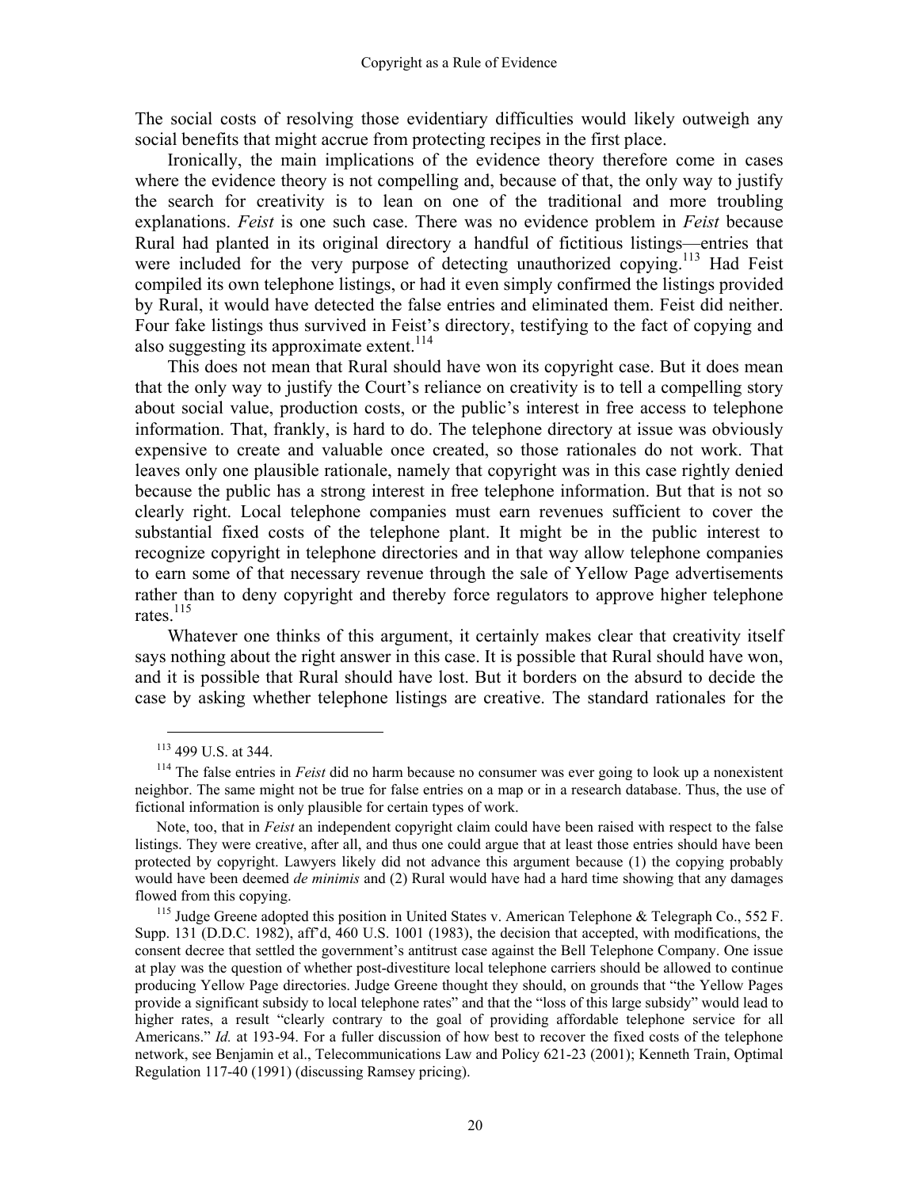The social costs of resolving those evidentiary difficulties would likely outweigh any social benefits that might accrue from protecting recipes in the first place.

Ironically, the main implications of the evidence theory therefore come in cases where the evidence theory is not compelling and, because of that, the only way to justify the search for creativity is to lean on one of the traditional and more troubling explanations. *Feist* is one such case. There was no evidence problem in *Feist* because Rural had planted in its original directory a handful of fictitious listings—entries that were included for the very purpose of detecting unauthorized copying.[113] Had Feist compiled its own telephone listings, or had it even simply confirmed the listings provided by Rural, it would have detected the false entries and eliminated them. Feist did neither. Four fake listings thus survived in Feist's directory, testifying to the fact of copying and also suggesting its approximate extent.[114]

This does not mean that Rural should have won its copyright case. But it does mean that the only way to justify the Court's reliance on creativity is to tell a compelling story about social value, production costs, or the public's interest in free access to telephone information. That, frankly, is hard to do. The telephone directory at issue was obviously expensive to create and valuable once created, so those rationales do not work. That leaves only one plausible rationale, namely that copyright was in this case rightly denied because the public has a strong interest in free telephone information. But that is not so clearly right. Local telephone companies must earn revenues sufficient to cover the substantial fixed costs of the telephone plant. It might be in the public interest to recognize copyright in telephone directories and in that way allow telephone companies to earn some of that necessary revenue through the sale of Yellow Page advertisements rather than to deny copyright and thereby force regulators to approve higher telephone rates.[115]

Whatever one thinks of this argument, it certainly makes clear that creativity itself says nothing about the right answer in this case. It is possible that Rural should have won, and it is possible that Rural should have lost. But it borders on the absurd to decide the case by asking whether telephone listings are creative. The standard rationales for the

---

[113] 499 U.S. at 344.

[114] The false entries in *Feist* did no harm because no consumer was ever going to look up a nonexistent neighbor. The same might not be true for false entries on a map or in a research database. Thus, the use of fictional information is only plausible for certain types of work.

Note, too, that in *Feist* an independent copyright claim could have been raised with respect to the false listings. They were creative, after all, and thus one could argue that at least those entries should have been protected by copyright. Lawyers likely did not advance this argument because (1) the copying probably would have been deemed *de minimis* and (2) Rural would have had a hard time showing that any damages flowed from this copying.

[115] Judge Greene adopted this position in United States v. American Telephone & Telegraph Co., 552 F. Supp. 131 (D.D.C. 1982), aff'd, 460 U.S. 1001 (1983), the decision that accepted, with modifications, the consent decree that settled the government's antitrust case against the Bell Telephone Company. One issue at play was the question of whether post-divestiture local telephone carriers should be allowed to continue producing Yellow Page directories. Judge Greene thought they should, on grounds that "the Yellow Pages provide a significant subsidy to local telephone rates" and that the "loss of this large subsidy" would lead to higher rates, a result "clearly contrary to the goal of providing affordable telephone service for all Americans." *Id.* at 193-94. For a fuller discussion of how best to recover the fixed costs of the telephone network, see Benjamin et al., Telecommunications Law and Policy 621-23 (2001); Kenneth Train, Optimal Regulation 117-40 (1991) (discussing Ramsey pricing).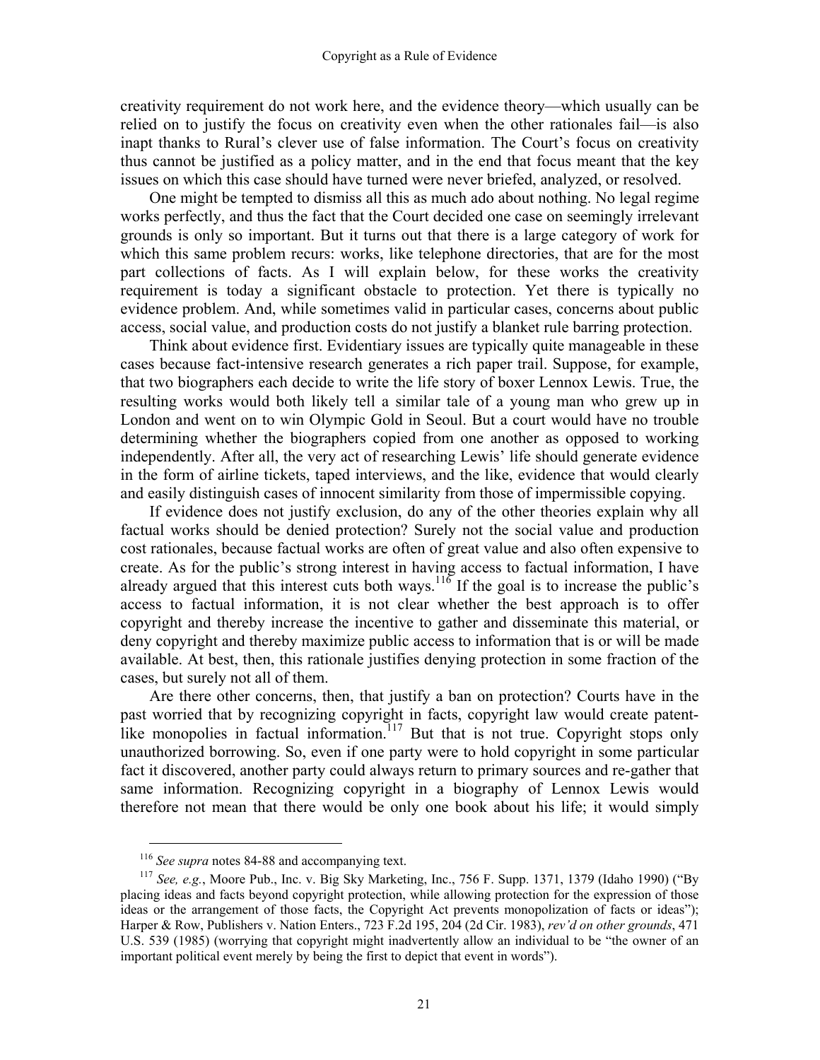creativity requirement do not work here, and the evidence theory—which usually can be relied on to justify the focus on creativity even when the other rationales fail—is also inapt thanks to Rural's clever use of false information. The Court's focus on creativity thus cannot be justified as a policy matter, and in the end that focus meant that the key issues on which this case should have turned were never briefed, analyzed, or resolved.

One might be tempted to dismiss all this as much ado about nothing. No legal regime works perfectly, and thus the fact that the Court decided one case on seemingly irrelevant grounds is only so important. But it turns out that there is a large category of work for which this same problem recurs: works, like telephone directories, that are for the most part collections of facts. As I will explain below, for these works the creativity requirement is today a significant obstacle to protection. Yet there is typically no evidence problem. And, while sometimes valid in particular cases, concerns about public access, social value, and production costs do not justify a blanket rule barring protection.

Think about evidence first. Evidentiary issues are typically quite manageable in these cases because fact-intensive research generates a rich paper trail. Suppose, for example, that two biographers each decide to write the life story of boxer Lennox Lewis. True, the resulting works would both likely tell a similar tale of a young man who grew up in London and went on to win Olympic Gold in Seoul. But a court would have no trouble determining whether the biographers copied from one another as opposed to working independently. After all, the very act of researching Lewis' life should generate evidence in the form of airline tickets, taped interviews, and the like, evidence that would clearly and easily distinguish cases of innocent similarity from those of impermissible copying.

If evidence does not justify exclusion, do any of the other theories explain why all factual works should be denied protection? Surely not the social value and production cost rationales, because factual works are often of great value and also often expensive to create. As for the public's strong interest in having access to factual information, I have already argued that this interest cuts both ways.[116] If the goal is to increase the public's access to factual information, it is not clear whether the best approach is to offer copyright and thereby increase the incentive to gather and disseminate this material, or deny copyright and thereby maximize public access to information that is or will be made available. At best, then, this rationale justifies denying protection in some fraction of the cases, but surely not all of them.

Are there other concerns, then, that justify a ban on protection? Courts have in the past worried that by recognizing copyright in facts, copyright law would create patent-like monopolies in factual information.[117] But that is not true. Copyright stops only unauthorized borrowing. So, even if one party were to hold copyright in some particular fact it discovered, another party could always return to primary sources and re-gather that same information. Recognizing copyright in a biography of Lennox Lewis would therefore not mean that there would be only one book about his life; it would simply

---

[116] *See supra* notes 84-88 and accompanying text.

[117] *See, e.g.*, Moore Pub., Inc. v. Big Sky Marketing, Inc., 756 F. Supp. 1371, 1379 (Idaho 1990) ("By placing ideas and facts beyond copyright protection, while allowing protection for the expression of those ideas or the arrangement of those facts, the Copyright Act prevents monopolization of facts or ideas"); Harper & Row, Publishers v. Nation Enters., 723 F.2d 195, 204 (2d Cir. 1983), *rev'd on other grounds*, 471 U.S. 539 (1985) (worrying that copyright might inadvertently allow an individual to be "the owner of an important political event merely by being the first to depict that event in words").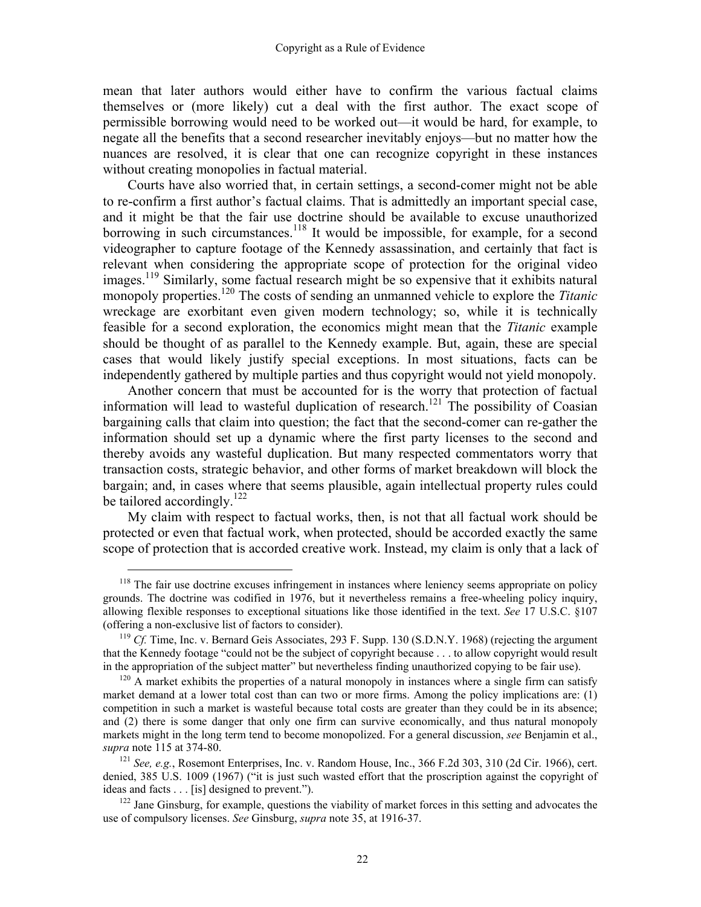mean that later authors would either have to confirm the various factual claims themselves or (more likely) cut a deal with the first author. The exact scope of permissible borrowing would need to be worked out—it would be hard, for example, to negate all the benefits that a second researcher inevitably enjoys—but no matter how the nuances are resolved, it is clear that one can recognize copyright in these instances without creating monopolies in factual material.

Courts have also worried that, in certain settings, a second-comer might not be able to re-confirm a first author's factual claims. That is admittedly an important special case, and it might be that the fair use doctrine should be available to excuse unauthorized borrowing in such circumstances.[118] It would be impossible, for example, for a second videographer to capture footage of the Kennedy assassination, and certainly that fact is relevant when considering the appropriate scope of protection for the original video images.[119] Similarly, some factual research might be so expensive that it exhibits natural monopoly properties.[120] The costs of sending an unmanned vehicle to explore the *Titanic* wreckage are exorbitant even given modern technology; so, while it is technically feasible for a second exploration, the economics might mean that the *Titanic* example should be thought of as parallel to the Kennedy example. But, again, these are special cases that would likely justify special exceptions. In most situations, facts can be independently gathered by multiple parties and thus copyright would not yield monopoly.

Another concern that must be accounted for is the worry that protection of factual information will lead to wasteful duplication of research.[121] The possibility of Coasian bargaining calls that claim into question; the fact that the second-comer can re-gather the information should set up a dynamic where the first party licenses to the second and thereby avoids any wasteful duplication. But many respected commentators worry that transaction costs, strategic behavior, and other forms of market breakdown will block the bargain; and, in cases where that seems plausible, again intellectual property rules could be tailored accordingly.[122]

My claim with respect to factual works, then, is not that all factual work should be protected or even that factual work, when protected, should be accorded exactly the same scope of protection that is accorded creative work. Instead, my claim is only that a lack of

---

[118] The fair use doctrine excuses infringement in instances where leniency seems appropriate on policy grounds. The doctrine was codified in 1976, but it nevertheless remains a free-wheeling policy inquiry, allowing flexible responses to exceptional situations like those identified in the text. *See* 17 U.S.C. §107 (offering a non-exclusive list of factors to consider).

[119] *Cf.* Time, Inc. v. Bernard Geis Associates, 293 F. Supp. 130 (S.D.N.Y. 1968) (rejecting the argument that the Kennedy footage "could not be the subject of copyright because . . . to allow copyright would result in the appropriation of the subject matter" but nevertheless finding unauthorized copying to be fair use).

[120] A market exhibits the properties of a natural monopoly in instances where a single firm can satisfy market demand at a lower total cost than can two or more firms. Among the policy implications are: (1) competition in such a market is wasteful because total costs are greater than they could be in its absence; and (2) there is some danger that only one firm can survive economically, and thus natural monopoly markets might in the long term tend to become monopolized. For a general discussion, *see* Benjamin et al., *supra* note 115 at 374-80.

[121] *See, e.g.*, Rosemont Enterprises, Inc. v. Random House, Inc., 366 F.2d 303, 310 (2d Cir. 1966), cert. denied, 385 U.S. 1009 (1967) ("it is just such wasted effort that the proscription against the copyright of ideas and facts . . . [is] designed to prevent.").

[122] Jane Ginsburg, for example, questions the viability of market forces in this setting and advocates the use of compulsory licenses. *See* Ginsburg, *supra* note 35, at 1916-37.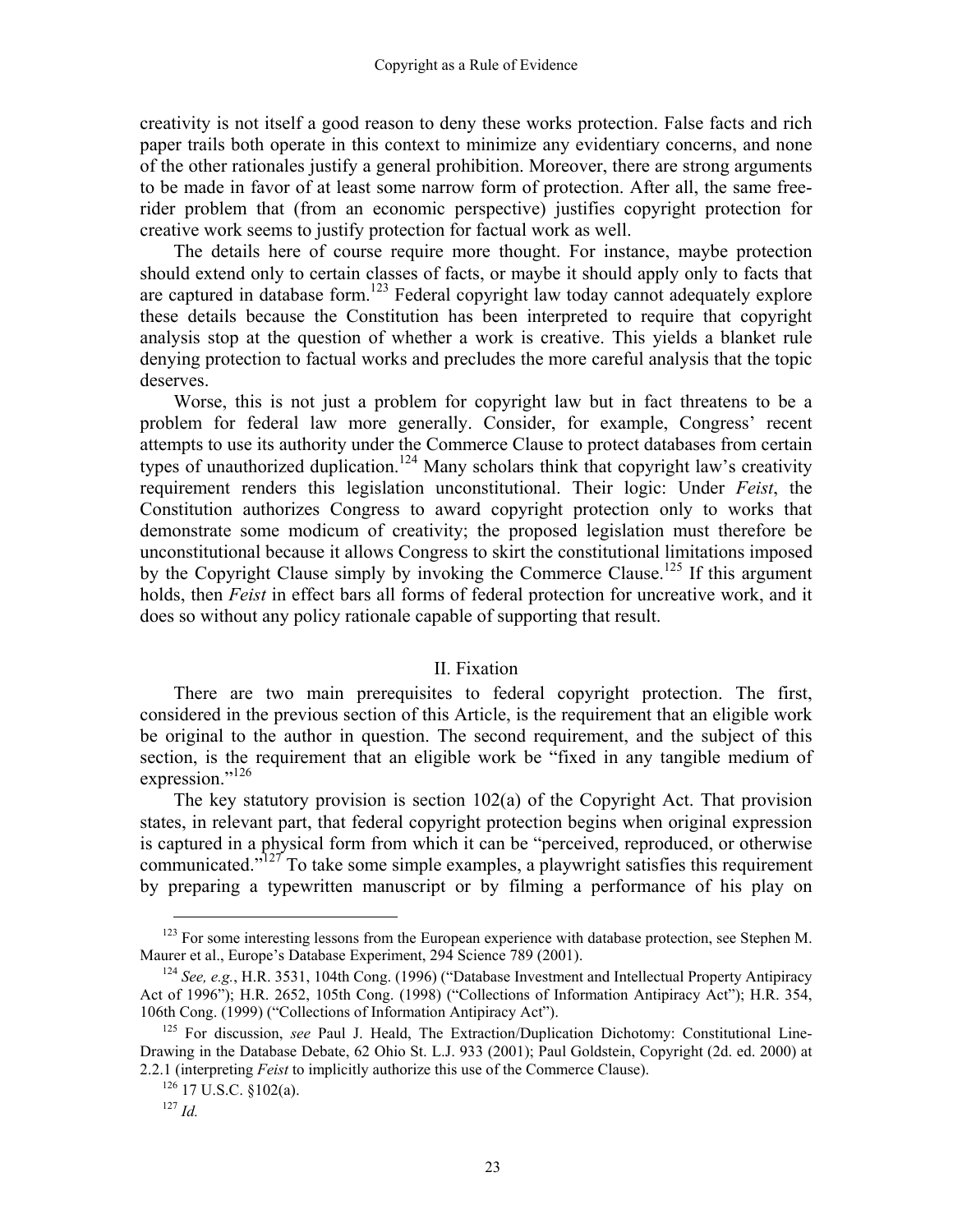creativity is not itself a good reason to deny these works protection. False facts and rich paper trails both operate in this context to minimize any evidentiary concerns, and none of the other rationales justify a general prohibition. Moreover, there are strong arguments to be made in favor of at least some narrow form of protection. After all, the same free-rider problem that (from an economic perspective) justifies copyright protection for creative work seems to justify protection for factual work as well.

The details here of course require more thought. For instance, maybe protection should extend only to certain classes of facts, or maybe it should apply only to facts that are captured in database form.[123] Federal copyright law today cannot adequately explore these details because the Constitution has been interpreted to require that copyright analysis stop at the question of whether a work is creative. This yields a blanket rule denying protection to factual works and precludes the more careful analysis that the topic deserves.

Worse, this is not just a problem for copyright law but in fact threatens to be a problem for federal law more generally. Consider, for example, Congress' recent attempts to use its authority under the Commerce Clause to protect databases from certain types of unauthorized duplication.[124] Many scholars think that copyright law's creativity requirement renders this legislation unconstitutional. Their logic: Under *Feist*, the Constitution authorizes Congress to award copyright protection only to works that demonstrate some modicum of creativity; the proposed legislation must therefore be unconstitutional because it allows Congress to skirt the constitutional limitations imposed by the Copyright Clause simply by invoking the Commerce Clause.[125] If this argument holds, then *Feist* in effect bars all forms of federal protection for uncreative work, and it does so without any policy rationale capable of supporting that result.

## II. Fixation

There are two main prerequisites to federal copyright protection. The first, considered in the previous section of this Article, is the requirement that an eligible work be original to the author in question. The second requirement, and the subject of this section, is the requirement that an eligible work be "fixed in any tangible medium of expression."[126]

The key statutory provision is section 102(a) of the Copyright Act. That provision states, in relevant part, that federal copyright protection begins when original expression is captured in a physical form from which it can be "perceived, reproduced, or otherwise communicated."[127] To take some simple examples, a playwright satisfies this requirement by preparing a typewritten manuscript or by filming a performance of his play on

---

[123] For some interesting lessons from the European experience with database protection, see Stephen M. Maurer et al., Europe's Database Experiment, 294 Science 789 (2001).

[124] *See, e.g.*, H.R. 3531, 104th Cong. (1996) ("Database Investment and Intellectual Property Antipiracy Act of 1996"); H.R. 2652, 105th Cong. (1998) ("Collections of Information Antipiracy Act"); H.R. 354, 106th Cong. (1999) ("Collections of Information Antipiracy Act").

[125] For discussion, *see* Paul J. Heald, The Extraction/Duplication Dichotomy: Constitutional Line-Drawing in the Database Debate, 62 Ohio St. L.J. 933 (2001); Paul Goldstein, Copyright (2d. ed. 2000) at 2.2.1 (interpreting *Feist* to implicitly authorize this use of the Commerce Clause).

[126] 17 U.S.C. §102(a).

[127] *Id.*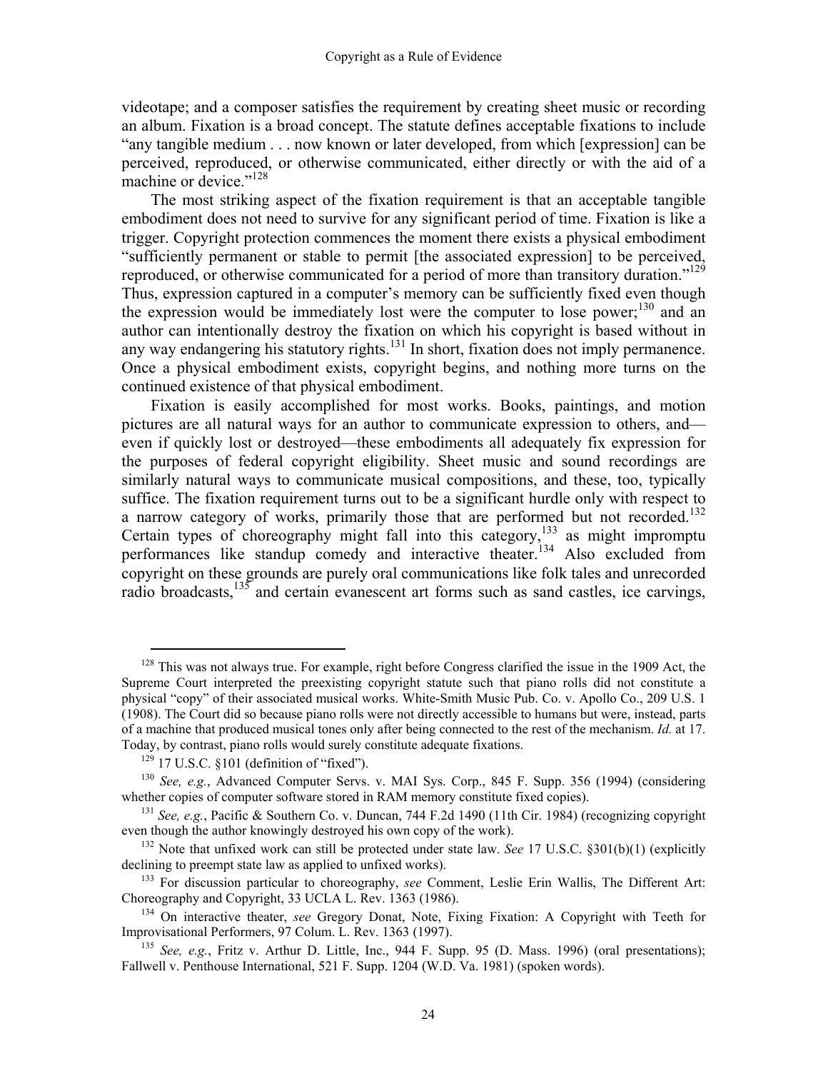videotape; and a composer satisfies the requirement by creating sheet music or recording an album. Fixation is a broad concept. The statute defines acceptable fixations to include "any tangible medium . . . now known or later developed, from which [expression] can be perceived, reproduced, or otherwise communicated, either directly or with the aid of a machine or device."[128]

The most striking aspect of the fixation requirement is that an acceptable tangible embodiment does not need to survive for any significant period of time. Fixation is like a trigger. Copyright protection commences the moment there exists a physical embodiment "sufficiently permanent or stable to permit [the associated expression] to be perceived, reproduced, or otherwise communicated for a period of more than transitory duration."[129] Thus, expression captured in a computer's memory can be sufficiently fixed even though the expression would be immediately lost were the computer to lose power;[130] and an author can intentionally destroy the fixation on which his copyright is based without in any way endangering his statutory rights.[131] In short, fixation does not imply permanence. Once a physical embodiment exists, copyright begins, and nothing more turns on the continued existence of that physical embodiment.

Fixation is easily accomplished for most works. Books, paintings, and motion pictures are all natural ways for an author to communicate expression to others, and—even if quickly lost or destroyed—these embodiments all adequately fix expression for the purposes of federal copyright eligibility. Sheet music and sound recordings are similarly natural ways to communicate musical compositions, and these, too, typically suffice. The fixation requirement turns out to be a significant hurdle only with respect to a narrow category of works, primarily those that are performed but not recorded.[132] Certain types of choreography might fall into this category,[133] as might impromptu performances like standup comedy and interactive theater.[134] Also excluded from copyright on these grounds are purely oral communications like folk tales and unrecorded radio broadcasts,[135] and certain evanescent art forms such as sand castles, ice carvings,

---

[128] This was not always true. For example, right before Congress clarified the issue in the 1909 Act, the Supreme Court interpreted the preexisting copyright statute such that piano rolls did not constitute a physical "copy" of their associated musical works. White-Smith Music Pub. Co. v. Apollo Co., 209 U.S. 1 (1908). The Court did so because piano rolls were not directly accessible to humans but were, instead, parts of a machine that produced musical tones only after being connected to the rest of the mechanism. *Id.* at 17. Today, by contrast, piano rolls would surely constitute adequate fixations.

[129] 17 U.S.C. §101 (definition of "fixed").

[130] *See, e.g.*, Advanced Computer Servs. v. MAI Sys. Corp., 845 F. Supp. 356 (1994) (considering whether copies of computer software stored in RAM memory constitute fixed copies).

[131] *See, e.g.*, Pacific & Southern Co. v. Duncan, 744 F.2d 1490 (11th Cir. 1984) (recognizing copyright even though the author knowingly destroyed his own copy of the work).

[132] Note that unfixed work can still be protected under state law. *See* 17 U.S.C. §301(b)(1) (explicitly declining to preempt state law as applied to unfixed works).

[133] For discussion particular to choreography, *see* Comment, Leslie Erin Wallis, The Different Art: Choreography and Copyright, 33 UCLA L. Rev. 1363 (1986).

[134] On interactive theater, *see* Gregory Donat, Note, Fixing Fixation: A Copyright with Teeth for Improvisational Performers, 97 Colum. L. Rev. 1363 (1997).

[135] *See, e.g.*, Fritz v. Arthur D. Little, Inc., 944 F. Supp. 95 (D. Mass. 1996) (oral presentations); Fallwell v. Penthouse International, 521 F. Supp. 1204 (W.D. Va. 1981) (spoken words).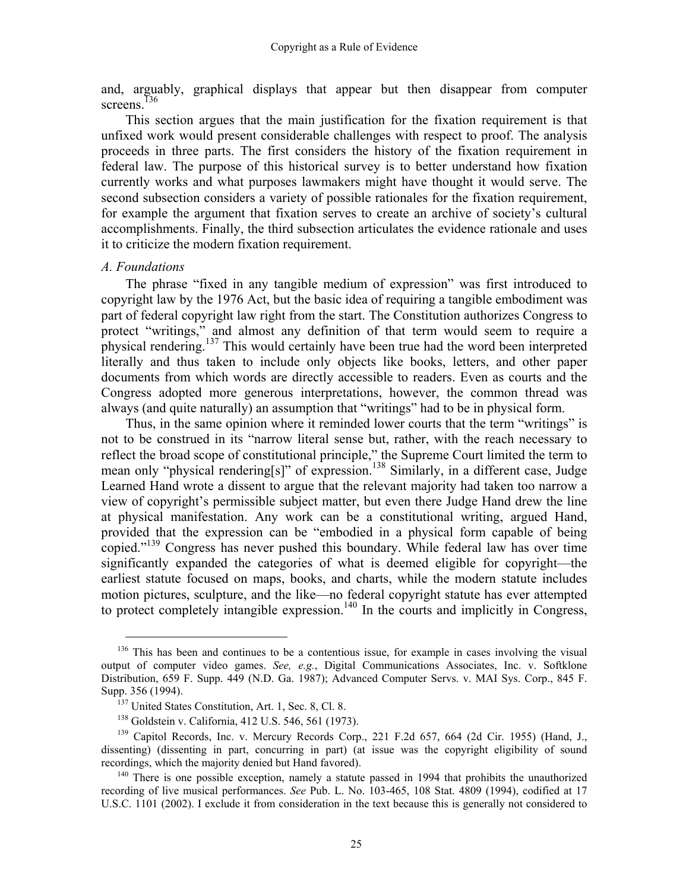and, arguably, graphical displays that appear but then disappear from computer screens.[136]

This section argues that the main justification for the fixation requirement is that unfixed work would present considerable challenges with respect to proof. The analysis proceeds in three parts. The first considers the history of the fixation requirement in federal law. The purpose of this historical survey is to better understand how fixation currently works and what purposes lawmakers might have thought it would serve. The second subsection considers a variety of possible rationales for the fixation requirement, for example the argument that fixation serves to create an archive of society's cultural accomplishments. Finally, the third subsection articulates the evidence rationale and uses it to criticize the modern fixation requirement.

### *A. Foundations*

The phrase "fixed in any tangible medium of expression" was first introduced to copyright law by the 1976 Act, but the basic idea of requiring a tangible embodiment was part of federal copyright law right from the start. The Constitution authorizes Congress to protect "writings," and almost any definition of that term would seem to require a physical rendering.[137] This would certainly have been true had the word been interpreted literally and thus taken to include only objects like books, letters, and other paper documents from which words are directly accessible to readers. Even as courts and the Congress adopted more generous interpretations, however, the common thread was always (and quite naturally) an assumption that "writings" had to be in physical form.

Thus, in the same opinion where it reminded lower courts that the term "writings" is not to be construed in its "narrow literal sense but, rather, with the reach necessary to reflect the broad scope of constitutional principle," the Supreme Court limited the term to mean only "physical rendering[s]" of expression.[138] Similarly, in a different case, Judge Learned Hand wrote a dissent to argue that the relevant majority had taken too narrow a view of copyright's permissible subject matter, but even there Judge Hand drew the line at physical manifestation. Any work can be a constitutional writing, argued Hand, provided that the expression can be "embodied in a physical form capable of being copied."[139] Congress has never pushed this boundary. While federal law has over time significantly expanded the categories of what is deemed eligible for copyright—the earliest statute focused on maps, books, and charts, while the modern statute includes motion pictures, sculpture, and the like—no federal copyright statute has ever attempted to protect completely intangible expression.[140] In the courts and implicitly in Congress,

---

[136] This has been and continues to be a contentious issue, for example in cases involving the visual output of computer video games. *See, e.g.*, Digital Communications Associates, Inc. v. Softklone Distribution, 659 F. Supp. 449 (N.D. Ga. 1987); Advanced Computer Servs. v. MAI Sys. Corp., 845 F. Supp. 356 (1994).

[137] United States Constitution, Art. 1, Sec. 8, Cl. 8.

[138] Goldstein v. California, 412 U.S. 546, 561 (1973).

[139] Capitol Records, Inc. v. Mercury Records Corp., 221 F.2d 657, 664 (2d Cir. 1955) (Hand, J., dissenting) (dissenting in part, concurring in part) (at issue was the copyright eligibility of sound recordings, which the majority denied but Hand favored).

[140] There is one possible exception, namely a statute passed in 1994 that prohibits the unauthorized recording of live musical performances. *See* Pub. L. No. 103-465, 108 Stat. 4809 (1994), codified at 17 U.S.C. 1101 (2002). I exclude it from consideration in the text because this is generally not considered to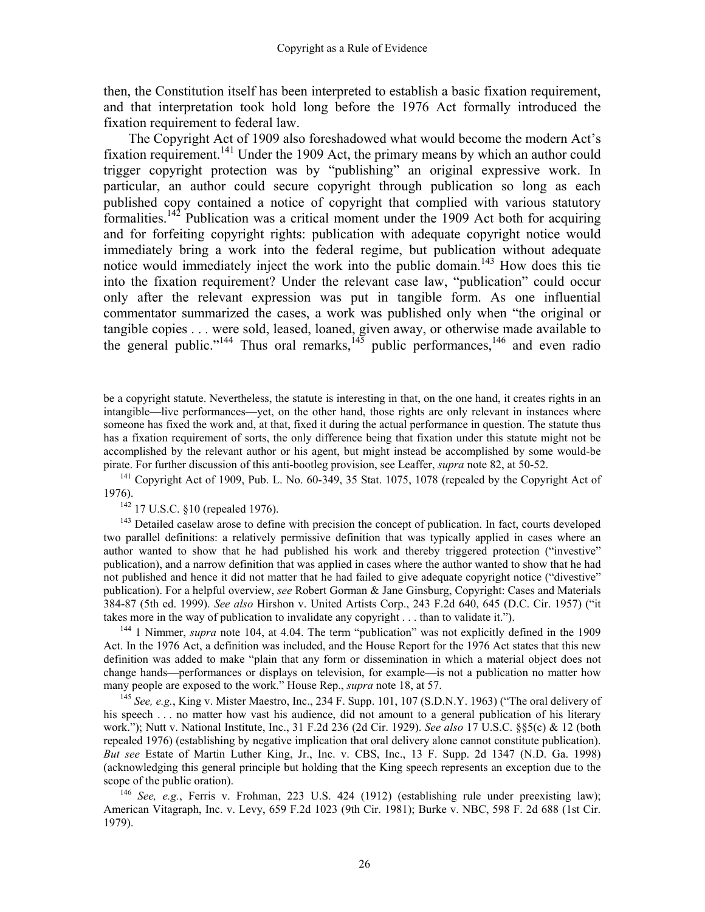then, the Constitution itself has been interpreted to establish a basic fixation requirement, and that interpretation took hold long before the 1976 Act formally introduced the fixation requirement to federal law.

The Copyright Act of 1909 also foreshadowed what would become the modern Act's fixation requirement.[141] Under the 1909 Act, the primary means by which an author could trigger copyright protection was by "publishing" an original expressive work. In particular, an author could secure copyright through publication so long as each published copy contained a notice of copyright that complied with various statutory formalities.[142] Publication was a critical moment under the 1909 Act both for acquiring and for forfeiting copyright rights: publication with adequate copyright notice would immediately bring a work into the federal regime, but publication without adequate notice would immediately inject the work into the public domain.[143] How does this tie into the fixation requirement? Under the relevant case law, "publication" could occur only after the relevant expression was put in tangible form. As one influential commentator summarized the cases, a work was published only when "the original or tangible copies . . . were sold, leased, loaned, given away, or otherwise made available to the general public."[144] Thus oral remarks,[145] public performances,[146] and even radio

be a copyright statute. Nevertheless, the statute is interesting in that, on the one hand, it creates rights in an intangible—live performances—yet, on the other hand, those rights are only relevant in instances where someone has fixed the work and, at that, fixed it during the actual performance in question. The statute thus has a fixation requirement of sorts, the only difference being that fixation under this statute might not be accomplished by the relevant author or his agent, but might instead be accomplished by some would-be pirate. For further discussion of this anti-bootleg provision, see Leaffer, *supra* note 82, at 50-52.

[141] Copyright Act of 1909, Pub. L. No. 60-349, 35 Stat. 1075, 1078 (repealed by the Copyright Act of 1976).

[142] 17 U.S.C. §10 (repealed 1976).

[143] Detailed caselaw arose to define with precision the concept of publication. In fact, courts developed two parallel definitions: a relatively permissive definition that was typically applied in cases where an author wanted to show that he had published his work and thereby triggered protection ("investive" publication), and a narrow definition that was applied in cases where the author wanted to show that he had not published and hence it did not matter that he had failed to give adequate copyright notice ("divestive" publication). For a helpful overview, *see* Robert Gorman & Jane Ginsburg, Copyright: Cases and Materials 384-87 (5th ed. 1999). *See also* Hirshon v. United Artists Corp., 243 F.2d 640, 645 (D.C. Cir. 1957) ("it takes more in the way of publication to invalidate any copyright . . . than to validate it.").

[144] 1 Nimmer, *supra* note 104, at 4.04. The term "publication" was not explicitly defined in the 1909 Act. In the 1976 Act, a definition was included, and the House Report for the 1976 Act states that this new definition was added to make "plain that any form or dissemination in which a material object does not change hands—performances or displays on television, for example—is not a publication no matter how many people are exposed to the work." House Rep., *supra* note 18, at 57.

[145] *See, e.g.*, King v. Mister Maestro, Inc., 234 F. Supp. 101, 107 (S.D.N.Y. 1963) ("The oral delivery of his speech . . . no matter how vast his audience, did not amount to a general publication of his literary work."); Nutt v. National Institute, Inc., 31 F.2d 236 (2d Cir. 1929). *See also* 17 U.S.C. §§5(c) & 12 (both repealed 1976) (establishing by negative implication that oral delivery alone cannot constitute publication). *But see* Estate of Martin Luther King, Jr., Inc. v. CBS, Inc., 13 F. Supp. 2d 1347 (N.D. Ga. 1998) (acknowledging this general principle but holding that the King speech represents an exception due to the scope of the public oration).

[146] *See, e.g.*, Ferris v. Frohman, 223 U.S. 424 (1912) (establishing rule under preexisting law); American Vitagraph, Inc. v. Levy, 659 F.2d 1023 (9th Cir. 1981); Burke v. NBC, 598 F. 2d 688 (1st Cir. 1979).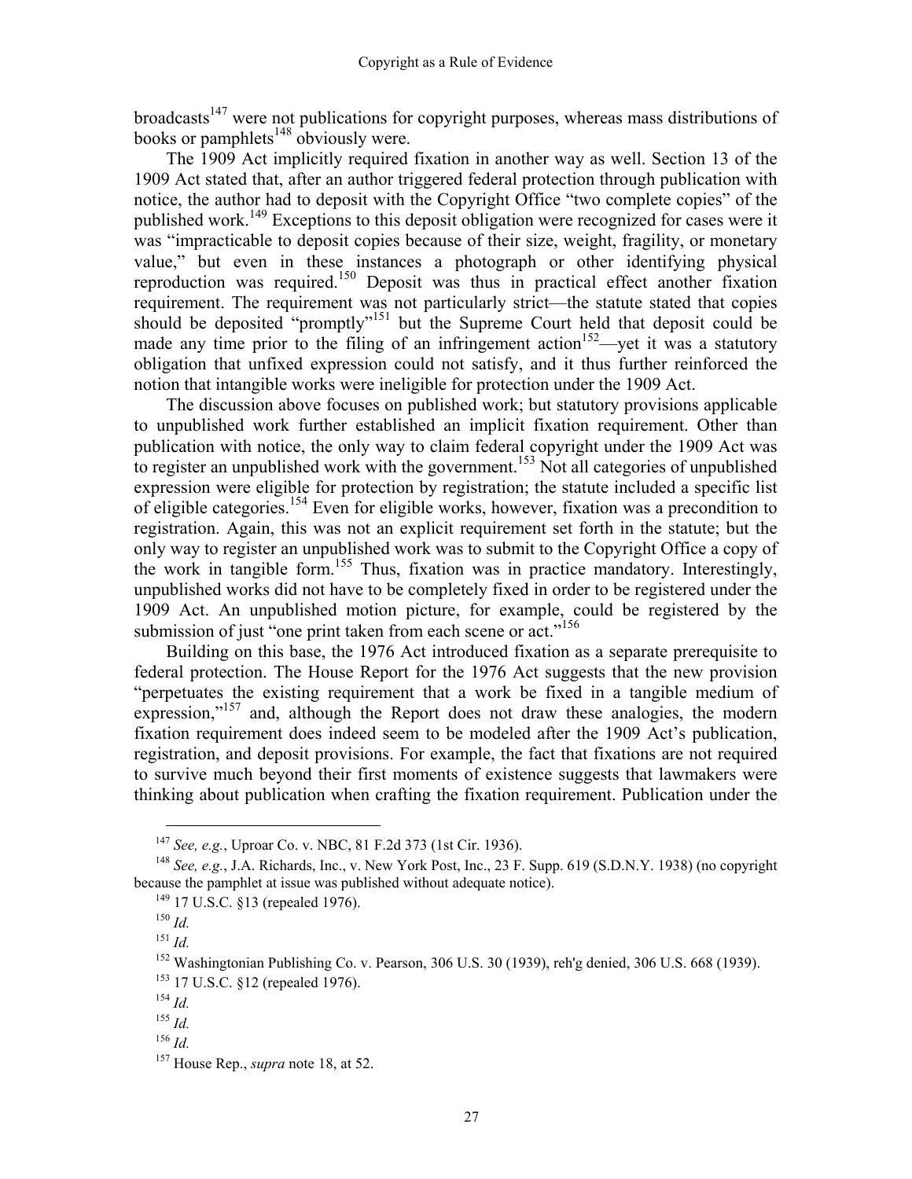broadcasts[147] were not publications for copyright purposes, whereas mass distributions of books or pamphlets[148] obviously were.

The 1909 Act implicitly required fixation in another way as well. Section 13 of the 1909 Act stated that, after an author triggered federal protection through publication with notice, the author had to deposit with the Copyright Office "two complete copies" of the published work.[149] Exceptions to this deposit obligation were recognized for cases were it was "impracticable to deposit copies because of their size, weight, fragility, or monetary value," but even in these instances a photograph or other identifying physical reproduction was required.[150] Deposit was thus in practical effect another fixation requirement. The requirement was not particularly strict—the statute stated that copies should be deposited "promptly"[151] but the Supreme Court held that deposit could be made any time prior to the filing of an infringement action[152]—yet it was a statutory obligation that unfixed expression could not satisfy, and it thus further reinforced the notion that intangible works were ineligible for protection under the 1909 Act.

The discussion above focuses on published work; but statutory provisions applicable to unpublished work further established an implicit fixation requirement. Other than publication with notice, the only way to claim federal copyright under the 1909 Act was to register an unpublished work with the government.[153] Not all categories of unpublished expression were eligible for protection by registration; the statute included a specific list of eligible categories.[154] Even for eligible works, however, fixation was a precondition to registration. Again, this was not an explicit requirement set forth in the statute; but the only way to register an unpublished work was to submit to the Copyright Office a copy of the work in tangible form.[155] Thus, fixation was in practice mandatory. Interestingly, unpublished works did not have to be completely fixed in order to be registered under the 1909 Act. An unpublished motion picture, for example, could be registered by the submission of just "one print taken from each scene or act."[156]

Building on this base, the 1976 Act introduced fixation as a separate prerequisite to federal protection. The House Report for the 1976 Act suggests that the new provision "perpetuates the existing requirement that a work be fixed in a tangible medium of expression,"[157] and, although the Report does not draw these analogies, the modern fixation requirement does indeed seem to be modeled after the 1909 Act's publication, registration, and deposit provisions. For example, the fact that fixations are not required to survive much beyond their first moments of existence suggests that lawmakers were thinking about publication when crafting the fixation requirement. Publication under the

---

[147] *See, e.g.*, Uproar Co. v. NBC, 81 F.2d 373 (1st Cir. 1936).

[148] *See, e.g.*, J.A. Richards, Inc., v. New York Post, Inc., 23 F. Supp. 619 (S.D.N.Y. 1938) (no copyright because the pamphlet at issue was published without adequate notice).

[149] 17 U.S.C. §13 (repealed 1976).

[150] *Id.*

[151] *Id.*

[152] Washingtonian Publishing Co. v. Pearson, 306 U.S. 30 (1939), reh'g denied, 306 U.S. 668 (1939).

[153] 17 U.S.C. §12 (repealed 1976).

[154] *Id.*

[155] *Id.*

[156] *Id.*

[157] House Rep., *supra* note 18, at 52.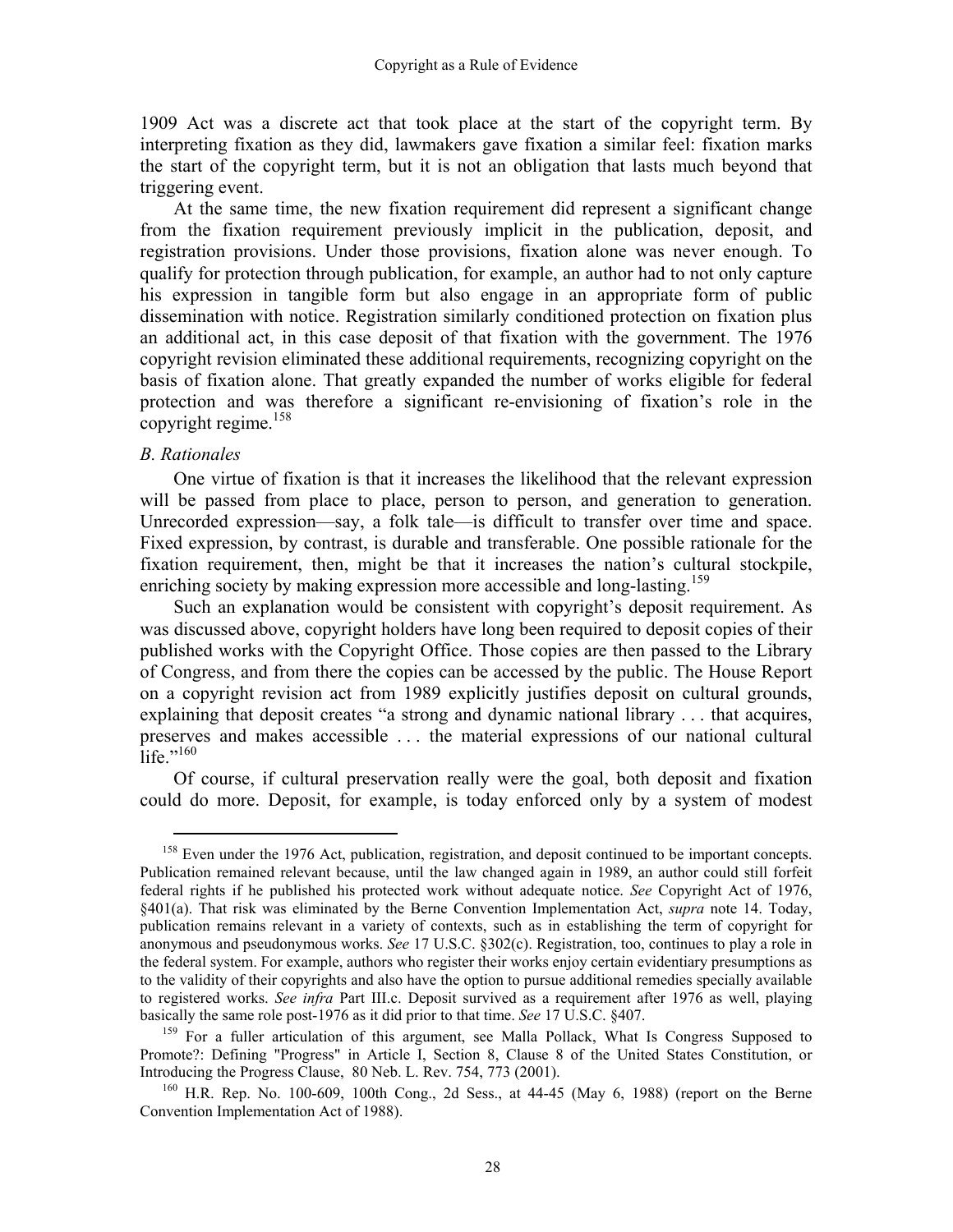1909 Act was a discrete act that took place at the start of the copyright term. By interpreting fixation as they did, lawmakers gave fixation a similar feel: fixation marks the start of the copyright term, but it is not an obligation that lasts much beyond that triggering event.

At the same time, the new fixation requirement did represent a significant change from the fixation requirement previously implicit in the publication, deposit, and registration provisions. Under those provisions, fixation alone was never enough. To qualify for protection through publication, for example, an author had to not only capture his expression in tangible form but also engage in an appropriate form of public dissemination with notice. Registration similarly conditioned protection on fixation plus an additional act, in this case deposit of that fixation with the government. The 1976 copyright revision eliminated these additional requirements, recognizing copyright on the basis of fixation alone. That greatly expanded the number of works eligible for federal protection and was therefore a significant re-envisioning of fixation's role in the copyright regime.[158]

### *B. Rationales*

One virtue of fixation is that it increases the likelihood that the relevant expression will be passed from place to place, person to person, and generation to generation. Unrecorded expression—say, a folk tale—is difficult to transfer over time and space. Fixed expression, by contrast, is durable and transferable. One possible rationale for the fixation requirement, then, might be that it increases the nation's cultural stockpile, enriching society by making expression more accessible and long-lasting.[159]

Such an explanation would be consistent with copyright's deposit requirement. As was discussed above, copyright holders have long been required to deposit copies of their published works with the Copyright Office. Those copies are then passed to the Library of Congress, and from there the copies can be accessed by the public. The House Report on a copyright revision act from 1989 explicitly justifies deposit on cultural grounds, explaining that deposit creates "a strong and dynamic national library . . . that acquires, preserves and makes accessible . . . the material expressions of our national cultural life."[160]

Of course, if cultural preservation really were the goal, both deposit and fixation could do more. Deposit, for example, is today enforced only by a system of modest

---

[158] Even under the 1976 Act, publication, registration, and deposit continued to be important concepts. Publication remained relevant because, until the law changed again in 1989, an author could still forfeit federal rights if he published his protected work without adequate notice. *See* Copyright Act of 1976, §401(a). That risk was eliminated by the Berne Convention Implementation Act, *supra* note 14. Today, publication remains relevant in a variety of contexts, such as in establishing the term of copyright for anonymous and pseudonymous works. *See* 17 U.S.C. §302(c). Registration, too, continues to play a role in the federal system. For example, authors who register their works enjoy certain evidentiary presumptions as to the validity of their copyrights and also have the option to pursue additional remedies specially available to registered works. *See infra* Part III.c. Deposit survived as a requirement after 1976 as well, playing basically the same role post-1976 as it did prior to that time. *See* 17 U.S.C. §407.

[159] For a fuller articulation of this argument, see Malla Pollack, What Is Congress Supposed to Promote?: Defining "Progress" in Article I, Section 8, Clause 8 of the United States Constitution, or Introducing the Progress Clause, 80 Neb. L. Rev. 754, 773 (2001).

[160] H.R. Rep. No. 100-609, 100th Cong., 2d Sess., at 44-45 (May 6, 1988) (report on the Berne Convention Implementation Act of 1988).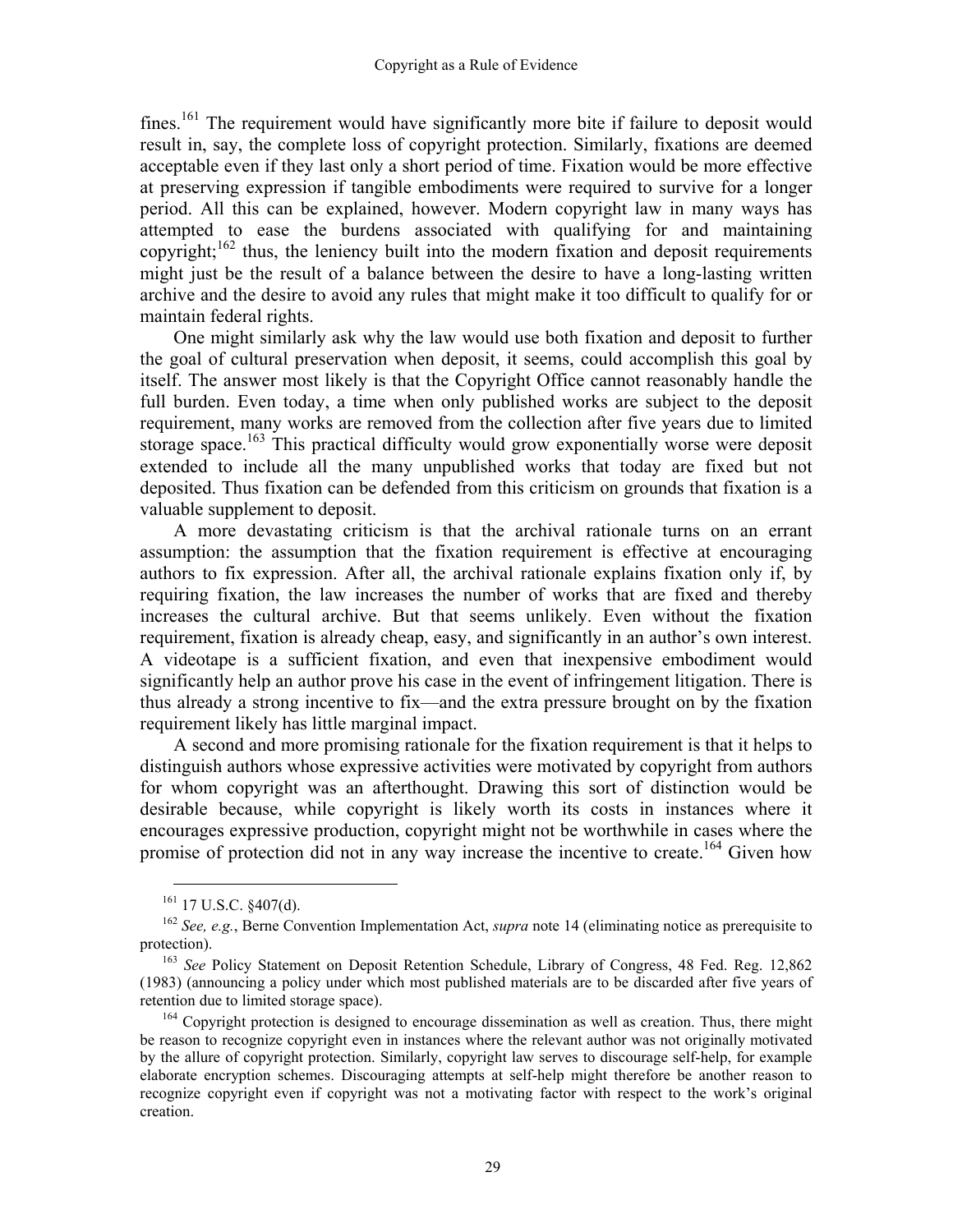fines.[161] The requirement would have significantly more bite if failure to deposit would result in, say, the complete loss of copyright protection. Similarly, fixations are deemed acceptable even if they last only a short period of time. Fixation would be more effective at preserving expression if tangible embodiments were required to survive for a longer period. All this can be explained, however. Modern copyright law in many ways has attempted to ease the burdens associated with qualifying for and maintaining copyright;[162] thus, the leniency built into the modern fixation and deposit requirements might just be the result of a balance between the desire to have a long-lasting written archive and the desire to avoid any rules that might make it too difficult to qualify for or maintain federal rights.

One might similarly ask why the law would use both fixation and deposit to further the goal of cultural preservation when deposit, it seems, could accomplish this goal by itself. The answer most likely is that the Copyright Office cannot reasonably handle the full burden. Even today, a time when only published works are subject to the deposit requirement, many works are removed from the collection after five years due to limited storage space.[163] This practical difficulty would grow exponentially worse were deposit extended to include all the many unpublished works that today are fixed but not deposited. Thus fixation can be defended from this criticism on grounds that fixation is a valuable supplement to deposit.

A more devastating criticism is that the archival rationale turns on an errant assumption: the assumption that the fixation requirement is effective at encouraging authors to fix expression. After all, the archival rationale explains fixation only if, by requiring fixation, the law increases the number of works that are fixed and thereby increases the cultural archive. But that seems unlikely. Even without the fixation requirement, fixation is already cheap, easy, and significantly in an author's own interest. A videotape is a sufficient fixation, and even that inexpensive embodiment would significantly help an author prove his case in the event of infringement litigation. There is thus already a strong incentive to fix—and the extra pressure brought on by the fixation requirement likely has little marginal impact.

A second and more promising rationale for the fixation requirement is that it helps to distinguish authors whose expressive activities were motivated by copyright from authors for whom copyright was an afterthought. Drawing this sort of distinction would be desirable because, while copyright is likely worth its costs in instances where it encourages expressive production, copyright might not be worthwhile in cases where the promise of protection did not in any way increase the incentive to create.[164] Given how

---

[161] 17 U.S.C. §407(d).

[162] *See, e.g.*, Berne Convention Implementation Act, *supra* note 14 (eliminating notice as prerequisite to protection).

[163] *See* Policy Statement on Deposit Retention Schedule, Library of Congress, 48 Fed. Reg. 12,862 (1983) (announcing a policy under which most published materials are to be discarded after five years of retention due to limited storage space).

[164] Copyright protection is designed to encourage dissemination as well as creation. Thus, there might be reason to recognize copyright even in instances where the relevant author was not originally motivated by the allure of copyright protection. Similarly, copyright law serves to discourage self-help, for example elaborate encryption schemes. Discouraging attempts at self-help might therefore be another reason to recognize copyright even if copyright was not a motivating factor with respect to the work's original creation.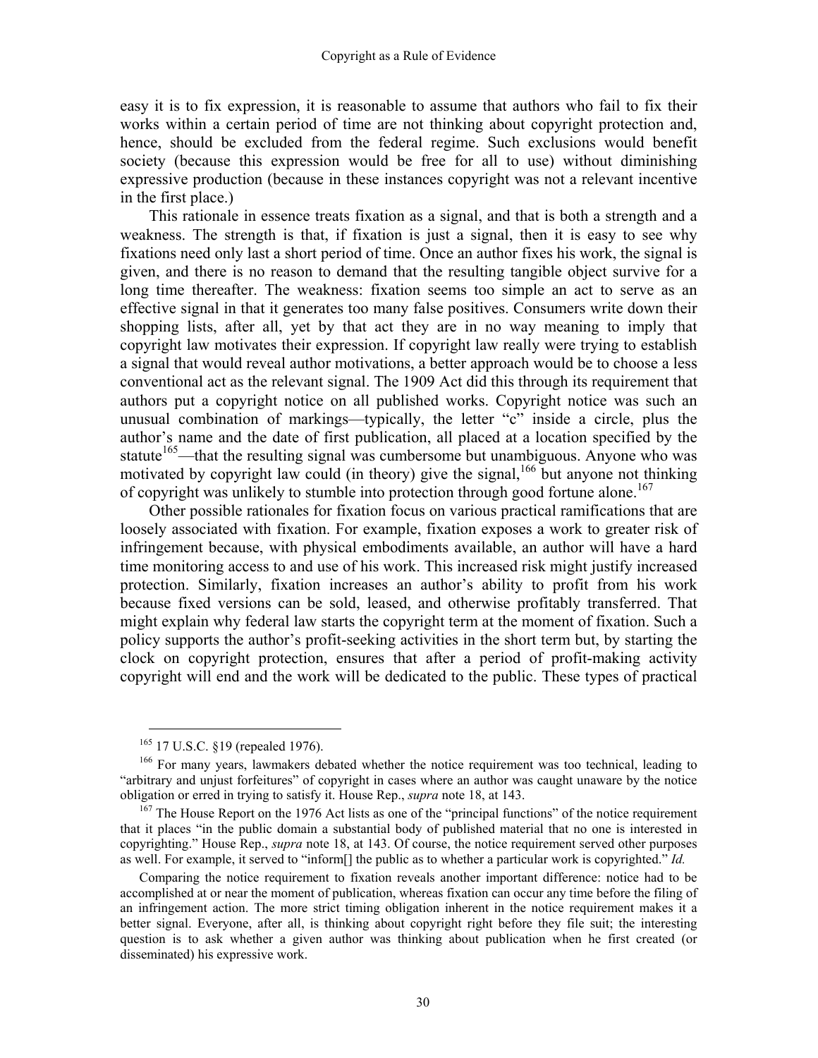easy it is to fix expression, it is reasonable to assume that authors who fail to fix their works within a certain period of time are not thinking about copyright protection and, hence, should be excluded from the federal regime. Such exclusions would benefit society (because this expression would be free for all to use) without diminishing expressive production (because in these instances copyright was not a relevant incentive in the first place.)

This rationale in essence treats fixation as a signal, and that is both a strength and a weakness. The strength is that, if fixation is just a signal, then it is easy to see why fixations need only last a short period of time. Once an author fixes his work, the signal is given, and there is no reason to demand that the resulting tangible object survive for a long time thereafter. The weakness: fixation seems too simple an act to serve as an effective signal in that it generates too many false positives. Consumers write down their shopping lists, after all, yet by that act they are in no way meaning to imply that copyright law motivates their expression. If copyright law really were trying to establish a signal that would reveal author motivations, a better approach would be to choose a less conventional act as the relevant signal. The 1909 Act did this through its requirement that authors put a copyright notice on all published works. Copyright notice was such an unusual combination of markings—typically, the letter "c" inside a circle, plus the author's name and the date of first publication, all placed at a location specified by the statute[165]—that the resulting signal was cumbersome but unambiguous. Anyone who was motivated by copyright law could (in theory) give the signal,[166] but anyone not thinking of copyright was unlikely to stumble into protection through good fortune alone.[167]

Other possible rationales for fixation focus on various practical ramifications that are loosely associated with fixation. For example, fixation exposes a work to greater risk of infringement because, with physical embodiments available, an author will have a hard time monitoring access to and use of his work. This increased risk might justify increased protection. Similarly, fixation increases an author's ability to profit from his work because fixed versions can be sold, leased, and otherwise profitably transferred. That might explain why federal law starts the copyright term at the moment of fixation. Such a policy supports the author's profit-seeking activities in the short term but, by starting the clock on copyright protection, ensures that after a period of profit-making activity copyright will end and the work will be dedicated to the public. These types of practical

---

[165] 17 U.S.C. §19 (repealed 1976).

[166] For many years, lawmakers debated whether the notice requirement was too technical, leading to "arbitrary and unjust forfeitures" of copyright in cases where an author was caught unaware by the notice obligation or erred in trying to satisfy it. House Rep., *supra* note 18, at 143.

[167] The House Report on the 1976 Act lists as one of the "principal functions" of the notice requirement that it places "in the public domain a substantial body of published material that no one is interested in copyrighting." House Rep., *supra* note 18, at 143. Of course, the notice requirement served other purposes as well. For example, it served to "inform[] the public as to whether a particular work is copyrighted." *Id.*

Comparing the notice requirement to fixation reveals another important difference: notice had to be accomplished at or near the moment of publication, whereas fixation can occur any time before the filing of an infringement action. The more strict timing obligation inherent in the notice requirement makes it a better signal. Everyone, after all, is thinking about copyright right before they file suit; the interesting question is to ask whether a given author was thinking about publication when he first created (or disseminated) his expressive work.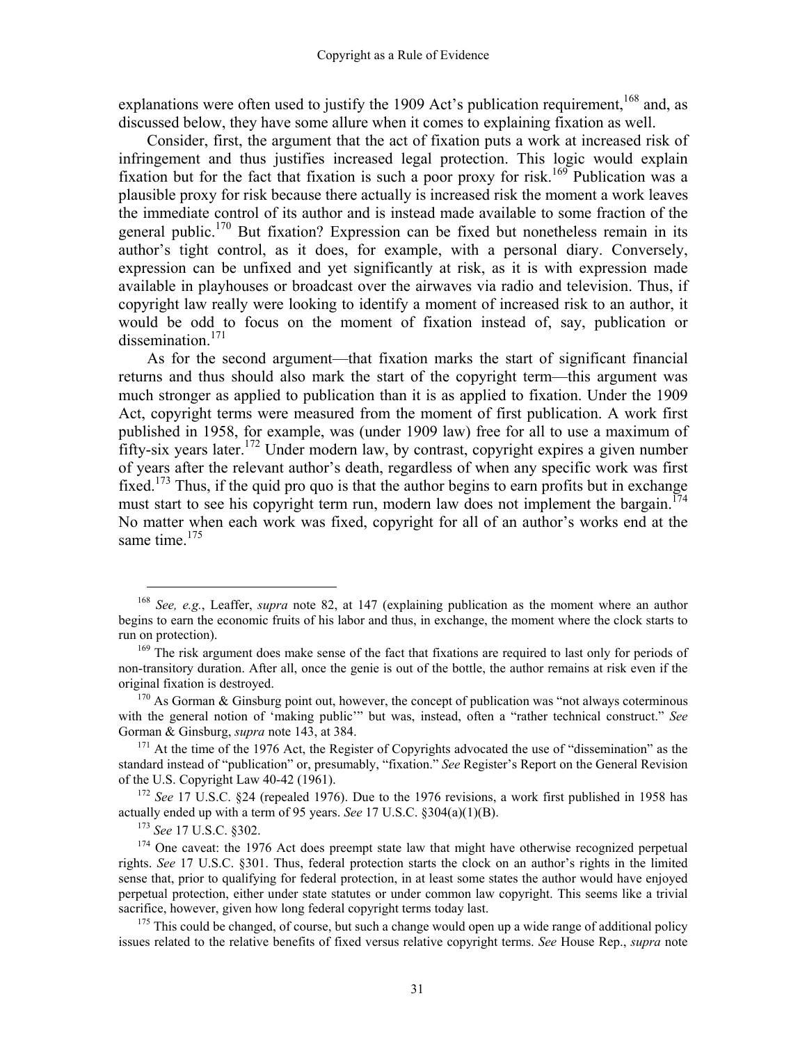explanations were often used to justify the 1909 Act's publication requirement,[168] and, as discussed below, they have some allure when it comes to explaining fixation as well.

Consider, first, the argument that the act of fixation puts a work at increased risk of infringement and thus justifies increased legal protection. This logic would explain fixation but for the fact that fixation is such a poor proxy for risk.[169] Publication was a plausible proxy for risk because there actually is increased risk the moment a work leaves the immediate control of its author and is instead made available to some fraction of the general public.[170] But fixation? Expression can be fixed but nonetheless remain in its author's tight control, as it does, for example, with a personal diary. Conversely, expression can be unfixed and yet significantly at risk, as it is with expression made available in playhouses or broadcast over the airwaves via radio and television. Thus, if copyright law really were looking to identify a moment of increased risk to an author, it would be odd to focus on the moment of fixation instead of, say, publication or dissemination.[171]

As for the second argument—that fixation marks the start of significant financial returns and thus should also mark the start of the copyright term—this argument was much stronger as applied to publication than it is as applied to fixation. Under the 1909 Act, copyright terms were measured from the moment of first publication. A work first published in 1958, for example, was (under 1909 law) free for all to use a maximum of fifty-six years later.[172] Under modern law, by contrast, copyright expires a given number of years after the relevant author's death, regardless of when any specific work was first fixed.[173] Thus, if the quid pro quo is that the author begins to earn profits but in exchange must start to see his copyright term run, modern law does not implement the bargain.[174] No matter when each work was fixed, copyright for all of an author's works end at the same time.[175]

---

[168] *See, e.g.*, Leaffer, *supra* note 82, at 147 (explaining publication as the moment where an author begins to earn the economic fruits of his labor and thus, in exchange, the moment where the clock starts to run on protection).

[169] The risk argument does make sense of the fact that fixations are required to last only for periods of non-transitory duration. After all, once the genie is out of the bottle, the author remains at risk even if the original fixation is destroyed.

[170] As Gorman & Ginsburg point out, however, the concept of publication was "not always coterminous with the general notion of 'making public'" but was, instead, often a "rather technical construct." *See* Gorman & Ginsburg, *supra* note 143, at 384.

[171] At the time of the 1976 Act, the Register of Copyrights advocated the use of "dissemination" as the standard instead of "publication" or, presumably, "fixation." *See* Register's Report on the General Revision of the U.S. Copyright Law 40-42 (1961).

[172] *See* 17 U.S.C. §24 (repealed 1976). Due to the 1976 revisions, a work first published in 1958 has actually ended up with a term of 95 years. *See* 17 U.S.C. §304(a)(1)(B).

[173] *See* 17 U.S.C. §302.

[174] One caveat: the 1976 Act does preempt state law that might have otherwise recognized perpetual rights. *See* 17 U.S.C. §301. Thus, federal protection starts the clock on an author's rights in the limited sense that, prior to qualifying for federal protection, in at least some states the author would have enjoyed perpetual protection, either under state statutes or under common law copyright. This seems like a trivial sacrifice, however, given how long federal copyright terms today last.

[175] This could be changed, of course, but such a change would open up a wide range of additional policy issues related to the relative benefits of fixed versus relative copyright terms. *See* House Rep., *supra* note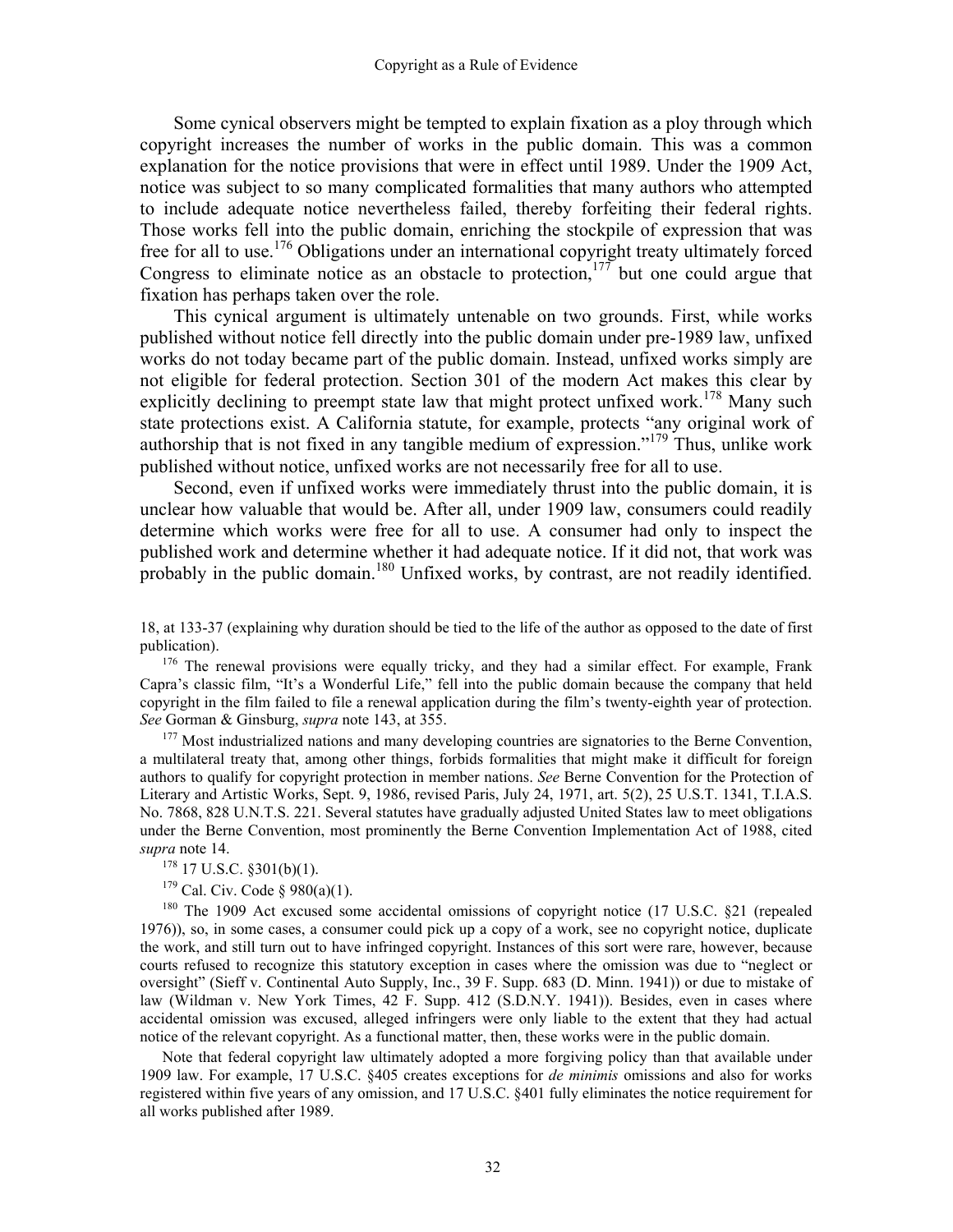Some cynical observers might be tempted to explain fixation as a ploy through which copyright increases the number of works in the public domain. This was a common explanation for the notice provisions that were in effect until 1989. Under the 1909 Act, notice was subject to so many complicated formalities that many authors who attempted to include adequate notice nevertheless failed, thereby forfeiting their federal rights. Those works fell into the public domain, enriching the stockpile of expression that was free for all to use.[176] Obligations under an international copyright treaty ultimately forced Congress to eliminate notice as an obstacle to protection,[177] but one could argue that fixation has perhaps taken over the role.

This cynical argument is ultimately untenable on two grounds. First, while works published without notice fell directly into the public domain under pre-1989 law, unfixed works do not today became part of the public domain. Instead, unfixed works simply are not eligible for federal protection. Section 301 of the modern Act makes this clear by explicitly declining to preempt state law that might protect unfixed work.[178] Many such state protections exist. A California statute, for example, protects "any original work of authorship that is not fixed in any tangible medium of expression."[179] Thus, unlike work published without notice, unfixed works are not necessarily free for all to use.

Second, even if unfixed works were immediately thrust into the public domain, it is unclear how valuable that would be. After all, under 1909 law, consumers could readily determine which works were free for all to use. A consumer had only to inspect the published work and determine whether it had adequate notice. If it did not, that work was probably in the public domain.[180] Unfixed works, by contrast, are not readily identified.

18, at 133-37 (explaining why duration should be tied to the life of the author as opposed to the date of first publication).

[176] The renewal provisions were equally tricky, and they had a similar effect. For example, Frank Capra's classic film, "It's a Wonderful Life," fell into the public domain because the company that held copyright in the film failed to file a renewal application during the film's twenty-eighth year of protection. *See* Gorman & Ginsburg, *supra* note 143, at 355.

[177] Most industrialized nations and many developing countries are signatories to the Berne Convention, a multilateral treaty that, among other things, forbids formalities that might make it difficult for foreign authors to qualify for copyright protection in member nations. *See* Berne Convention for the Protection of Literary and Artistic Works, Sept. 9, 1986, revised Paris, July 24, 1971, art. 5(2), 25 U.S.T. 1341, T.I.A.S. No. 7868, 828 U.N.T.S. 221. Several statutes have gradually adjusted United States law to meet obligations under the Berne Convention, most prominently the Berne Convention Implementation Act of 1988, cited *supra* note 14.

[178] 17 U.S.C. §301(b)(1).

[179] Cal. Civ. Code § 980(a)(1).

[180] The 1909 Act excused some accidental omissions of copyright notice (17 U.S.C. §21 (repealed 1976)), so, in some cases, a consumer could pick up a copy of a work, see no copyright notice, duplicate the work, and still turn out to have infringed copyright. Instances of this sort were rare, however, because courts refused to recognize this statutory exception in cases where the omission was due to "neglect or oversight" (Sieff v. Continental Auto Supply, Inc., 39 F. Supp. 683 (D. Minn. 1941)) or due to mistake of law (Wildman v. New York Times, 42 F. Supp. 412 (S.D.N.Y. 1941)). Besides, even in cases where accidental omission was excused, alleged infringers were only liable to the extent that they had actual notice of the relevant copyright. As a functional matter, then, these works were in the public domain.

Note that federal copyright law ultimately adopted a more forgiving policy than that available under 1909 law. For example, 17 U.S.C. §405 creates exceptions for *de minimis* omissions and also for works registered within five years of any omission, and 17 U.S.C. §401 fully eliminates the notice requirement for all works published after 1989.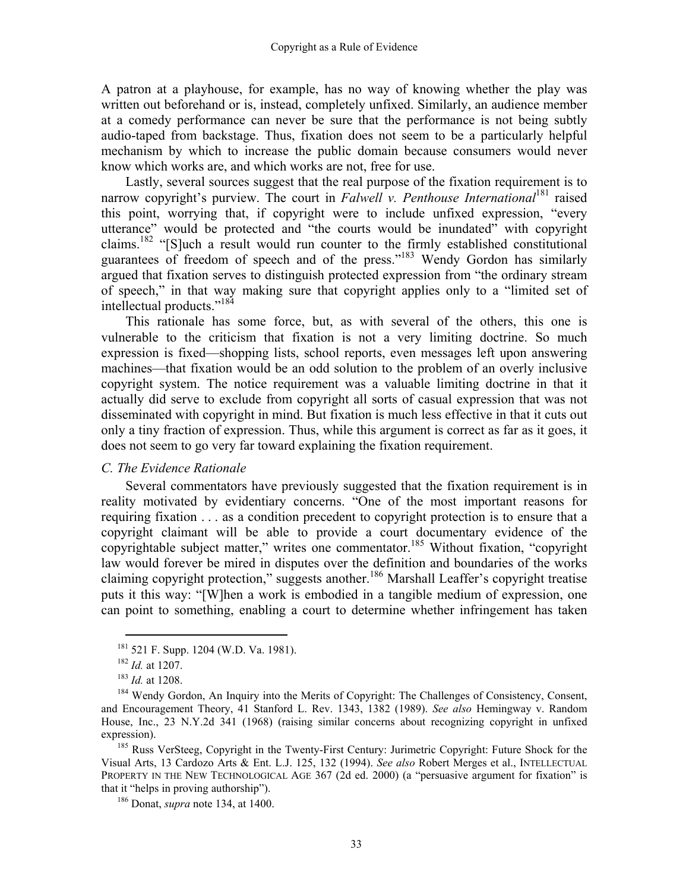A patron at a playhouse, for example, has no way of knowing whether the play was written out beforehand or is, instead, completely unfixed. Similarly, an audience member at a comedy performance can never be sure that the performance is not being subtly audio-taped from backstage. Thus, fixation does not seem to be a particularly helpful mechanism by which to increase the public domain because consumers would never know which works are, and which works are not, free for use.

Lastly, several sources suggest that the real purpose of the fixation requirement is to narrow copyright's purview. The court in *Falwell v. Penthouse International*[181] raised this point, worrying that, if copyright were to include unfixed expression, "every utterance" would be protected and "the courts would be inundated" with copyright claims.[182] "[S]uch a result would run counter to the firmly established constitutional guarantees of freedom of speech and of the press."[183] Wendy Gordon has similarly argued that fixation serves to distinguish protected expression from "the ordinary stream of speech," in that way making sure that copyright applies only to a "limited set of intellectual products."[184]

This rationale has some force, but, as with several of the others, this one is vulnerable to the criticism that fixation is not a very limiting doctrine. So much expression is fixed—shopping lists, school reports, even messages left upon answering machines—that fixation would be an odd solution to the problem of an overly inclusive copyright system. The notice requirement was a valuable limiting doctrine in that it actually did serve to exclude from copyright all sorts of casual expression that was not disseminated with copyright in mind. But fixation is much less effective in that it cuts out only a tiny fraction of expression. Thus, while this argument is correct as far as it goes, it does not seem to go very far toward explaining the fixation requirement.

### *C. The Evidence Rationale*

Several commentators have previously suggested that the fixation requirement is in reality motivated by evidentiary concerns. "One of the most important reasons for requiring fixation . . . as a condition precedent to copyright protection is to ensure that a copyright claimant will be able to provide a court documentary evidence of the copyrightable subject matter," writes one commentator.[185] Without fixation, "copyright law would forever be mired in disputes over the definition and boundaries of the works claiming copyright protection," suggests another.[186] Marshall Leaffer's copyright treatise puts it this way: "[W]hen a work is embodied in a tangible medium of expression, one can point to something, enabling a court to determine whether infringement has taken

---

[181] 521 F. Supp. 1204 (W.D. Va. 1981).

[182] *Id.* at 1207.

[183] *Id.* at 1208.

[184] Wendy Gordon, An Inquiry into the Merits of Copyright: The Challenges of Consistency, Consent, and Encouragement Theory, 41 Stanford L. Rev. 1343, 1382 (1989). *See also* Hemingway v. Random House, Inc., 23 N.Y.2d 341 (1968) (raising similar concerns about recognizing copyright in unfixed expression).

[185] Russ VerSteeg, Copyright in the Twenty-First Century: Jurimetric Copyright: Future Shock for the Visual Arts, 13 Cardozo Arts & Ent. L.J. 125, 132 (1994). *See also* Robert Merges et al., INTELLECTUAL PROPERTY IN THE NEW TECHNOLOGICAL AGE 367 (2d ed. 2000) (a "persuasive argument for fixation" is that it "helps in proving authorship").

[186] Donat, *supra* note 134, at 1400.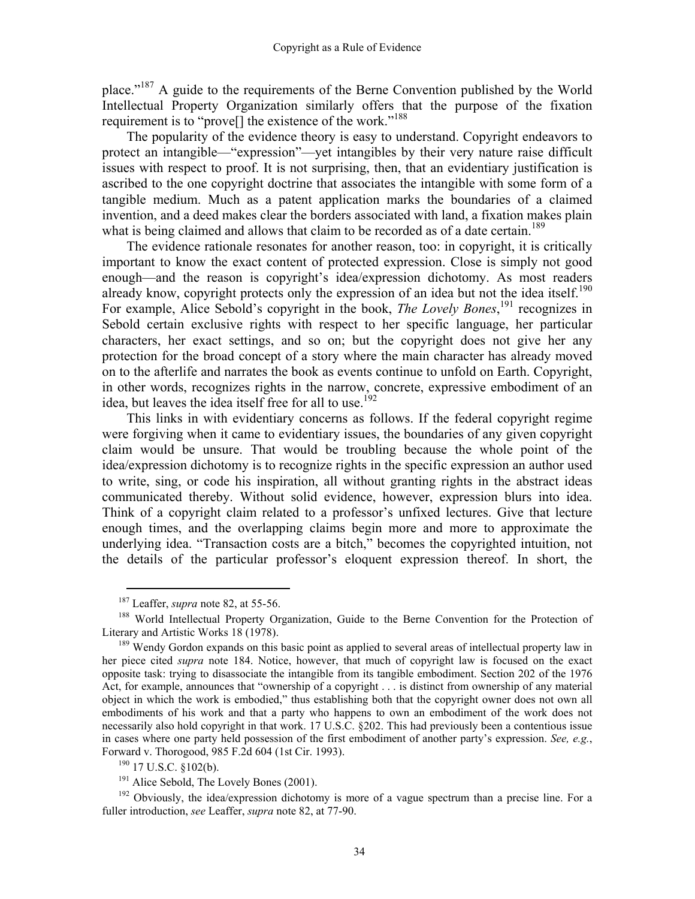place."[187] A guide to the requirements of the Berne Convention published by the World Intellectual Property Organization similarly offers that the purpose of the fixation requirement is to "prove[] the existence of the work."[188]

The popularity of the evidence theory is easy to understand. Copyright endeavors to protect an intangible—"expression"—yet intangibles by their very nature raise difficult issues with respect to proof. It is not surprising, then, that an evidentiary justification is ascribed to the one copyright doctrine that associates the intangible with some form of a tangible medium. Much as a patent application marks the boundaries of a claimed invention, and a deed makes clear the borders associated with land, a fixation makes plain what is being claimed and allows that claim to be recorded as of a date certain.[189]

The evidence rationale resonates for another reason, too: in copyright, it is critically important to know the exact content of protected expression. Close is simply not good enough—and the reason is copyright's idea/expression dichotomy. As most readers already know, copyright protects only the expression of an idea but not the idea itself.[190] For example, Alice Sebold's copyright in the book, *The Lovely Bones*,[191] recognizes in Sebold certain exclusive rights with respect to her specific language, her particular characters, her exact settings, and so on; but the copyright does not give her any protection for the broad concept of a story where the main character has already moved on to the afterlife and narrates the book as events continue to unfold on Earth. Copyright, in other words, recognizes rights in the narrow, concrete, expressive embodiment of an idea, but leaves the idea itself free for all to use.[192]

This links in with evidentiary concerns as follows. If the federal copyright regime were forgiving when it came to evidentiary issues, the boundaries of any given copyright claim would be unsure. That would be troubling because the whole point of the idea/expression dichotomy is to recognize rights in the specific expression an author used to write, sing, or code his inspiration, all without granting rights in the abstract ideas communicated thereby. Without solid evidence, however, expression blurs into idea. Think of a copyright claim related to a professor's unfixed lectures. Give that lecture enough times, and the overlapping claims begin more and more to approximate the underlying idea. "Transaction costs are a bitch," becomes the copyrighted intuition, not the details of the particular professor's eloquent expression thereof. In short, the

---

[187] Leaffer, *supra* note 82, at 55-56.

[188] World Intellectual Property Organization, Guide to the Berne Convention for the Protection of Literary and Artistic Works 18 (1978).

[189] Wendy Gordon expands on this basic point as applied to several areas of intellectual property law in her piece cited *supra* note 184. Notice, however, that much of copyright law is focused on the exact opposite task: trying to disassociate the intangible from its tangible embodiment. Section 202 of the 1976 Act, for example, announces that "ownership of a copyright . . . is distinct from ownership of any material object in which the work is embodied," thus establishing both that the copyright owner does not own all embodiments of his work and that a party who happens to own an embodiment of the work does not necessarily also hold copyright in that work. 17 U.S.C. §202. This had previously been a contentious issue in cases where one party held possession of the first embodiment of another party's expression. *See, e.g.*, Forward v. Thorogood, 985 F.2d 604 (1st Cir. 1993).

[190] 17 U.S.C. §102(b).

[191] Alice Sebold, The Lovely Bones (2001).

[192] Obviously, the idea/expression dichotomy is more of a vague spectrum than a precise line. For a fuller introduction, *see* Leaffer, *supra* note 82, at 77-90.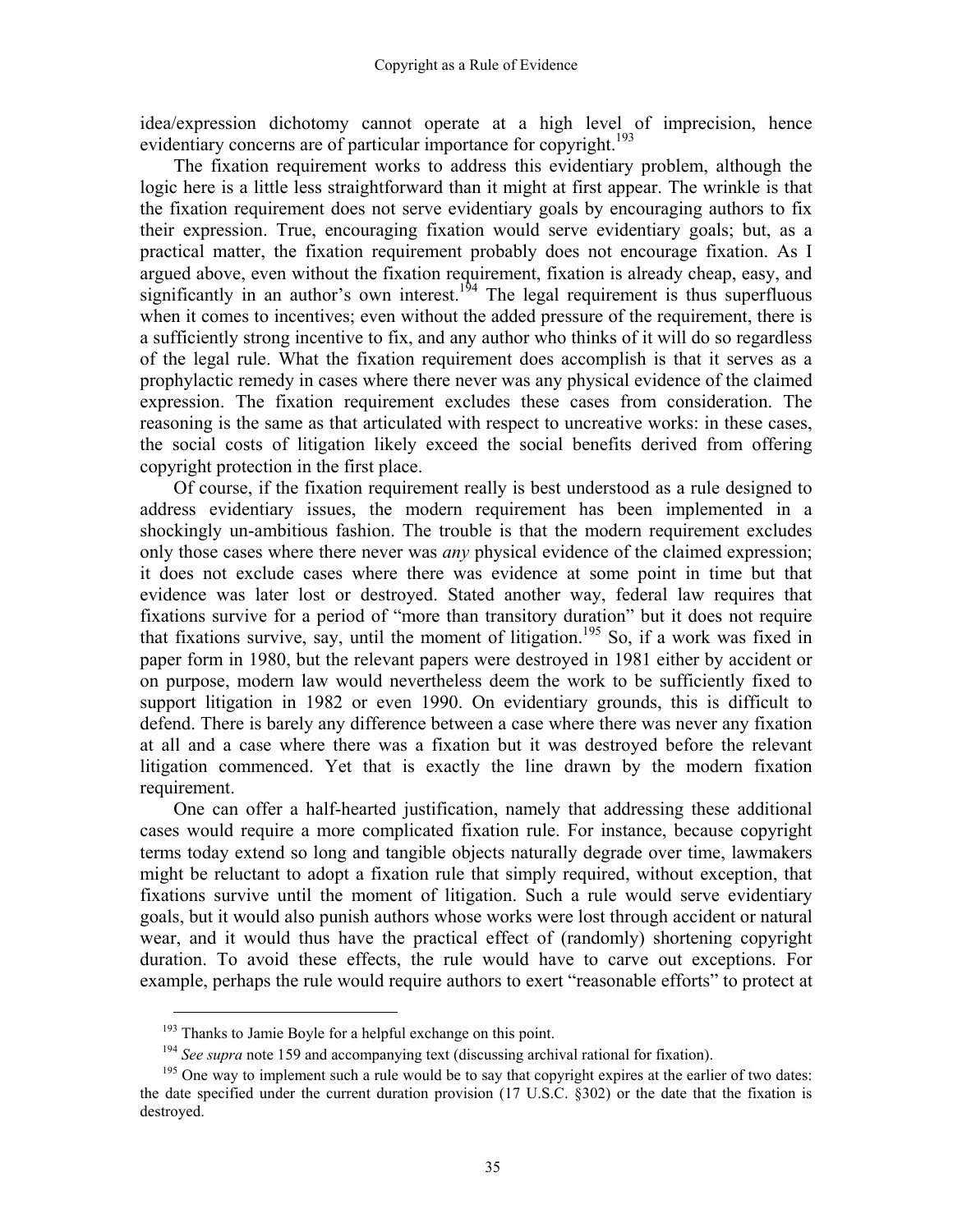idea/expression dichotomy cannot operate at a high level of imprecision, hence evidentiary concerns are of particular importance for copyright.[193]

The fixation requirement works to address this evidentiary problem, although the logic here is a little less straightforward than it might at first appear. The wrinkle is that the fixation requirement does not serve evidentiary goals by encouraging authors to fix their expression. True, encouraging fixation would serve evidentiary goals; but, as a practical matter, the fixation requirement probably does not encourage fixation. As I argued above, even without the fixation requirement, fixation is already cheap, easy, and significantly in an author's own interest.[194] The legal requirement is thus superfluous when it comes to incentives; even without the added pressure of the requirement, there is a sufficiently strong incentive to fix, and any author who thinks of it will do so regardless of the legal rule. What the fixation requirement does accomplish is that it serves as a prophylactic remedy in cases where there never was any physical evidence of the claimed expression. The fixation requirement excludes these cases from consideration. The reasoning is the same as that articulated with respect to uncreative works: in these cases, the social costs of litigation likely exceed the social benefits derived from offering copyright protection in the first place.

Of course, if the fixation requirement really is best understood as a rule designed to address evidentiary issues, the modern requirement has been implemented in a shockingly un-ambitious fashion. The trouble is that the modern requirement excludes only those cases where there never was *any* physical evidence of the claimed expression; it does not exclude cases where there was evidence at some point in time but that evidence was later lost or destroyed. Stated another way, federal law requires that fixations survive for a period of "more than transitory duration" but it does not require that fixations survive, say, until the moment of litigation.[195] So, if a work was fixed in paper form in 1980, but the relevant papers were destroyed in 1981 either by accident or on purpose, modern law would nevertheless deem the work to be sufficiently fixed to support litigation in 1982 or even 1990. On evidentiary grounds, this is difficult to defend. There is barely any difference between a case where there was never any fixation at all and a case where there was a fixation but it was destroyed before the relevant litigation commenced. Yet that is exactly the line drawn by the modern fixation requirement.

One can offer a half-hearted justification, namely that addressing these additional cases would require a more complicated fixation rule. For instance, because copyright terms today extend so long and tangible objects naturally degrade over time, lawmakers might be reluctant to adopt a fixation rule that simply required, without exception, that fixations survive until the moment of litigation. Such a rule would serve evidentiary goals, but it would also punish authors whose works were lost through accident or natural wear, and it would thus have the practical effect of (randomly) shortening copyright duration. To avoid these effects, the rule would have to carve out exceptions. For example, perhaps the rule would require authors to exert "reasonable efforts" to protect at

[193] Thanks to Jamie Boyle for a helpful exchange on this point.

[194] *See supra* note 159 and accompanying text (discussing archival rational for fixation).

[195] One way to implement such a rule would be to say that copyright expires at the earlier of two dates: the date specified under the current duration provision (17 U.S.C. §302) or the date that the fixation is destroyed.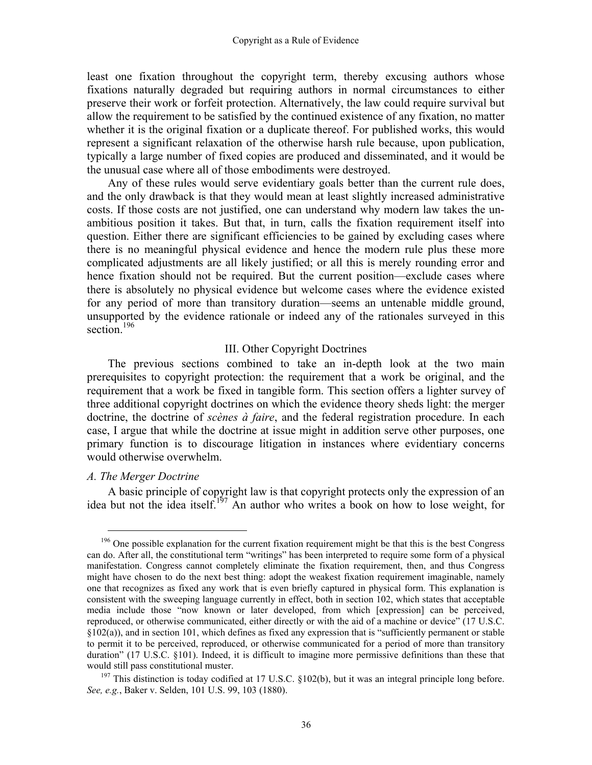least one fixation throughout the copyright term, thereby excusing authors whose fixations naturally degraded but requiring authors in normal circumstances to either preserve their work or forfeit protection. Alternatively, the law could require survival but allow the requirement to be satisfied by the continued existence of any fixation, no matter whether it is the original fixation or a duplicate thereof. For published works, this would represent a significant relaxation of the otherwise harsh rule because, upon publication, typically a large number of fixed copies are produced and disseminated, and it would be the unusual case where all of those embodiments were destroyed.

Any of these rules would serve evidentiary goals better than the current rule does, and the only drawback is that they would mean at least slightly increased administrative costs. If those costs are not justified, one can understand why modern law takes the unambitious position it takes. But that, in turn, calls the fixation requirement itself into question. Either there are significant efficiencies to be gained by excluding cases where there is no meaningful physical evidence and hence the modern rule plus these more complicated adjustments are all likely justified; or all this is merely rounding error and hence fixation should not be required. But the current position—exclude cases where there is absolutely no physical evidence but welcome cases where the evidence existed for any period of more than transitory duration—seems an untenable middle ground, unsupported by the evidence rationale or indeed any of the rationales surveyed in this section.[196]

## III. Other Copyright Doctrines

The previous sections combined to take an in-depth look at the two main prerequisites to copyright protection: the requirement that a work be original, and the requirement that a work be fixed in tangible form. This section offers a lighter survey of three additional copyright doctrines on which the evidence theory sheds light: the merger doctrine, the doctrine of *scènes à faire*, and the federal registration procedure. In each case, I argue that while the doctrine at issue might in addition serve other purposes, one primary function is to discourage litigation in instances where evidentiary concerns would otherwise overwhelm.

### *A. The Merger Doctrine*

A basic principle of copyright law is that copyright protects only the expression of an idea but not the idea itself.[197] An author who writes a book on how to lose weight, for

---

[196] One possible explanation for the current fixation requirement might be that this is the best Congress can do. After all, the constitutional term "writings" has been interpreted to require some form of a physical manifestation. Congress cannot completely eliminate the fixation requirement, then, and thus Congress might have chosen to do the next best thing: adopt the weakest fixation requirement imaginable, namely one that recognizes as fixed any work that is even briefly captured in physical form. This explanation is consistent with the sweeping language currently in effect, both in section 102, which states that acceptable media include those "now known or later developed, from which [expression] can be perceived, reproduced, or otherwise communicated, either directly or with the aid of a machine or device" (17 U.S.C. §102(a)), and in section 101, which defines as fixed any expression that is "sufficiently permanent or stable to permit it to be perceived, reproduced, or otherwise communicated for a period of more than transitory duration" (17 U.S.C. §101). Indeed, it is difficult to imagine more permissive definitions than these that would still pass constitutional muster.

[197] This distinction is today codified at 17 U.S.C. §102(b), but it was an integral principle long before. *See, e.g.*, Baker v. Selden, 101 U.S. 99, 103 (1880).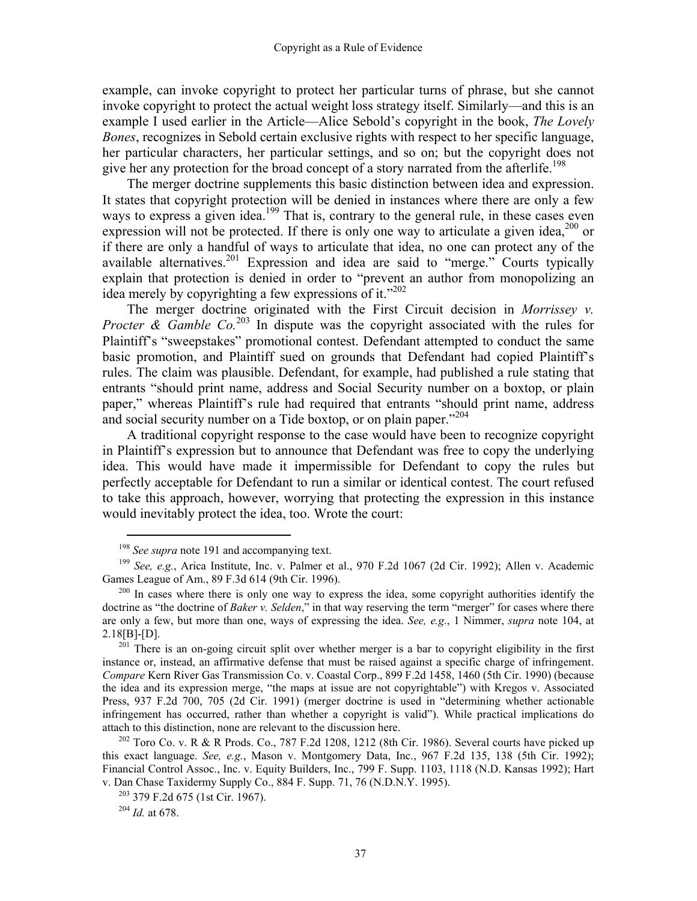example, can invoke copyright to protect her particular turns of phrase, but she cannot invoke copyright to protect the actual weight loss strategy itself. Similarly—and this is an example I used earlier in the Article—Alice Sebold's copyright in the book, *The Lovely Bones*, recognizes in Sebold certain exclusive rights with respect to her specific language, her particular characters, her particular settings, and so on; but the copyright does not give her any protection for the broad concept of a story narrated from the afterlife.[198]

The merger doctrine supplements this basic distinction between idea and expression. It states that copyright protection will be denied in instances where there are only a few ways to express a given idea.[199] That is, contrary to the general rule, in these cases even expression will not be protected. If there is only one way to articulate a given idea,[200] or if there are only a handful of ways to articulate that idea, no one can protect any of the available alternatives.[201] Expression and idea are said to "merge." Courts typically explain that protection is denied in order to "prevent an author from monopolizing an idea merely by copyrighting a few expressions of it."[202]

The merger doctrine originated with the First Circuit decision in *Morrissey v. Procter & Gamble Co.*[203] In dispute was the copyright associated with the rules for Plaintiff's "sweepstakes" promotional contest. Defendant attempted to conduct the same basic promotion, and Plaintiff sued on grounds that Defendant had copied Plaintiff's rules. The claim was plausible. Defendant, for example, had published a rule stating that entrants "should print name, address and Social Security number on a boxtop, or plain paper," whereas Plaintiff's rule had required that entrants "should print name, address and social security number on a Tide boxtop, or on plain paper."[204]

A traditional copyright response to the case would have been to recognize copyright in Plaintiff's expression but to announce that Defendant was free to copy the underlying idea. This would have made it impermissible for Defendant to copy the rules but perfectly acceptable for Defendant to run a similar or identical contest. The court refused to take this approach, however, worrying that protecting the expression in this instance would inevitably protect the idea, too. Wrote the court:

---

[198] *See supra* note 191 and accompanying text.

[199] *See, e.g.*, Arica Institute, Inc. v. Palmer et al., 970 F.2d 1067 (2d Cir. 1992); Allen v. Academic Games League of Am., 89 F.3d 614 (9th Cir. 1996).

[200] In cases where there is only one way to express the idea, some copyright authorities identify the doctrine as "the doctrine of *Baker v. Selden*," in that way reserving the term "merger" for cases where there are only a few, but more than one, ways of expressing the idea. *See, e.g.*, 1 Nimmer, *supra* note 104, at 2.18[B]-[D].

[201] There is an on-going circuit split over whether merger is a bar to copyright eligibility in the first instance or, instead, an affirmative defense that must be raised against a specific charge of infringement. *Compare* Kern River Gas Transmission Co. v. Coastal Corp., 899 F.2d 1458, 1460 (5th Cir. 1990) (because the idea and its expression merge, "the maps at issue are not copyrightable") with Kregos v. Associated Press, 937 F.2d 700, 705 (2d Cir. 1991) (merger doctrine is used in "determining whether actionable infringement has occurred, rather than whether a copyright is valid"). While practical implications do attach to this distinction, none are relevant to the discussion here.

[202] Toro Co. v. R & R Prods. Co., 787 F.2d 1208, 1212 (8th Cir. 1986). Several courts have picked up this exact language. *See, e.g.*, Mason v. Montgomery Data, Inc., 967 F.2d 135, 138 (5th Cir. 1992); Financial Control Assoc., Inc. v. Equity Builders, Inc., 799 F. Supp. 1103, 1118 (N.D. Kansas 1992); Hart v. Dan Chase Taxidermy Supply Co., 884 F. Supp. 71, 76 (N.D.N.Y. 1995).

[203] 379 F.2d 675 (1st Cir. 1967).

[204] *Id.* at 678.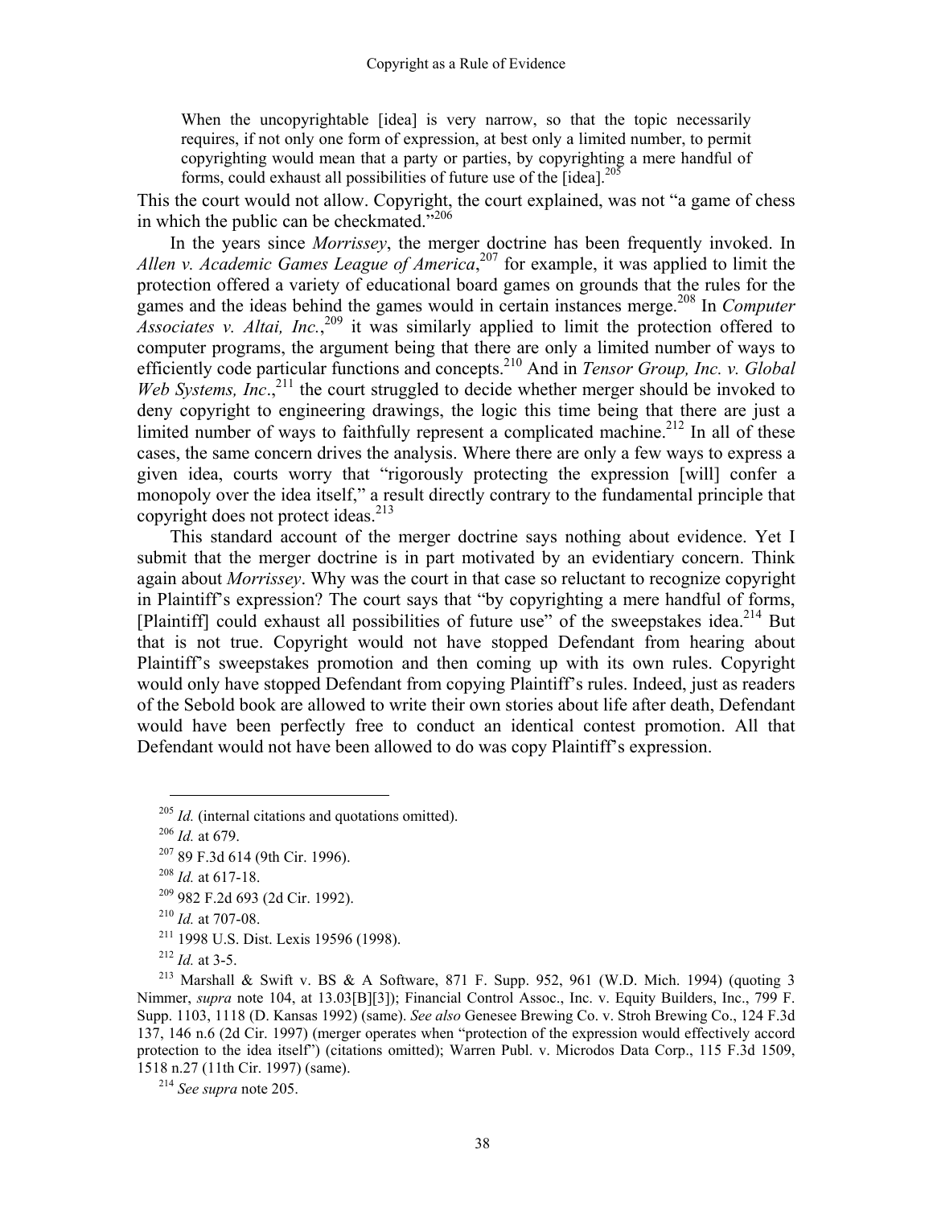> When the uncopyrightable [idea] is very narrow, so that the topic necessarily requires, if not only one form of expression, at best only a limited number, to permit copyrighting would mean that a party or parties, by copyrighting a mere handful of forms, could exhaust all possibilities of future use of the [idea].[205]

This the court would not allow. Copyright, the court explained, was not "a game of chess in which the public can be checkmated."[206]

In the years since *Morrissey*, the merger doctrine has been frequently invoked. In *Allen v. Academic Games League of America*,[207] for example, it was applied to limit the protection offered a variety of educational board games on grounds that the rules for the games and the ideas behind the games would in certain instances merge.[208] In *Computer Associates v. Altai, Inc.*,[209] it was similarly applied to limit the protection offered to computer programs, the argument being that there are only a limited number of ways to efficiently code particular functions and concepts.[210] And in *Tensor Group, Inc. v. Global Web Systems, Inc*.,[211] the court struggled to decide whether merger should be invoked to deny copyright to engineering drawings, the logic this time being that there are just a limited number of ways to faithfully represent a complicated machine.[212] In all of these cases, the same concern drives the analysis. Where there are only a few ways to express a given idea, courts worry that "rigorously protecting the expression [will] confer a monopoly over the idea itself," a result directly contrary to the fundamental principle that copyright does not protect ideas.[213]

This standard account of the merger doctrine says nothing about evidence. Yet I submit that the merger doctrine is in part motivated by an evidentiary concern. Think again about *Morrissey*. Why was the court in that case so reluctant to recognize copyright in Plaintiff's expression? The court says that "by copyrighting a mere handful of forms, [Plaintiff] could exhaust all possibilities of future use" of the sweepstakes idea.[214] But that is not true. Copyright would not have stopped Defendant from hearing about Plaintiff's sweepstakes promotion and then coming up with its own rules. Copyright would only have stopped Defendant from copying Plaintiff's rules. Indeed, just as readers of the Sebold book are allowed to write their own stories about life after death, Defendant would have been perfectly free to conduct an identical contest promotion. All that Defendant would not have been allowed to do was copy Plaintiff's expression.

---

[205] *Id.* (internal citations and quotations omitted).

[206] *Id.* at 679.

[207] 89 F.3d 614 (9th Cir. 1996).

[208] *Id.* at 617-18.

[209] 982 F.2d 693 (2d Cir. 1992).

[210] *Id.* at 707-08.

[211] 1998 U.S. Dist. Lexis 19596 (1998).

[212] *Id.* at 3-5.

[213] Marshall & Swift v. BS & A Software, 871 F. Supp. 952, 961 (W.D. Mich. 1994) (quoting 3 Nimmer, *supra* note 104, at 13.03[B][3]); Financial Control Assoc., Inc. v. Equity Builders, Inc., 799 F. Supp. 1103, 1118 (D. Kansas 1992) (same). *See also* Genesee Brewing Co. v. Stroh Brewing Co., 124 F.3d 137, 146 n.6 (2d Cir. 1997) (merger operates when "protection of the expression would effectively accord protection to the idea itself") (citations omitted); Warren Publ. v. Microdos Data Corp., 115 F.3d 1509, 1518 n.27 (11th Cir. 1997) (same).

[214] *See supra* note 205.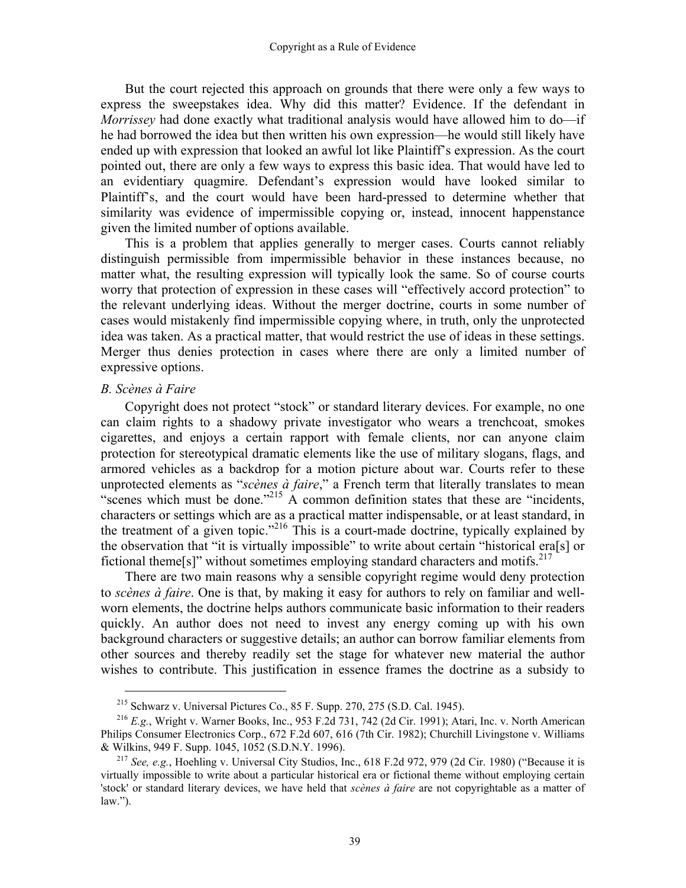But the court rejected this approach on grounds that there were only a few ways to express the sweepstakes idea. Why did this matter? Evidence. If the defendant in *Morrissey* had done exactly what traditional analysis would have allowed him to do—if he had borrowed the idea but then written his own expression—he would still likely have ended up with expression that looked an awful lot like Plaintiff's expression. As the court pointed out, there are only a few ways to express this basic idea. That would have led to an evidentiary quagmire. Defendant's expression would have looked similar to Plaintiff's, and the court would have been hard-pressed to determine whether that similarity was evidence of impermissible copying or, instead, innocent happenstance given the limited number of options available.

This is a problem that applies generally to merger cases. Courts cannot reliably distinguish permissible from impermissible behavior in these instances because, no matter what, the resulting expression will typically look the same. So of course courts worry that protection of expression in these cases will "effectively accord protection" to the relevant underlying ideas. Without the merger doctrine, courts in some number of cases would mistakenly find impermissible copying where, in truth, only the unprotected idea was taken. As a practical matter, that would restrict the use of ideas in these settings. Merger thus denies protection in cases where there are only a limited number of expressive options.

### *B. Scènes à Faire*

Copyright does not protect "stock" or standard literary devices. For example, no one can claim rights to a shadowy private investigator who wears a trenchcoat, smokes cigarettes, and enjoys a certain rapport with female clients, nor can anyone claim protection for stereotypical dramatic elements like the use of military slogans, flags, and armored vehicles as a backdrop for a motion picture about war. Courts refer to these unprotected elements as "*scènes à faire*," a French term that literally translates to mean "scenes which must be done."[215] A common definition states that these are "incidents, characters or settings which are as a practical matter indispensable, or at least standard, in the treatment of a given topic."[216] This is a court-made doctrine, typically explained by the observation that "it is virtually impossible" to write about certain "historical era[s] or fictional theme[s]" without sometimes employing standard characters and motifs.[217]

There are two main reasons why a sensible copyright regime would deny protection to *scènes à faire*. One is that, by making it easy for authors to rely on familiar and well-worn elements, the doctrine helps authors communicate basic information to their readers quickly. An author does not need to invest any energy coming up with his own background characters or suggestive details; an author can borrow familiar elements from other sources and thereby readily set the stage for whatever new material the author wishes to contribute. This justification in essence frames the doctrine as a subsidy to

---

[215] Schwarz v. Universal Pictures Co., 85 F. Supp. 270, 275 (S.D. Cal. 1945).

[216] *E.g.*, Wright v. Warner Books, Inc., 953 F.2d 731, 742 (2d Cir. 1991); Atari, Inc. v. North American Philips Consumer Electronics Corp., 672 F.2d 607, 616 (7th Cir. 1982); Churchill Livingstone v. Williams & Wilkins, 949 F. Supp. 1045, 1052 (S.D.N.Y. 1996).

[217] *See, e.g.*, Hoehling v. Universal City Studios, Inc., 618 F.2d 972, 979 (2d Cir. 1980) ("Because it is virtually impossible to write about a particular historical era or fictional theme without employing certain 'stock' or standard literary devices, we have held that *scènes à faire* are not copyrightable as a matter of law.").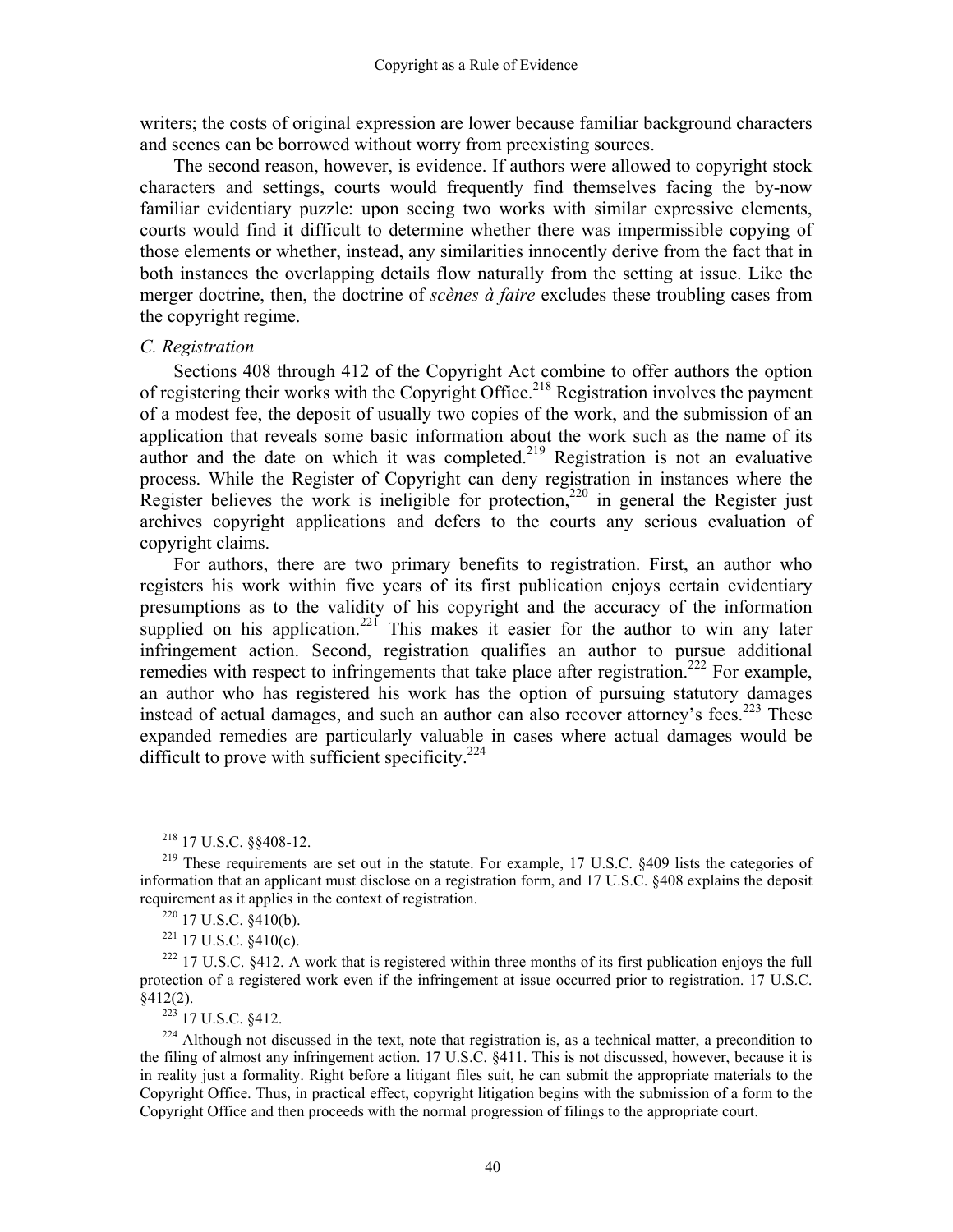writers; the costs of original expression are lower because familiar background characters and scenes can be borrowed without worry from preexisting sources.

The second reason, however, is evidence. If authors were allowed to copyright stock characters and settings, courts would frequently find themselves facing the by-now familiar evidentiary puzzle: upon seeing two works with similar expressive elements, courts would find it difficult to determine whether there was impermissible copying of those elements or whether, instead, any similarities innocently derive from the fact that in both instances the overlapping details flow naturally from the setting at issue. Like the merger doctrine, then, the doctrine of *scènes à faire* excludes these troubling cases from the copyright regime.

### *C. Registration*

Sections 408 through 412 of the Copyright Act combine to offer authors the option of registering their works with the Copyright Office.[218] Registration involves the payment of a modest fee, the deposit of usually two copies of the work, and the submission of an application that reveals some basic information about the work such as the name of its author and the date on which it was completed.[219] Registration is not an evaluative process. While the Register of Copyright can deny registration in instances where the Register believes the work is ineligible for protection,[220] in general the Register just archives copyright applications and defers to the courts any serious evaluation of copyright claims.

For authors, there are two primary benefits to registration. First, an author who registers his work within five years of its first publication enjoys certain evidentiary presumptions as to the validity of his copyright and the accuracy of the information supplied on his application.[221] This makes it easier for the author to win any later infringement action. Second, registration qualifies an author to pursue additional remedies with respect to infringements that take place after registration.[222] For example, an author who has registered his work has the option of pursuing statutory damages instead of actual damages, and such an author can also recover attorney's fees.[223] These expanded remedies are particularly valuable in cases where actual damages would be difficult to prove with sufficient specificity.[224]

---

[218] 17 U.S.C. §§408-12.

[219] These requirements are set out in the statute. For example, 17 U.S.C. §409 lists the categories of information that an applicant must disclose on a registration form, and 17 U.S.C. §408 explains the deposit requirement as it applies in the context of registration.

[220] 17 U.S.C. §410(b).

[221] 17 U.S.C. §410(c).

[222] 17 U.S.C. §412. A work that is registered within three months of its first publication enjoys the full protection of a registered work even if the infringement at issue occurred prior to registration. 17 U.S.C. §412(2).

[223] 17 U.S.C. §412.

[224] Although not discussed in the text, note that registration is, as a technical matter, a precondition to the filing of almost any infringement action. 17 U.S.C. §411. This is not discussed, however, because it is in reality just a formality. Right before a litigant files suit, he can submit the appropriate materials to the Copyright Office. Thus, in practical effect, copyright litigation begins with the submission of a form to the Copyright Office and then proceeds with the normal progression of filings to the appropriate court.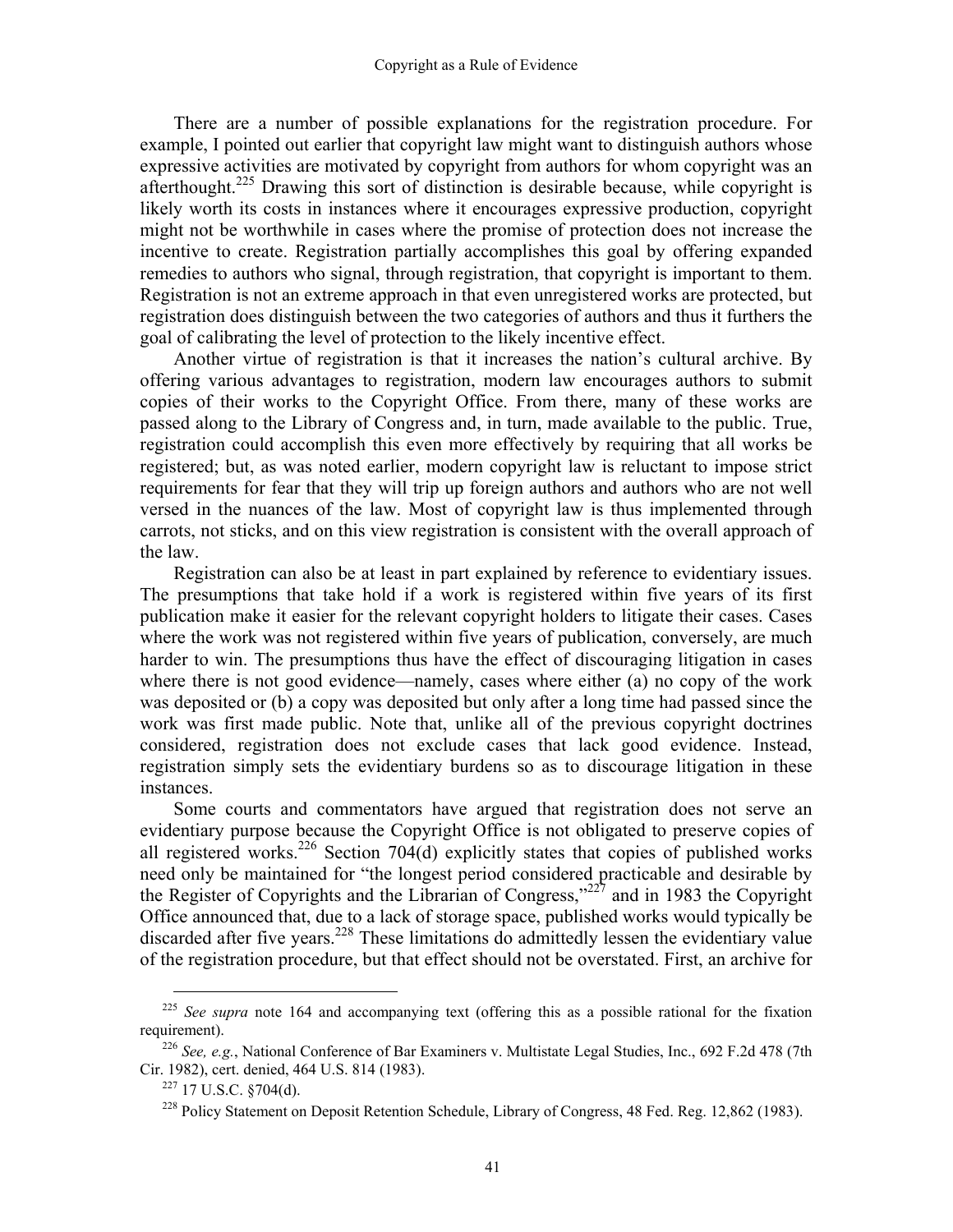There are a number of possible explanations for the registration procedure. For example, I pointed out earlier that copyright law might want to distinguish authors whose expressive activities are motivated by copyright from authors for whom copyright was an afterthought.[225] Drawing this sort of distinction is desirable because, while copyright is likely worth its costs in instances where it encourages expressive production, copyright might not be worthwhile in cases where the promise of protection does not increase the incentive to create. Registration partially accomplishes this goal by offering expanded remedies to authors who signal, through registration, that copyright is important to them. Registration is not an extreme approach in that even unregistered works are protected, but registration does distinguish between the two categories of authors and thus it furthers the goal of calibrating the level of protection to the likely incentive effect.

Another virtue of registration is that it increases the nation's cultural archive. By offering various advantages to registration, modern law encourages authors to submit copies of their works to the Copyright Office. From there, many of these works are passed along to the Library of Congress and, in turn, made available to the public. True, registration could accomplish this even more effectively by requiring that all works be registered; but, as was noted earlier, modern copyright law is reluctant to impose strict requirements for fear that they will trip up foreign authors and authors who are not well versed in the nuances of the law. Most of copyright law is thus implemented through carrots, not sticks, and on this view registration is consistent with the overall approach of the law.

Registration can also be at least in part explained by reference to evidentiary issues. The presumptions that take hold if a work is registered within five years of its first publication make it easier for the relevant copyright holders to litigate their cases. Cases where the work was not registered within five years of publication, conversely, are much harder to win. The presumptions thus have the effect of discouraging litigation in cases where there is not good evidence—namely, cases where either (a) no copy of the work was deposited or (b) a copy was deposited but only after a long time had passed since the work was first made public. Note that, unlike all of the previous copyright doctrines considered, registration does not exclude cases that lack good evidence. Instead, registration simply sets the evidentiary burdens so as to discourage litigation in these instances.

Some courts and commentators have argued that registration does not serve an evidentiary purpose because the Copyright Office is not obligated to preserve copies of all registered works.[226] Section 704(d) explicitly states that copies of published works need only be maintained for "the longest period considered practicable and desirable by the Register of Copyrights and the Librarian of Congress,"[227] and in 1983 the Copyright Office announced that, due to a lack of storage space, published works would typically be discarded after five years.[228] These limitations do admittedly lessen the evidentiary value of the registration procedure, but that effect should not be overstated. First, an archive for

---

[225] *See supra* note 164 and accompanying text (offering this as a possible rational for the fixation requirement).

[226] *See, e.g.*, National Conference of Bar Examiners v. Multistate Legal Studies, Inc., 692 F.2d 478 (7th Cir. 1982), cert. denied, 464 U.S. 814 (1983).

[227] 17 U.S.C. §704(d).

[228] Policy Statement on Deposit Retention Schedule, Library of Congress, 48 Fed. Reg. 12,862 (1983).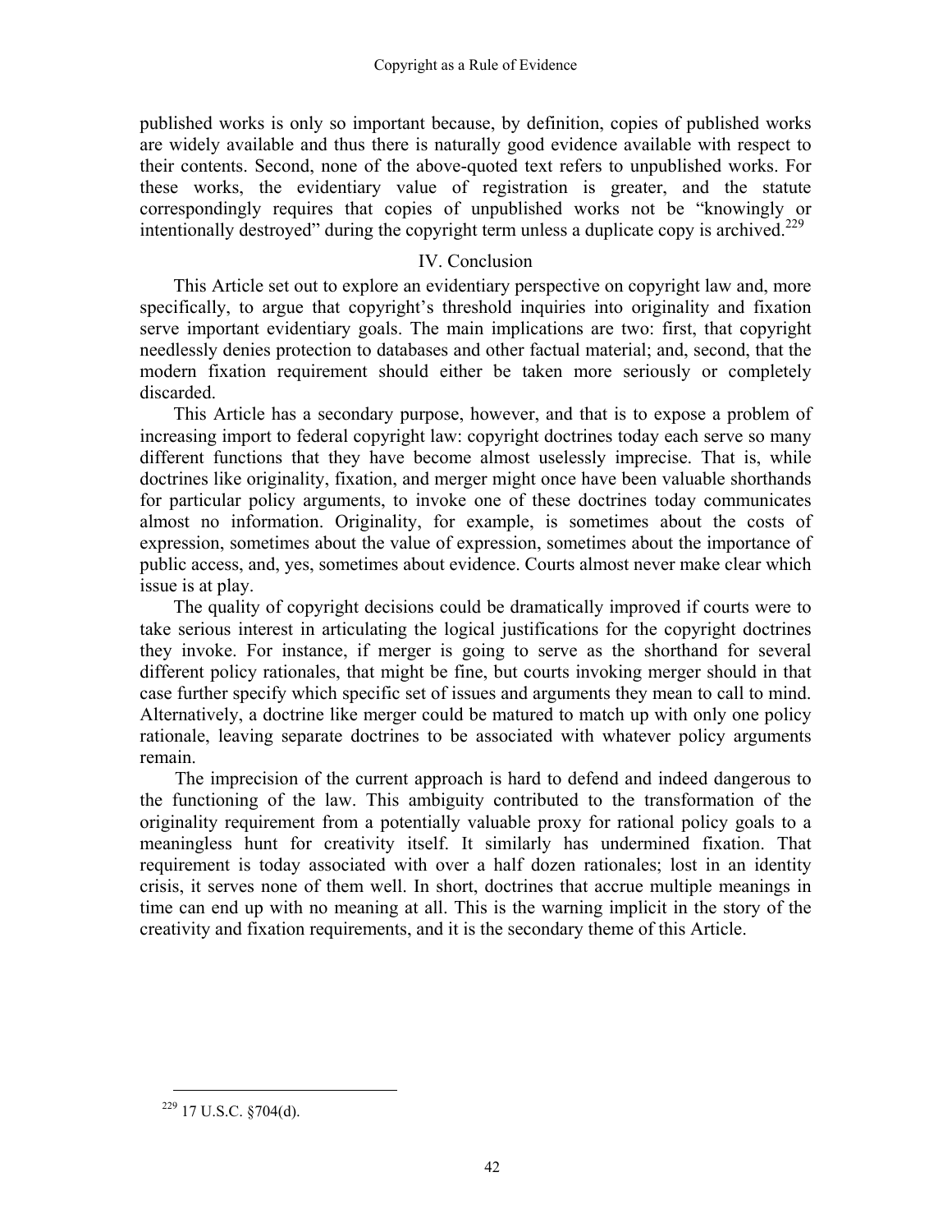published works is only so important because, by definition, copies of published works are widely available and thus there is naturally good evidence available with respect to their contents. Second, none of the above-quoted text refers to unpublished works. For these works, the evidentiary value of registration is greater, and the statute correspondingly requires that copies of unpublished works not be "knowingly or intentionally destroyed" during the copyright term unless a duplicate copy is archived.[229]

## IV. Conclusion

This Article set out to explore an evidentiary perspective on copyright law and, more specifically, to argue that copyright's threshold inquiries into originality and fixation serve important evidentiary goals. The main implications are two: first, that copyright needlessly denies protection to databases and other factual material; and, second, that the modern fixation requirement should either be taken more seriously or completely discarded.

This Article has a secondary purpose, however, and that is to expose a problem of increasing import to federal copyright law: copyright doctrines today each serve so many different functions that they have become almost uselessly imprecise. That is, while doctrines like originality, fixation, and merger might once have been valuable shorthands for particular policy arguments, to invoke one of these doctrines today communicates almost no information. Originality, for example, is sometimes about the costs of expression, sometimes about the value of expression, sometimes about the importance of public access, and, yes, sometimes about evidence. Courts almost never make clear which issue is at play.

The quality of copyright decisions could be dramatically improved if courts were to take serious interest in articulating the logical justifications for the copyright doctrines they invoke. For instance, if merger is going to serve as the shorthand for several different policy rationales, that might be fine, but courts invoking merger should in that case further specify which specific set of issues and arguments they mean to call to mind. Alternatively, a doctrine like merger could be matured to match up with only one policy rationale, leaving separate doctrines to be associated with whatever policy arguments remain.

The imprecision of the current approach is hard to defend and indeed dangerous to the functioning of the law. This ambiguity contributed to the transformation of the originality requirement from a potentially valuable proxy for rational policy goals to a meaningless hunt for creativity itself. It similarly has undermined fixation. That requirement is today associated with over a half dozen rationales; lost in an identity crisis, it serves none of them well. In short, doctrines that accrue multiple meanings in time can end up with no meaning at all. This is the warning implicit in the story of the creativity and fixation requirements, and it is the secondary theme of this Article.

---

[229] 17 U.S.C. §704(d).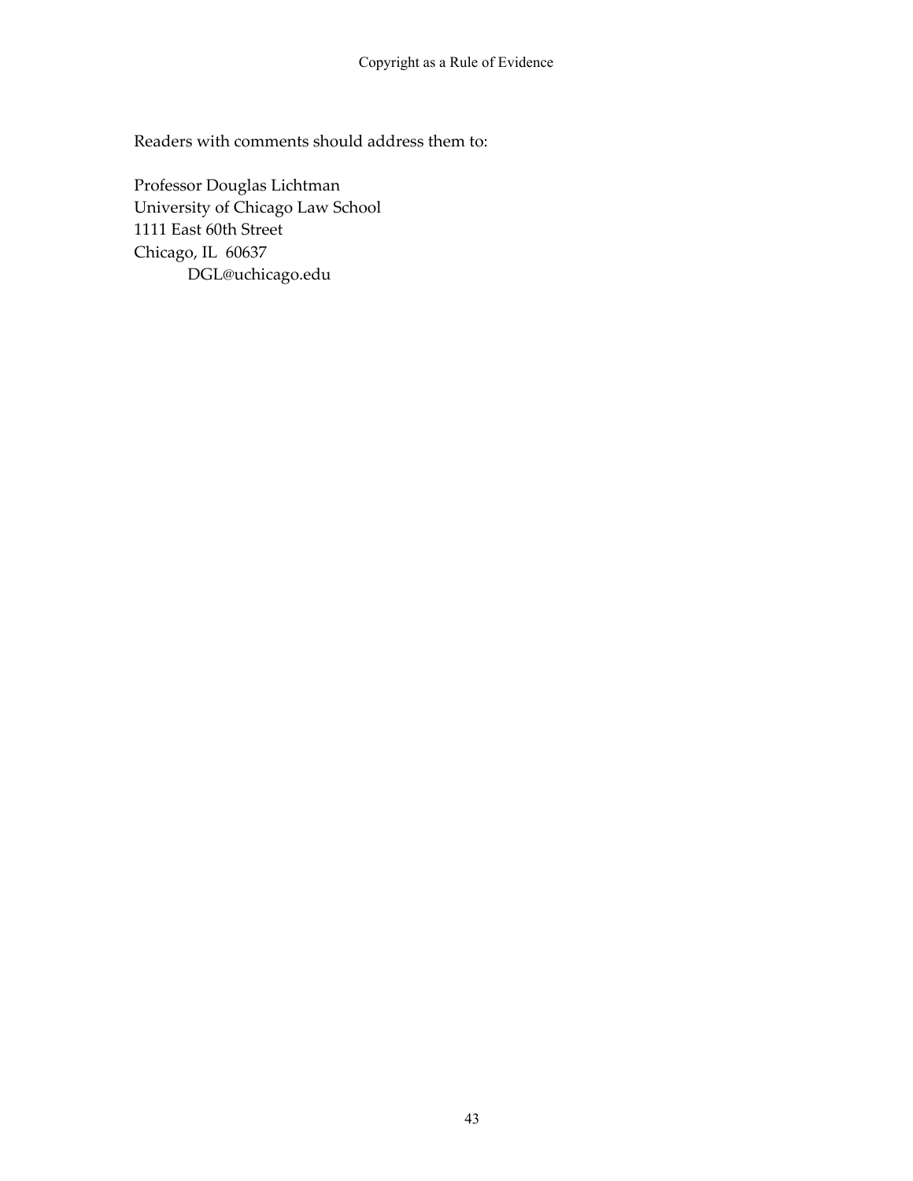Readers with comments should address them to:

Professor Douglas Lichtman
University of Chicago Law School
1111 East 60th Street
Chicago, IL 60637
DGL@uchicago.edu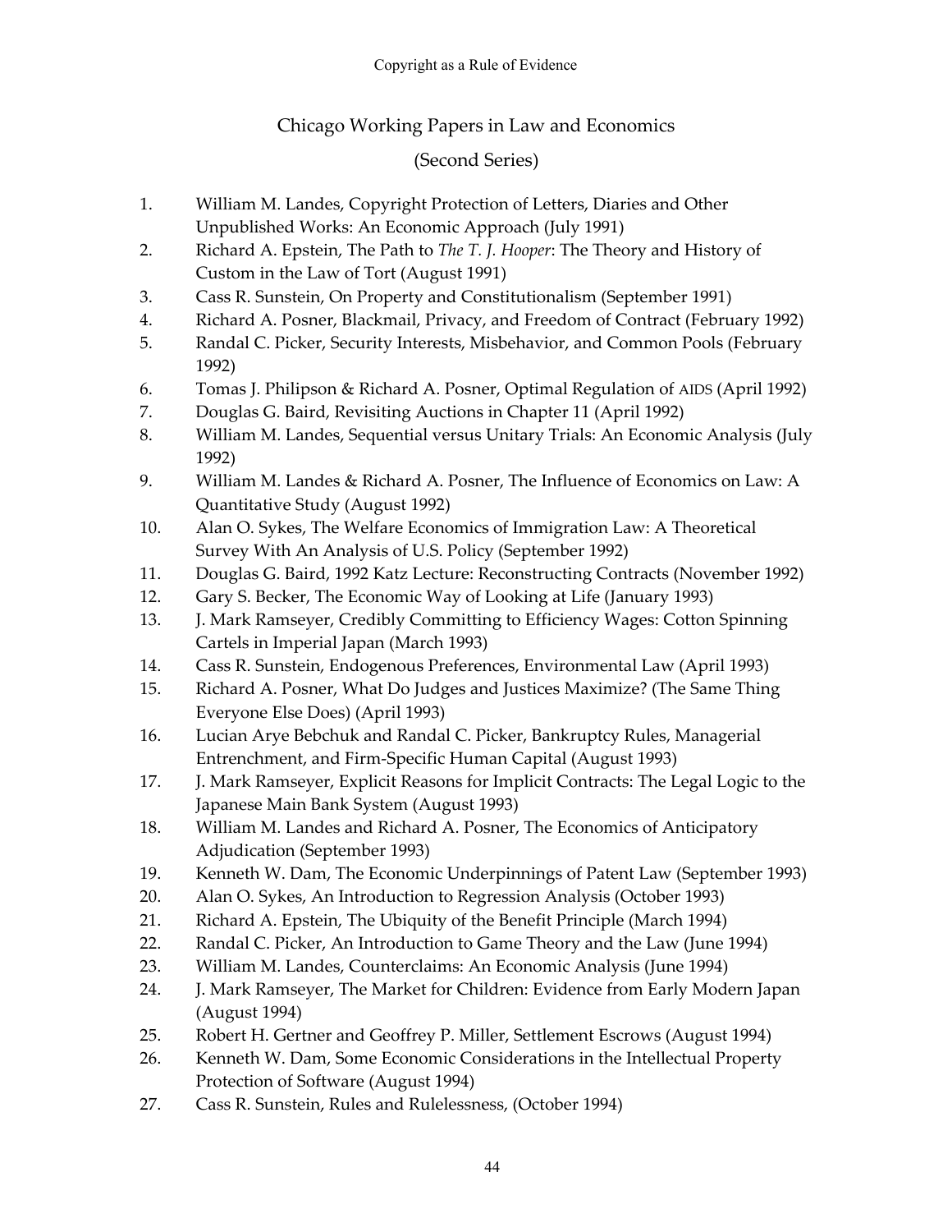## Chicago Working Papers in Law and Economics

### (Second Series)

1. William M. Landes, Copyright Protection of Letters, Diaries and Other Unpublished Works: An Economic Approach (July 1991)
2. Richard A. Epstein, The Path to *The T. J. Hooper*: The Theory and History of Custom in the Law of Tort (August 1991)
3. Cass R. Sunstein, On Property and Constitutionalism (September 1991)
4. Richard A. Posner, Blackmail, Privacy, and Freedom of Contract (February 1992)
5. Randal C. Picker, Security Interests, Misbehavior, and Common Pools (February 1992)
6. Tomas J. Philipson & Richard A. Posner, Optimal Regulation of AIDS (April 1992)
7. Douglas G. Baird, Revisiting Auctions in Chapter 11 (April 1992)
8. William M. Landes, Sequential versus Unitary Trials: An Economic Analysis (July 1992)
9. William M. Landes & Richard A. Posner, The Influence of Economics on Law: A Quantitative Study (August 1992)
10. Alan O. Sykes, The Welfare Economics of Immigration Law: A Theoretical Survey With An Analysis of U.S. Policy (September 1992)
11. Douglas G. Baird, 1992 Katz Lecture: Reconstructing Contracts (November 1992)
12. Gary S. Becker, The Economic Way of Looking at Life (January 1993)
13. J. Mark Ramseyer, Credibly Committing to Efficiency Wages: Cotton Spinning Cartels in Imperial Japan (March 1993)
14. Cass R. Sunstein, Endogenous Preferences, Environmental Law (April 1993)
15. Richard A. Posner, What Do Judges and Justices Maximize? (The Same Thing Everyone Else Does) (April 1993)
16. Lucian Arye Bebchuk and Randal C. Picker, Bankruptcy Rules, Managerial Entrenchment, and Firm-Specific Human Capital (August 1993)
17. J. Mark Ramseyer, Explicit Reasons for Implicit Contracts: The Legal Logic to the Japanese Main Bank System (August 1993)
18. William M. Landes and Richard A. Posner, The Economics of Anticipatory Adjudication (September 1993)
19. Kenneth W. Dam, The Economic Underpinnings of Patent Law (September 1993)
20. Alan O. Sykes, An Introduction to Regression Analysis (October 1993)
21. Richard A. Epstein, The Ubiquity of the Benefit Principle (March 1994)
22. Randal C. Picker, An Introduction to Game Theory and the Law (June 1994)
23. William M. Landes, Counterclaims: An Economic Analysis (June 1994)
24. J. Mark Ramseyer, The Market for Children: Evidence from Early Modern Japan (August 1994)
25. Robert H. Gertner and Geoffrey P. Miller, Settlement Escrows (August 1994)
26. Kenneth W. Dam, Some Economic Considerations in the Intellectual Property Protection of Software (August 1994)
27. Cass R. Sunstein, Rules and Rulelessness, (October 1994)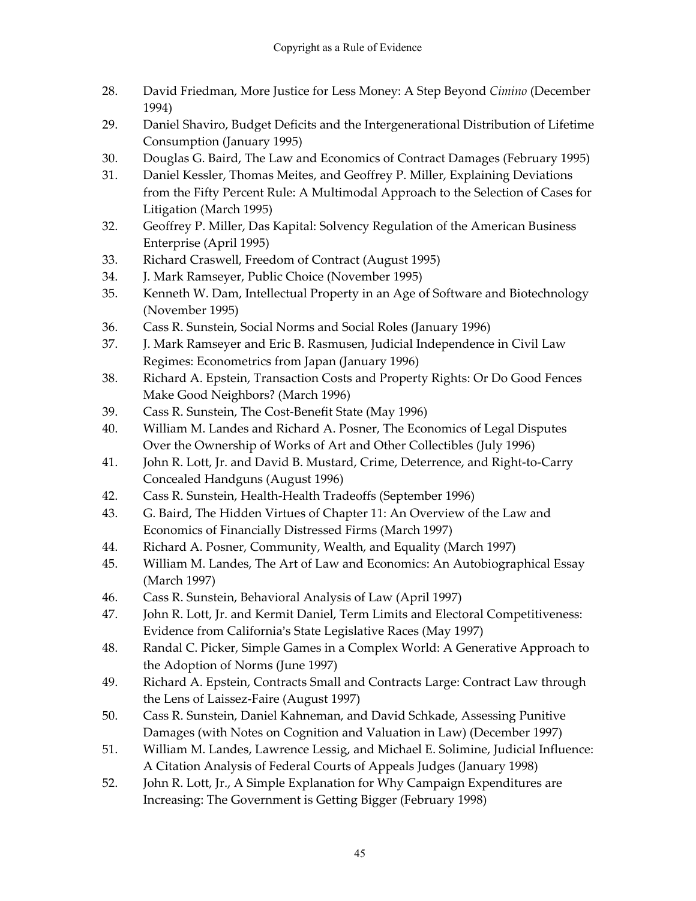28. David Friedman, More Justice for Less Money: A Step Beyond *Cimino* (December 1994)
29. Daniel Shaviro, Budget Deficits and the Intergenerational Distribution of Lifetime Consumption (January 1995)
30. Douglas G. Baird, The Law and Economics of Contract Damages (February 1995)
31. Daniel Kessler, Thomas Meites, and Geoffrey P. Miller, Explaining Deviations from the Fifty Percent Rule: A Multimodal Approach to the Selection of Cases for Litigation (March 1995)
32. Geoffrey P. Miller, Das Kapital: Solvency Regulation of the American Business Enterprise (April 1995)
33. Richard Craswell, Freedom of Contract (August 1995)
34. J. Mark Ramseyer, Public Choice (November 1995)
35. Kenneth W. Dam, Intellectual Property in an Age of Software and Biotechnology (November 1995)
36. Cass R. Sunstein, Social Norms and Social Roles (January 1996)
37. J. Mark Ramseyer and Eric B. Rasmusen, Judicial Independence in Civil Law Regimes: Econometrics from Japan (January 1996)
38. Richard A. Epstein, Transaction Costs and Property Rights: Or Do Good Fences Make Good Neighbors? (March 1996)
39. Cass R. Sunstein, The Cost-Benefit State (May 1996)
40. William M. Landes and Richard A. Posner, The Economics of Legal Disputes Over the Ownership of Works of Art and Other Collectibles (July 1996)
41. John R. Lott, Jr. and David B. Mustard, Crime, Deterrence, and Right-to-Carry Concealed Handguns (August 1996)
42. Cass R. Sunstein, Health-Health Tradeoffs (September 1996)
43. G. Baird, The Hidden Virtues of Chapter 11: An Overview of the Law and Economics of Financially Distressed Firms (March 1997)
44. Richard A. Posner, Community, Wealth, and Equality (March 1997)
45. William M. Landes, The Art of Law and Economics: An Autobiographical Essay (March 1997)
46. Cass R. Sunstein, Behavioral Analysis of Law (April 1997)
47. John R. Lott, Jr. and Kermit Daniel, Term Limits and Electoral Competitiveness: Evidence from California's State Legislative Races (May 1997)
48. Randal C. Picker, Simple Games in a Complex World: A Generative Approach to the Adoption of Norms (June 1997)
49. Richard A. Epstein, Contracts Small and Contracts Large: Contract Law through the Lens of Laissez-Faire (August 1997)
50. Cass R. Sunstein, Daniel Kahneman, and David Schkade, Assessing Punitive Damages (with Notes on Cognition and Valuation in Law) (December 1997)
51. William M. Landes, Lawrence Lessig, and Michael E. Solimine, Judicial Influence: A Citation Analysis of Federal Courts of Appeals Judges (January 1998)
52. John R. Lott, Jr., A Simple Explanation for Why Campaign Expenditures are Increasing: The Government is Getting Bigger (February 1998)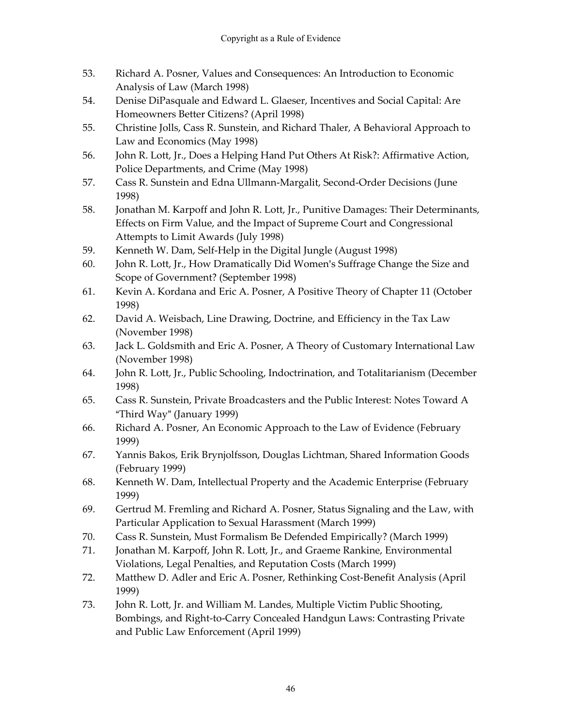53. Richard A. Posner, Values and Consequences: An Introduction to Economic Analysis of Law (March 1998)
54. Denise DiPasquale and Edward L. Glaeser, Incentives and Social Capital: Are Homeowners Better Citizens? (April 1998)
55. Christine Jolls, Cass R. Sunstein, and Richard Thaler, A Behavioral Approach to Law and Economics (May 1998)
56. John R. Lott, Jr., Does a Helping Hand Put Others At Risk?: Affirmative Action, Police Departments, and Crime (May 1998)
57. Cass R. Sunstein and Edna Ullmann-Margalit, Second-Order Decisions (June 1998)
58. Jonathan M. Karpoff and John R. Lott, Jr., Punitive Damages: Their Determinants, Effects on Firm Value, and the Impact of Supreme Court and Congressional Attempts to Limit Awards (July 1998)
59. Kenneth W. Dam, Self-Help in the Digital Jungle (August 1998)
60. John R. Lott, Jr., How Dramatically Did Women's Suffrage Change the Size and Scope of Government? (September 1998)
61. Kevin A. Kordana and Eric A. Posner, A Positive Theory of Chapter 11 (October 1998)
62. David A. Weisbach, Line Drawing, Doctrine, and Efficiency in the Tax Law (November 1998)
63. Jack L. Goldsmith and Eric A. Posner, A Theory of Customary International Law (November 1998)
64. John R. Lott, Jr., Public Schooling, Indoctrination, and Totalitarianism (December 1998)
65. Cass R. Sunstein, Private Broadcasters and the Public Interest: Notes Toward A "Third Way" (January 1999)
66. Richard A. Posner, An Economic Approach to the Law of Evidence (February 1999)
67. Yannis Bakos, Erik Brynjolfsson, Douglas Lichtman, Shared Information Goods (February 1999)
68. Kenneth W. Dam, Intellectual Property and the Academic Enterprise (February 1999)
69. Gertrud M. Fremling and Richard A. Posner, Status Signaling and the Law, with Particular Application to Sexual Harassment (March 1999)
70. Cass R. Sunstein, Must Formalism Be Defended Empirically? (March 1999)
71. Jonathan M. Karpoff, John R. Lott, Jr., and Graeme Rankine, Environmental Violations, Legal Penalties, and Reputation Costs (March 1999)
72. Matthew D. Adler and Eric A. Posner, Rethinking Cost-Benefit Analysis (April 1999)
73. John R. Lott, Jr. and William M. Landes, Multiple Victim Public Shooting, Bombings, and Right-to-Carry Concealed Handgun Laws: Contrasting Private and Public Law Enforcement (April 1999)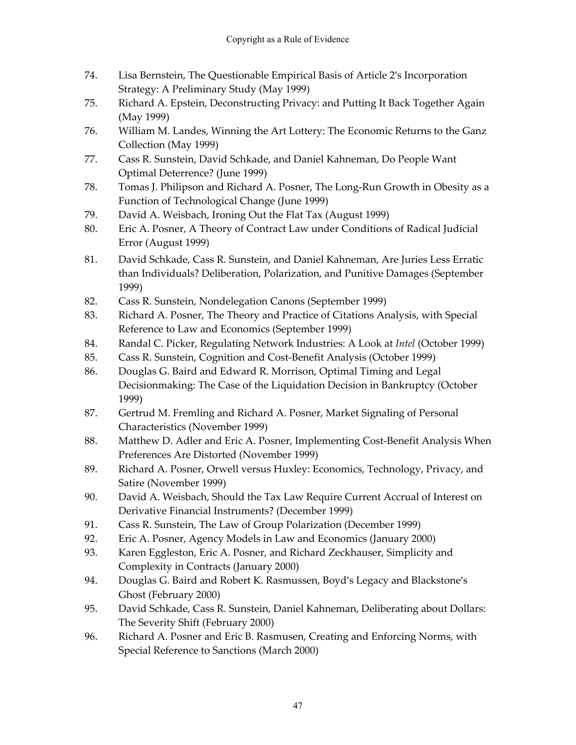74. Lisa Bernstein, The Questionable Empirical Basis of Article 2's Incorporation Strategy: A Preliminary Study (May 1999)
75. Richard A. Epstein, Deconstructing Privacy: and Putting It Back Together Again (May 1999)
76. William M. Landes, Winning the Art Lottery: The Economic Returns to the Ganz Collection (May 1999)
77. Cass R. Sunstein, David Schkade, and Daniel Kahneman, Do People Want Optimal Deterrence? (June 1999)
78. Tomas J. Philipson and Richard A. Posner, The Long-Run Growth in Obesity as a Function of Technological Change (June 1999)
79. David A. Weisbach, Ironing Out the Flat Tax (August 1999)
80. Eric A. Posner, A Theory of Contract Law under Conditions of Radical Judicial Error (August 1999)
81. David Schkade, Cass R. Sunstein, and Daniel Kahneman, Are Juries Less Erratic than Individuals? Deliberation, Polarization, and Punitive Damages (September 1999)
82. Cass R. Sunstein, Nondelegation Canons (September 1999)
83. Richard A. Posner, The Theory and Practice of Citations Analysis, with Special Reference to Law and Economics (September 1999)
84. Randal C. Picker, Regulating Network Industries: A Look at *Intel* (October 1999)
85. Cass R. Sunstein, Cognition and Cost-Benefit Analysis (October 1999)
86. Douglas G. Baird and Edward R. Morrison, Optimal Timing and Legal Decisionmaking: The Case of the Liquidation Decision in Bankruptcy (October 1999)
87. Gertrud M. Fremling and Richard A. Posner, Market Signaling of Personal Characteristics (November 1999)
88. Matthew D. Adler and Eric A. Posner, Implementing Cost-Benefit Analysis When Preferences Are Distorted (November 1999)
89. Richard A. Posner, Orwell versus Huxley: Economics, Technology, Privacy, and Satire (November 1999)
90. David A. Weisbach, Should the Tax Law Require Current Accrual of Interest on Derivative Financial Instruments? (December 1999)
91. Cass R. Sunstein, The Law of Group Polarization (December 1999)
92. Eric A. Posner, Agency Models in Law and Economics (January 2000)
93. Karen Eggleston, Eric A. Posner, and Richard Zeckhauser, Simplicity and Complexity in Contracts (January 2000)
94. Douglas G. Baird and Robert K. Rasmussen, Boyd's Legacy and Blackstone's Ghost (February 2000)
95. David Schkade, Cass R. Sunstein, Daniel Kahneman, Deliberating about Dollars: The Severity Shift (February 2000)
96. Richard A. Posner and Eric B. Rasmusen, Creating and Enforcing Norms, with Special Reference to Sanctions (March 2000)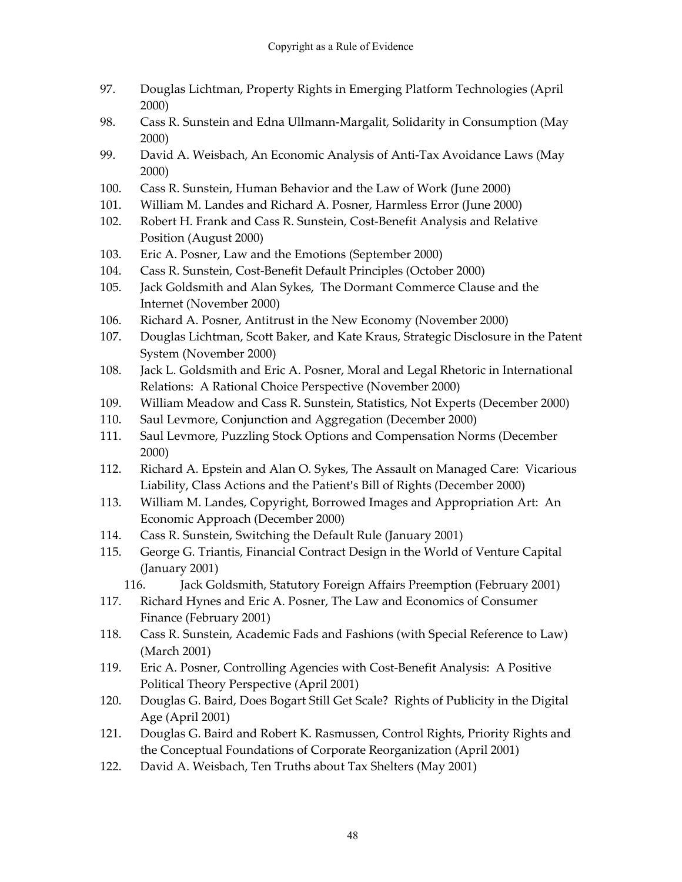97. Douglas Lichtman, Property Rights in Emerging Platform Technologies (April 2000)
98. Cass R. Sunstein and Edna Ullmann-Margalit, Solidarity in Consumption (May 2000)
99. David A. Weisbach, An Economic Analysis of Anti-Tax Avoidance Laws (May 2000)
100. Cass R. Sunstein, Human Behavior and the Law of Work (June 2000)
101. William M. Landes and Richard A. Posner, Harmless Error (June 2000)
102. Robert H. Frank and Cass R. Sunstein, Cost-Benefit Analysis and Relative Position (August 2000)
103. Eric A. Posner, Law and the Emotions (September 2000)
104. Cass R. Sunstein, Cost-Benefit Default Principles (October 2000)
105. Jack Goldsmith and Alan Sykes, The Dormant Commerce Clause and the Internet (November 2000)
106. Richard A. Posner, Antitrust in the New Economy (November 2000)
107. Douglas Lichtman, Scott Baker, and Kate Kraus, Strategic Disclosure in the Patent System (November 2000)
108. Jack L. Goldsmith and Eric A. Posner, Moral and Legal Rhetoric in International Relations: A Rational Choice Perspective (November 2000)
109. William Meadow and Cass R. Sunstein, Statistics, Not Experts (December 2000)
110. Saul Levmore, Conjunction and Aggregation (December 2000)
111. Saul Levmore, Puzzling Stock Options and Compensation Norms (December 2000)
112. Richard A. Epstein and Alan O. Sykes, The Assault on Managed Care: Vicarious Liability, Class Actions and the Patient's Bill of Rights (December 2000)
113. William M. Landes, Copyright, Borrowed Images and Appropriation Art: An Economic Approach (December 2000)
114. Cass R. Sunstein, Switching the Default Rule (January 2001)
115. George G. Triantis, Financial Contract Design in the World of Venture Capital (January 2001)
116. Jack Goldsmith, Statutory Foreign Affairs Preemption (February 2001)
117. Richard Hynes and Eric A. Posner, The Law and Economics of Consumer Finance (February 2001)
118. Cass R. Sunstein, Academic Fads and Fashions (with Special Reference to Law) (March 2001)
119. Eric A. Posner, Controlling Agencies with Cost-Benefit Analysis: A Positive Political Theory Perspective (April 2001)
120. Douglas G. Baird, Does Bogart Still Get Scale? Rights of Publicity in the Digital Age (April 2001)
121. Douglas G. Baird and Robert K. Rasmussen, Control Rights, Priority Rights and the Conceptual Foundations of Corporate Reorganization (April 2001)
122. David A. Weisbach, Ten Truths about Tax Shelters (May 2001)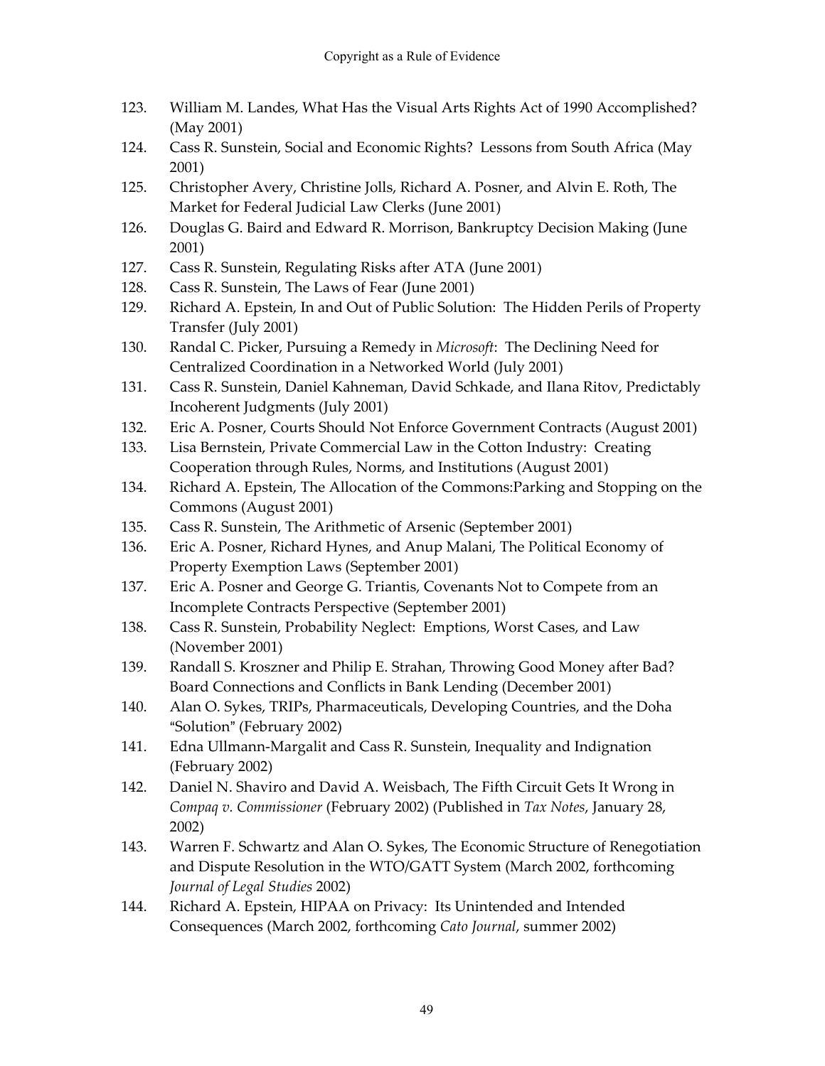123. William M. Landes, What Has the Visual Arts Rights Act of 1990 Accomplished? (May 2001)
124. Cass R. Sunstein, Social and Economic Rights? Lessons from South Africa (May 2001)
125. Christopher Avery, Christine Jolls, Richard A. Posner, and Alvin E. Roth, The Market for Federal Judicial Law Clerks (June 2001)
126. Douglas G. Baird and Edward R. Morrison, Bankruptcy Decision Making (June 2001)
127. Cass R. Sunstein, Regulating Risks after ATA (June 2001)
128. Cass R. Sunstein, The Laws of Fear (June 2001)
129. Richard A. Epstein, In and Out of Public Solution: The Hidden Perils of Property Transfer (July 2001)
130. Randal C. Picker, Pursuing a Remedy in *Microsoft*: The Declining Need for Centralized Coordination in a Networked World (July 2001)
131. Cass R. Sunstein, Daniel Kahneman, David Schkade, and Ilana Ritov, Predictably Incoherent Judgments (July 2001)
132. Eric A. Posner, Courts Should Not Enforce Government Contracts (August 2001)
133. Lisa Bernstein, Private Commercial Law in the Cotton Industry: Creating Cooperation through Rules, Norms, and Institutions (August 2001)
134. Richard A. Epstein, The Allocation of the Commons:Parking and Stopping on the Commons (August 2001)
135. Cass R. Sunstein, The Arithmetic of Arsenic (September 2001)
136. Eric A. Posner, Richard Hynes, and Anup Malani, The Political Economy of Property Exemption Laws (September 2001)
137. Eric A. Posner and George G. Triantis, Covenants Not to Compete from an Incomplete Contracts Perspective (September 2001)
138. Cass R. Sunstein, Probability Neglect: Emptions, Worst Cases, and Law (November 2001)
139. Randall S. Kroszner and Philip E. Strahan, Throwing Good Money after Bad? Board Connections and Conflicts in Bank Lending (December 2001)
140. Alan O. Sykes, TRIPs, Pharmaceuticals, Developing Countries, and the Doha "Solution" (February 2002)
141. Edna Ullmann-Margalit and Cass R. Sunstein, Inequality and Indignation (February 2002)
142. Daniel N. Shaviro and David A. Weisbach, The Fifth Circuit Gets It Wrong in *Compaq v. Commissioner* (February 2002) (Published in *Tax Notes*, January 28, 2002)
143. Warren F. Schwartz and Alan O. Sykes, The Economic Structure of Renegotiation and Dispute Resolution in the WTO/GATT System (March 2002, forthcoming *Journal of Legal Studies* 2002)
144. Richard A. Epstein, HIPAA on Privacy: Its Unintended and Intended Consequences (March 2002, forthcoming *Cato Journal*, summer 2002)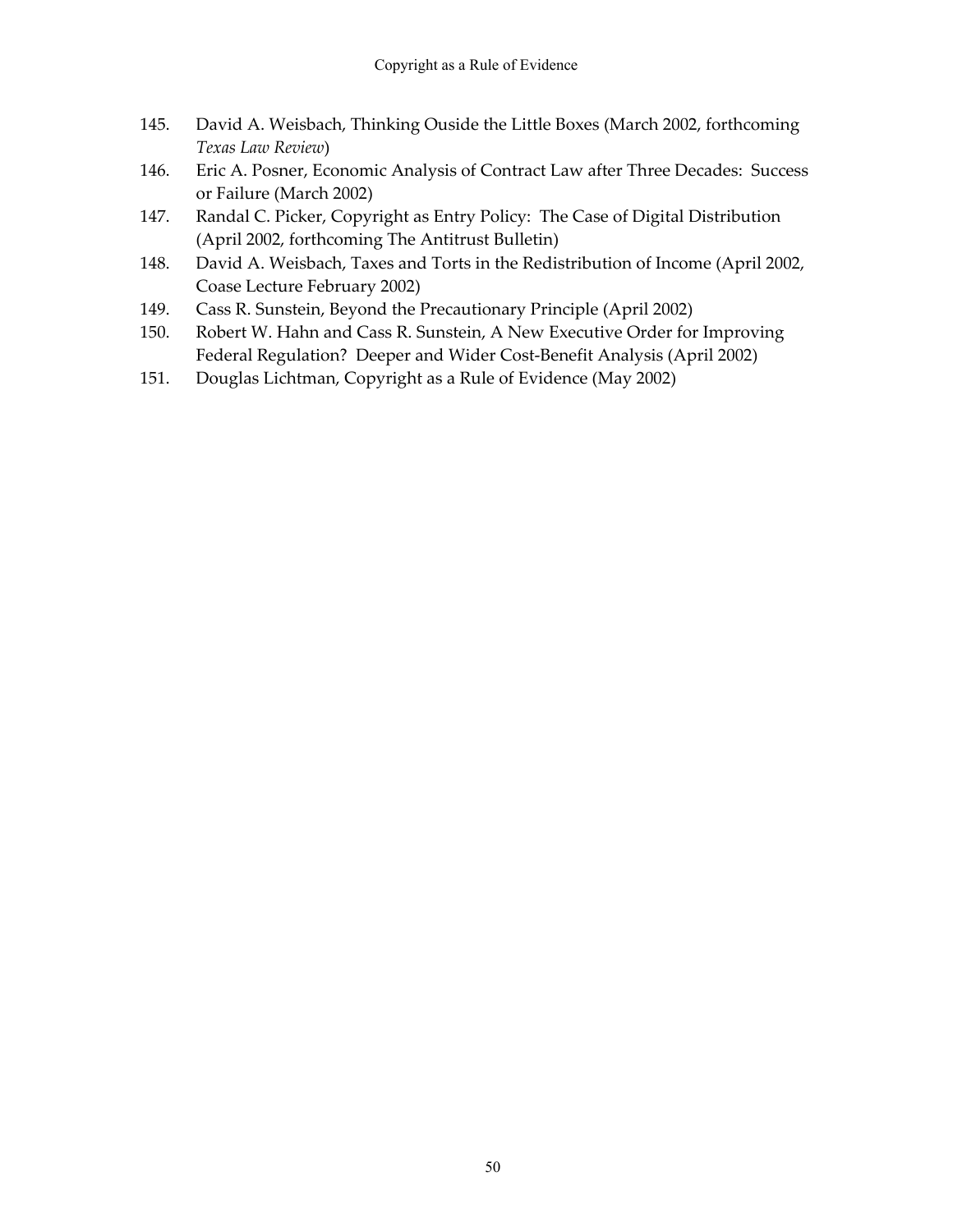145. David A. Weisbach, Thinking Ouside the Little Boxes (March 2002, forthcoming *Texas Law Review*)
146. Eric A. Posner, Economic Analysis of Contract Law after Three Decades: Success or Failure (March 2002)
147. Randal C. Picker, Copyright as Entry Policy: The Case of Digital Distribution (April 2002, forthcoming The Antitrust Bulletin)
148. David A. Weisbach, Taxes and Torts in the Redistribution of Income (April 2002, Coase Lecture February 2002)
149. Cass R. Sunstein, Beyond the Precautionary Principle (April 2002)
150. Robert W. Hahn and Cass R. Sunstein, A New Executive Order for Improving Federal Regulation? Deeper and Wider Cost-Benefit Analysis (April 2002)
151. Douglas Lichtman, Copyright as a Rule of Evidence (May 2002)